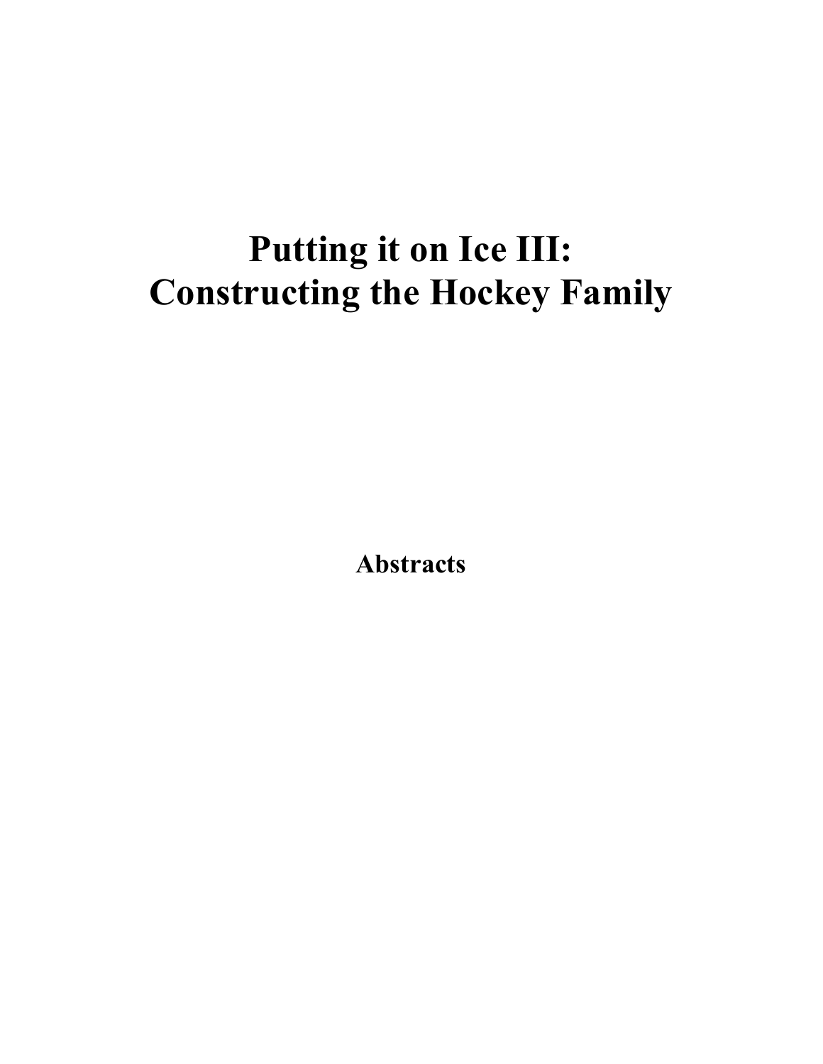# Putting it on Ice III: Constructing the Hockey Family

**Abstracts**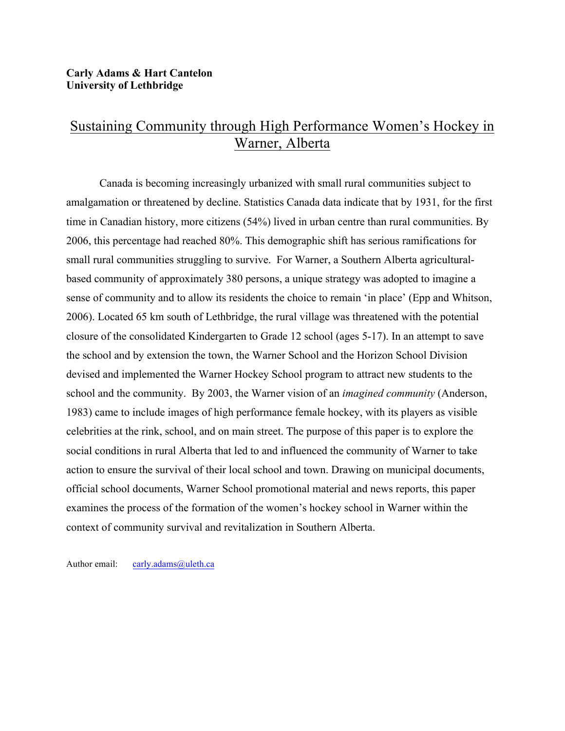**Carly Adams & Hart Cantelon**
**University of Lethbridge**

# Sustaining Community through High Performance Women's Hockey in Warner, Alberta

Canada is becoming increasingly urbanized with small rural communities subject to amalgamation or threatened by decline. Statistics Canada data indicate that by 1931, for the first time in Canadian history, more citizens (54%) lived in urban centre than rural communities. By 2006, this percentage had reached 80%. This demographic shift has serious ramifications for small rural communities struggling to survive. For Warner, a Southern Alberta agricultural-based community of approximately 380 persons, a unique strategy was adopted to imagine a sense of community and to allow its residents the choice to remain 'in place' (Epp and Whitson, 2006). Located 65 km south of Lethbridge, the rural village was threatened with the potential closure of the consolidated Kindergarten to Grade 12 school (ages 5-17). In an attempt to save the school and by extension the town, the Warner School and the Horizon School Division devised and implemented the Warner Hockey School program to attract new students to the school and the community. By 2003, the Warner vision of an *imagined community* (Anderson, 1983) came to include images of high performance female hockey, with its players as visible celebrities at the rink, school, and on main street. The purpose of this paper is to explore the social conditions in rural Alberta that led to and influenced the community of Warner to take action to ensure the survival of their local school and town. Drawing on municipal documents, official school documents, Warner School promotional material and news reports, this paper examines the process of the formation of the women's hockey school in Warner within the context of community survival and revitalization in Southern Alberta.

Author email: carly.adams@uleth.ca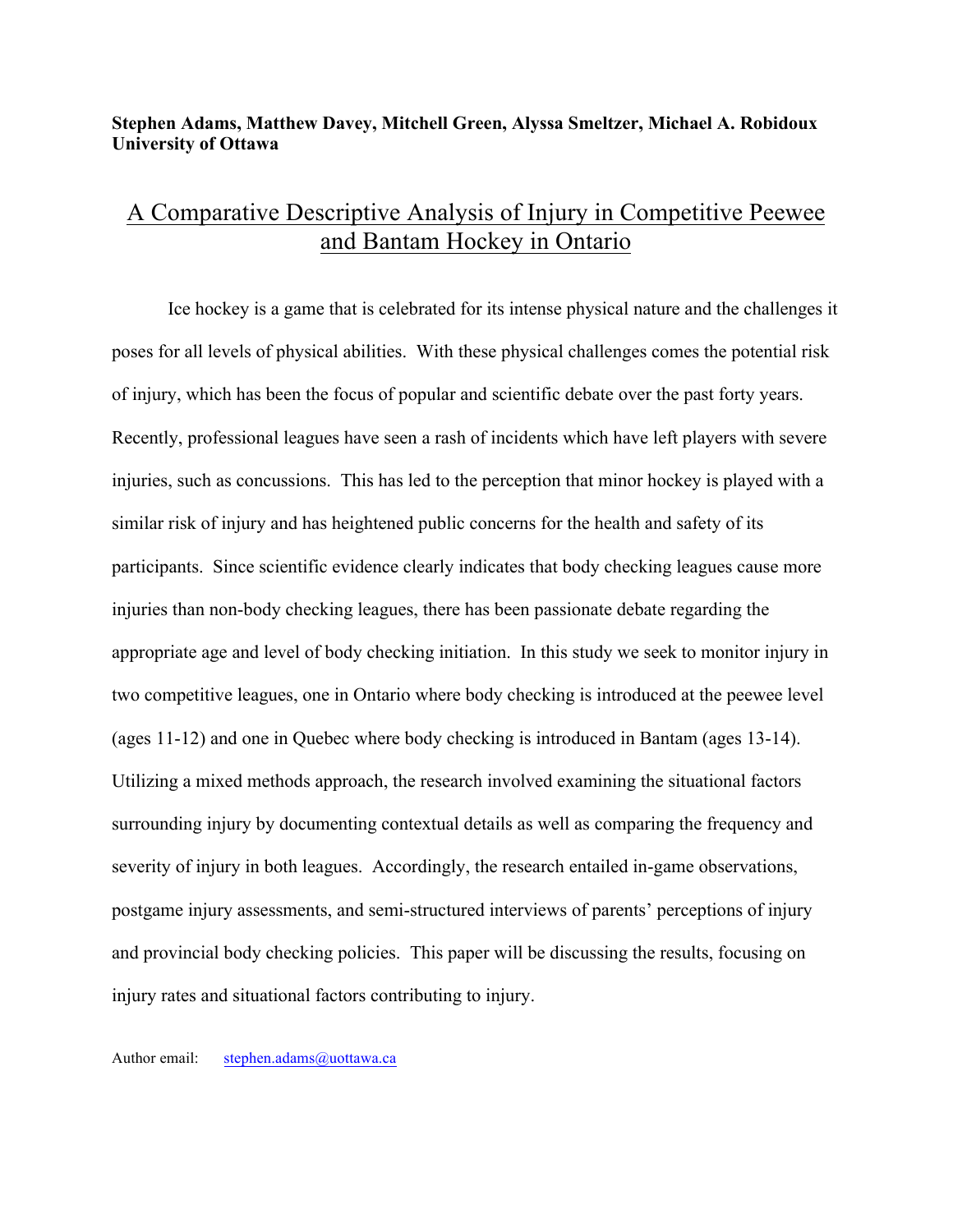**Stephen Adams, Matthew Davey, Mitchell Green, Alyssa Smeltzer, Michael A. Robidoux**
**University of Ottawa**

## A Comparative Descriptive Analysis of Injury in Competitive Peewee and Bantam Hockey in Ontario

Ice hockey is a game that is celebrated for its intense physical nature and the challenges it poses for all levels of physical abilities. With these physical challenges comes the potential risk of injury, which has been the focus of popular and scientific debate over the past forty years. Recently, professional leagues have seen a rash of incidents which have left players with severe injuries, such as concussions. This has led to the perception that minor hockey is played with a similar risk of injury and has heightened public concerns for the health and safety of its participants. Since scientific evidence clearly indicates that body checking leagues cause more injuries than non-body checking leagues, there has been passionate debate regarding the appropriate age and level of body checking initiation. In this study we seek to monitor injury in two competitive leagues, one in Ontario where body checking is introduced at the peewee level (ages 11-12) and one in Quebec where body checking is introduced in Bantam (ages 13-14). Utilizing a mixed methods approach, the research involved examining the situational factors surrounding injury by documenting contextual details as well as comparing the frequency and severity of injury in both leagues. Accordingly, the research entailed in-game observations, postgame injury assessments, and semi-structured interviews of parents' perceptions of injury and provincial body checking policies. This paper will be discussing the results, focusing on injury rates and situational factors contributing to injury.

Author email: stephen.adams@uottawa.ca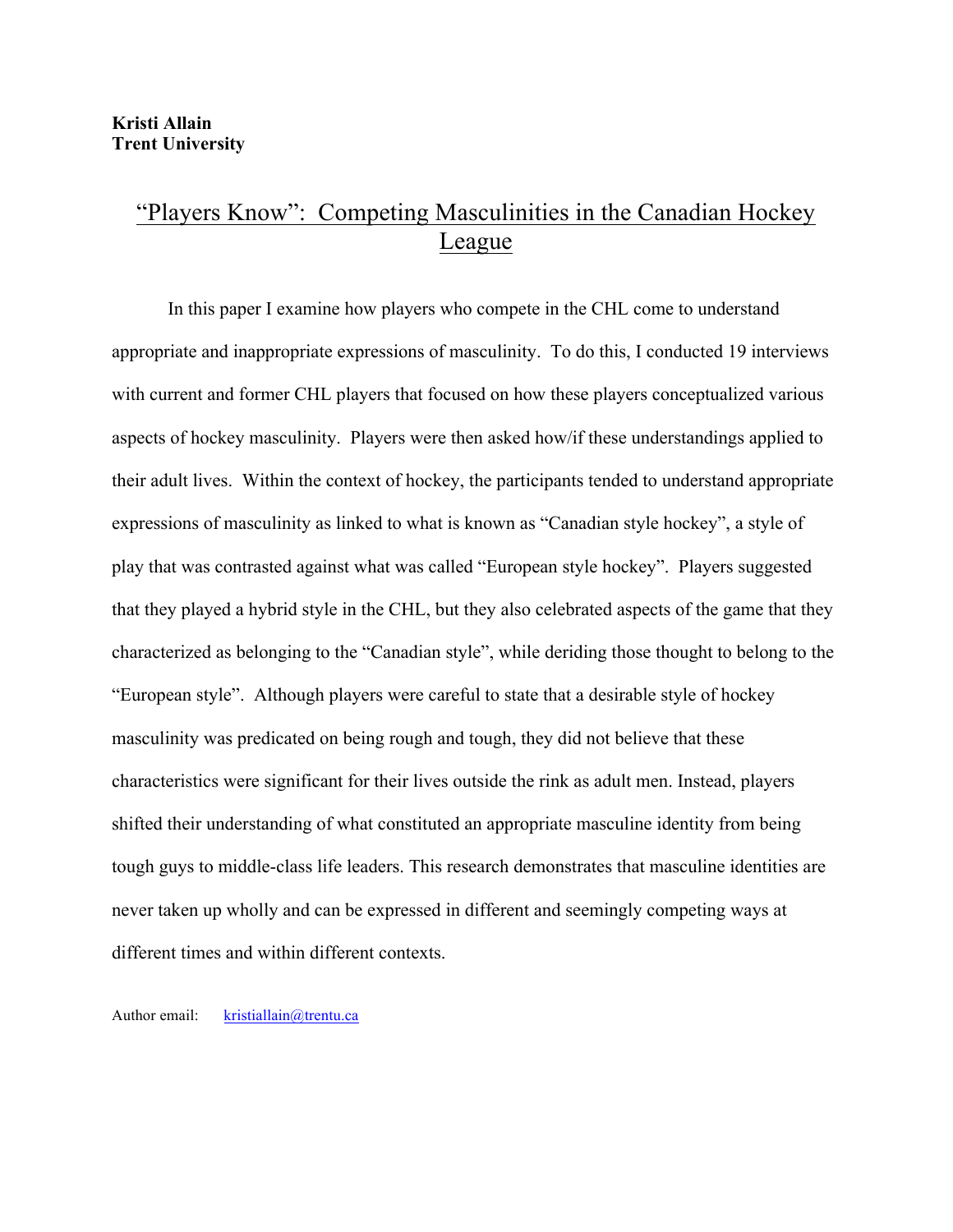**Kristi Allain**
**Trent University**

# "Players Know": Competing Masculinities in the Canadian Hockey League

In this paper I examine how players who compete in the CHL come to understand appropriate and inappropriate expressions of masculinity. To do this, I conducted 19 interviews with current and former CHL players that focused on how these players conceptualized various aspects of hockey masculinity. Players were then asked how/if these understandings applied to their adult lives. Within the context of hockey, the participants tended to understand appropriate expressions of masculinity as linked to what is known as "Canadian style hockey", a style of play that was contrasted against what was called "European style hockey". Players suggested that they played a hybrid style in the CHL, but they also celebrated aspects of the game that they characterized as belonging to the "Canadian style", while deriding those thought to belong to the "European style". Although players were careful to state that a desirable style of hockey masculinity was predicated on being rough and tough, they did not believe that these characteristics were significant for their lives outside the rink as adult men. Instead, players shifted their understanding of what constituted an appropriate masculine identity from being tough guys to middle-class life leaders. This research demonstrates that masculine identities are never taken up wholly and can be expressed in different and seemingly competing ways at different times and within different contexts.

Author email: kristiallain@trentu.ca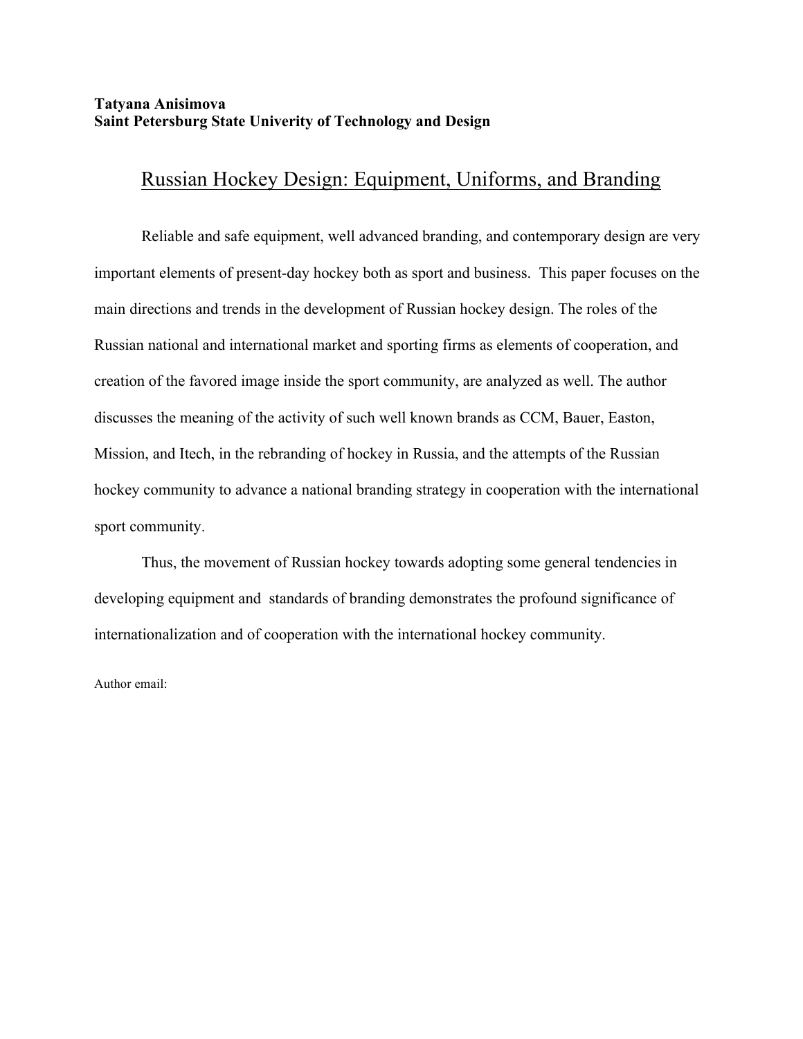**Tatyana Anisimova**
**Saint Petersburg State Univerity of Technology and Design**

## Russian Hockey Design: Equipment, Uniforms, and Branding

Reliable and safe equipment, well advanced branding, and contemporary design are very important elements of present-day hockey both as sport and business. This paper focuses on the main directions and trends in the development of Russian hockey design. The roles of the Russian national and international market and sporting firms as elements of cooperation, and creation of the favored image inside the sport community, are analyzed as well. The author discusses the meaning of the activity of such well known brands as CCM, Bauer, Easton, Mission, and Itech, in the rebranding of hockey in Russia, and the attempts of the Russian hockey community to advance a national branding strategy in cooperation with the international sport community.

Thus, the movement of Russian hockey towards adopting some general tendencies in developing equipment and standards of branding demonstrates the profound significance of internationalization and of cooperation with the international hockey community.

Author email: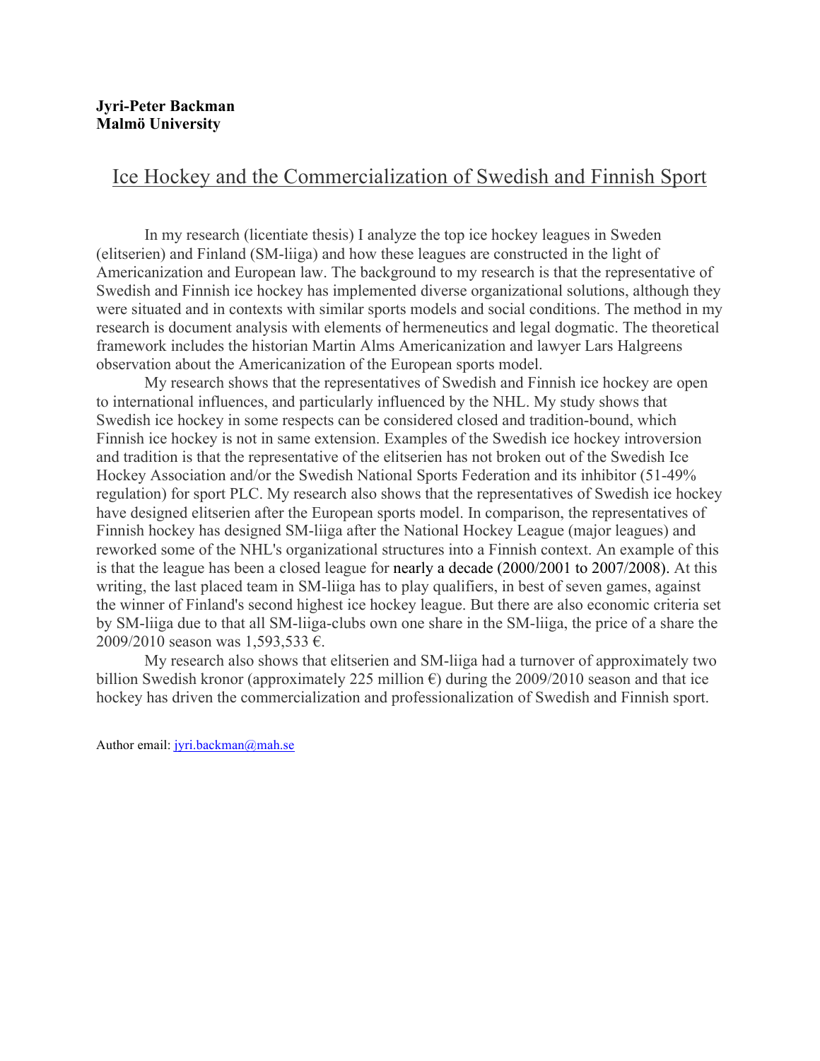**Jyri-Peter Backman**
**Malmö University**

# Ice Hockey and the Commercialization of Swedish and Finnish Sport

In my research (licentiate thesis) I analyze the top ice hockey leagues in Sweden (elitserien) and Finland (SM-liiga) and how these leagues are constructed in the light of Americanization and European law. The background to my research is that the representative of Swedish and Finnish ice hockey has implemented diverse organizational solutions, although they were situated and in contexts with similar sports models and social conditions. The method in my research is document analysis with elements of hermeneutics and legal dogmatic. The theoretical framework includes the historian Martin Alms Americanization and lawyer Lars Halgreens observation about the Americanization of the European sports model.

My research shows that the representatives of Swedish and Finnish ice hockey are open to international influences, and particularly influenced by the NHL. My study shows that Swedish ice hockey in some respects can be considered closed and tradition-bound, which Finnish ice hockey is not in same extension. Examples of the Swedish ice hockey introversion and tradition is that the representative of the elitserien has not broken out of the Swedish Ice Hockey Association and/or the Swedish National Sports Federation and its inhibitor (51-49% regulation) for sport PLC. My research also shows that the representatives of Swedish ice hockey have designed elitserien after the European sports model. In comparison, the representatives of Finnish hockey has designed SM-liiga after the National Hockey League (major leagues) and reworked some of the NHL's organizational structures into a Finnish context. An example of this is that the league has been a closed league for nearly a decade (2000/2001 to 2007/2008). At this writing, the last placed team in SM-liiga has to play qualifiers, in best of seven games, against the winner of Finland's second highest ice hockey league. But there are also economic criteria set by SM-liiga due to that all SM-liiga-clubs own one share in the SM-liiga, the price of a share the 2009/2010 season was 1,593,533 €.

My research also shows that elitserien and SM-liiga had a turnover of approximately two billion Swedish kronor (approximately 225 million €) during the 2009/2010 season and that ice hockey has driven the commercialization and professionalization of Swedish and Finnish sport.

Author email: jyri.backman@mah.se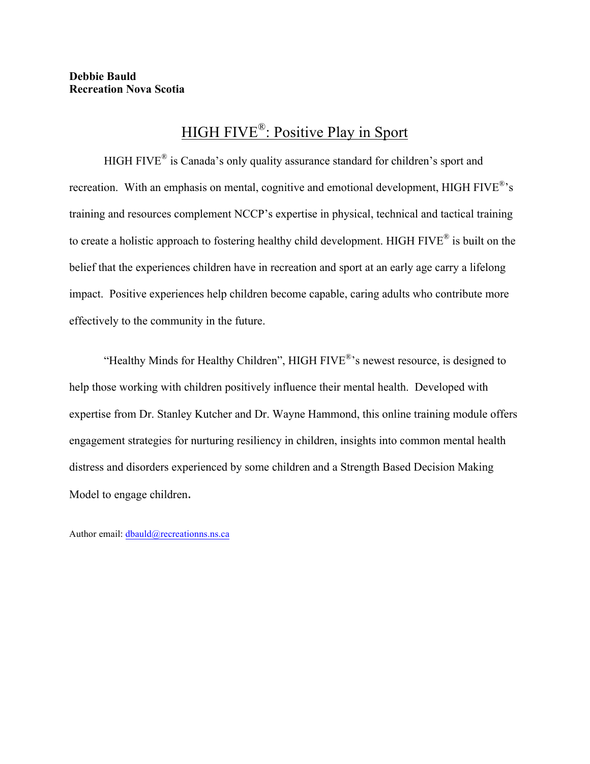**Debbie Bauld**
**Recreation Nova Scotia**

# HIGH FIVE®: Positive Play in Sport

HIGH FIVE® is Canada's only quality assurance standard for children's sport and recreation. With an emphasis on mental, cognitive and emotional development, HIGH FIVE®'s training and resources complement NCCP's expertise in physical, technical and tactical training to create a holistic approach to fostering healthy child development. HIGH FIVE® is built on the belief that the experiences children have in recreation and sport at an early age carry a lifelong impact. Positive experiences help children become capable, caring adults who contribute more effectively to the community in the future.

"Healthy Minds for Healthy Children", HIGH FIVE®'s newest resource, is designed to help those working with children positively influence their mental health. Developed with expertise from Dr. Stanley Kutcher and Dr. Wayne Hammond, this online training module offers engagement strategies for nurturing resiliency in children, insights into common mental health distress and disorders experienced by some children and a Strength Based Decision Making Model to engage children.

Author email: dbauld@recreationns.ns.ca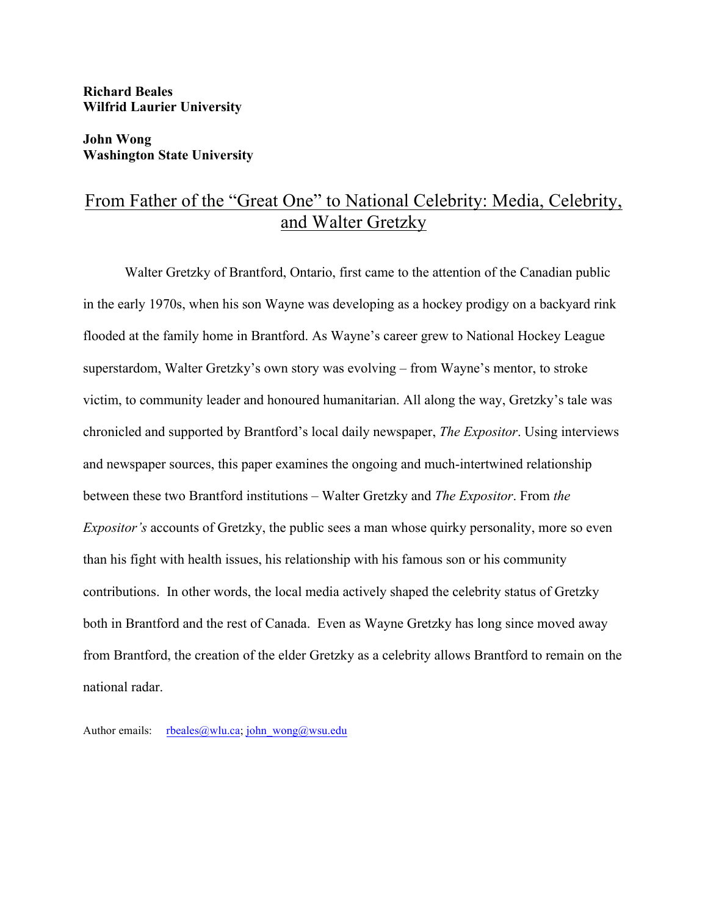**Richard Beales**
**Wilfrid Laurier University**

**John Wong**
**Washington State University**

# From Father of the "Great One" to National Celebrity: Media, Celebrity, and Walter Gretzky

Walter Gretzky of Brantford, Ontario, first came to the attention of the Canadian public in the early 1970s, when his son Wayne was developing as a hockey prodigy on a backyard rink flooded at the family home in Brantford. As Wayne's career grew to National Hockey League superstardom, Walter Gretzky's own story was evolving – from Wayne's mentor, to stroke victim, to community leader and honoured humanitarian. All along the way, Gretzky's tale was chronicled and supported by Brantford's local daily newspaper, *The Expositor*. Using interviews and newspaper sources, this paper examines the ongoing and much-intertwined relationship between these two Brantford institutions – Walter Gretzky and *The Expositor*. From *the Expositor's* accounts of Gretzky, the public sees a man whose quirky personality, more so even than his fight with health issues, his relationship with his famous son or his community contributions. In other words, the local media actively shaped the celebrity status of Gretzky both in Brantford and the rest of Canada. Even as Wayne Gretzky has long since moved away from Brantford, the creation of the elder Gretzky as a celebrity allows Brantford to remain on the national radar.

Author emails: rbeales@wlu.ca; john_wong@wsu.edu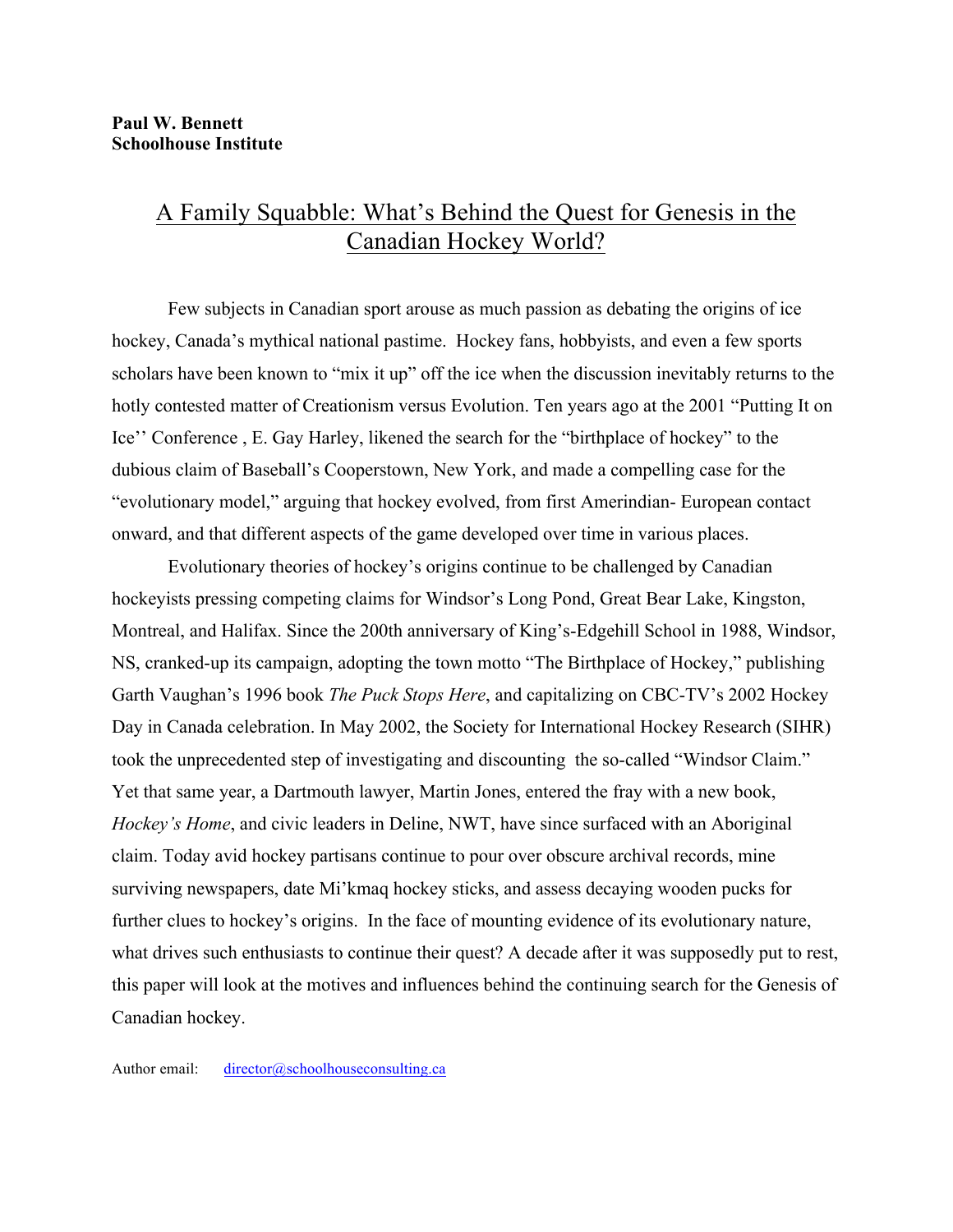**Paul W. Bennett**
**Schoolhouse Institute**

# A Family Squabble: What's Behind the Quest for Genesis in the Canadian Hockey World?

Few subjects in Canadian sport arouse as much passion as debating the origins of ice hockey, Canada's mythical national pastime. Hockey fans, hobbyists, and even a few sports scholars have been known to "mix it up" off the ice when the discussion inevitably returns to the hotly contested matter of Creationism versus Evolution. Ten years ago at the 2001 "Putting It on Ice'' Conference , E. Gay Harley, likened the search for the "birthplace of hockey" to the dubious claim of Baseball's Cooperstown, New York, and made a compelling case for the "evolutionary model," arguing that hockey evolved, from first Amerindian- European contact onward, and that different aspects of the game developed over time in various places.

Evolutionary theories of hockey's origins continue to be challenged by Canadian hockeyists pressing competing claims for Windsor's Long Pond, Great Bear Lake, Kingston, Montreal, and Halifax. Since the 200th anniversary of King's-Edgehill School in 1988, Windsor, NS, cranked-up its campaign, adopting the town motto "The Birthplace of Hockey," publishing Garth Vaughan's 1996 book *The Puck Stops Here*, and capitalizing on CBC-TV's 2002 Hockey Day in Canada celebration. In May 2002, the Society for International Hockey Research (SIHR) took the unprecedented step of investigating and discounting the so-called "Windsor Claim." Yet that same year, a Dartmouth lawyer, Martin Jones, entered the fray with a new book, *Hockey's Home*, and civic leaders in Deline, NWT, have since surfaced with an Aboriginal claim. Today avid hockey partisans continue to pour over obscure archival records, mine surviving newspapers, date Mi'kmaq hockey sticks, and assess decaying wooden pucks for further clues to hockey's origins. In the face of mounting evidence of its evolutionary nature, what drives such enthusiasts to continue their quest? A decade after it was supposedly put to rest, this paper will look at the motives and influences behind the continuing search for the Genesis of Canadian hockey.

Author email: director@schoolhouseconsulting.ca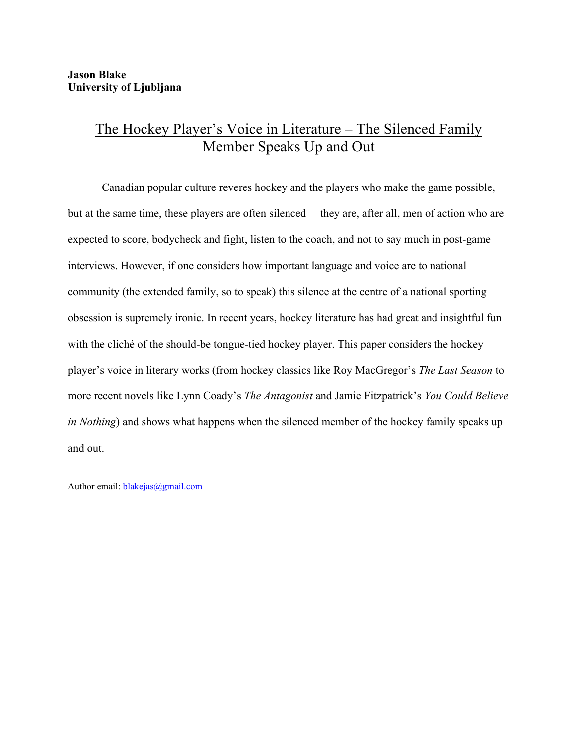**Jason Blake**
**University of Ljubljana**

# The Hockey Player's Voice in Literature – The Silenced Family Member Speaks Up and Out

Canadian popular culture reveres hockey and the players who make the game possible, but at the same time, these players are often silenced – they are, after all, men of action who are expected to score, bodycheck and fight, listen to the coach, and not to say much in post-game interviews. However, if one considers how important language and voice are to national community (the extended family, so to speak) this silence at the centre of a national sporting obsession is supremely ironic. In recent years, hockey literature has had great and insightful fun with the cliché of the should-be tongue-tied hockey player. This paper considers the hockey player's voice in literary works (from hockey classics like Roy MacGregor's *The Last Season* to more recent novels like Lynn Coady's *The Antagonist* and Jamie Fitzpatrick's *You Could Believe in Nothing*) and shows what happens when the silenced member of the hockey family speaks up and out.

Author email: blakejas@gmail.com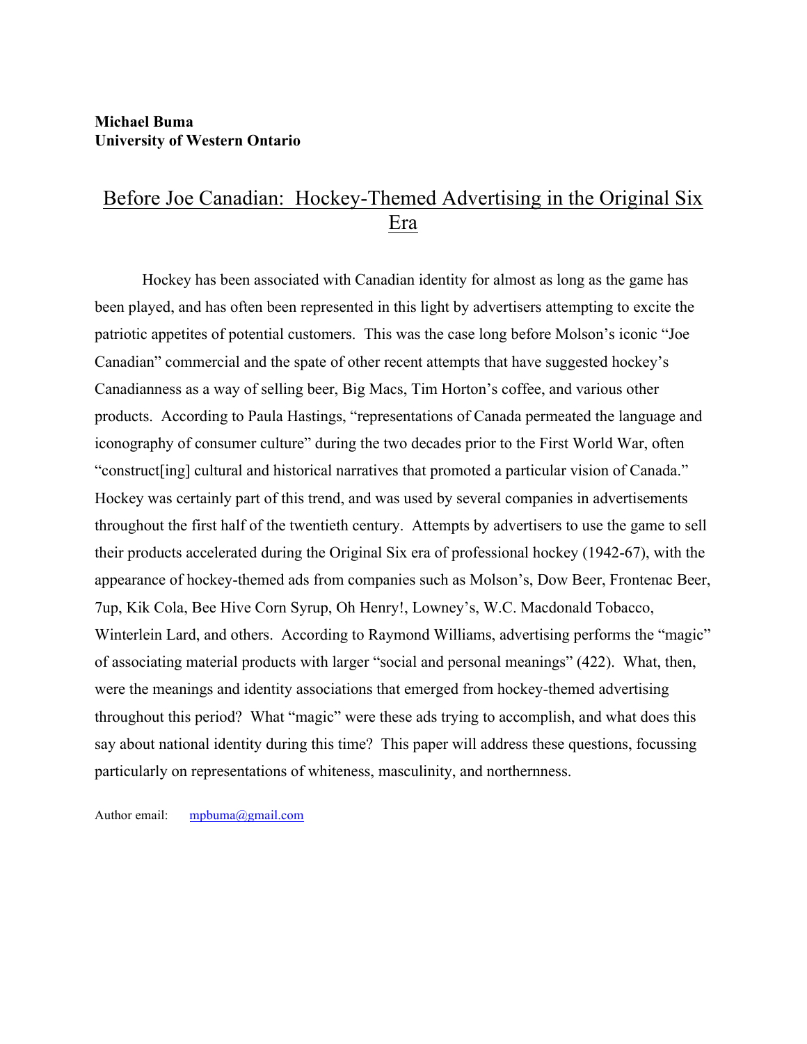**Michael Buma**
**University of Western Ontario**

# Before Joe Canadian: Hockey-Themed Advertising in the Original Six Era

Hockey has been associated with Canadian identity for almost as long as the game has been played, and has often been represented in this light by advertisers attempting to excite the patriotic appetites of potential customers. This was the case long before Molson's iconic "Joe Canadian" commercial and the spate of other recent attempts that have suggested hockey's Canadianness as a way of selling beer, Big Macs, Tim Horton's coffee, and various other products. According to Paula Hastings, "representations of Canada permeated the language and iconography of consumer culture" during the two decades prior to the First World War, often "construct[ing] cultural and historical narratives that promoted a particular vision of Canada." Hockey was certainly part of this trend, and was used by several companies in advertisements throughout the first half of the twentieth century. Attempts by advertisers to use the game to sell their products accelerated during the Original Six era of professional hockey (1942-67), with the appearance of hockey-themed ads from companies such as Molson's, Dow Beer, Frontenac Beer, 7up, Kik Cola, Bee Hive Corn Syrup, Oh Henry!, Lowney's, W.C. Macdonald Tobacco, Winterlein Lard, and others. According to Raymond Williams, advertising performs the "magic" of associating material products with larger "social and personal meanings" (422). What, then, were the meanings and identity associations that emerged from hockey-themed advertising throughout this period? What "magic" were these ads trying to accomplish, and what does this say about national identity during this time? This paper will address these questions, focussing particularly on representations of whiteness, masculinity, and northernness.

Author email: mpbuma@gmail.com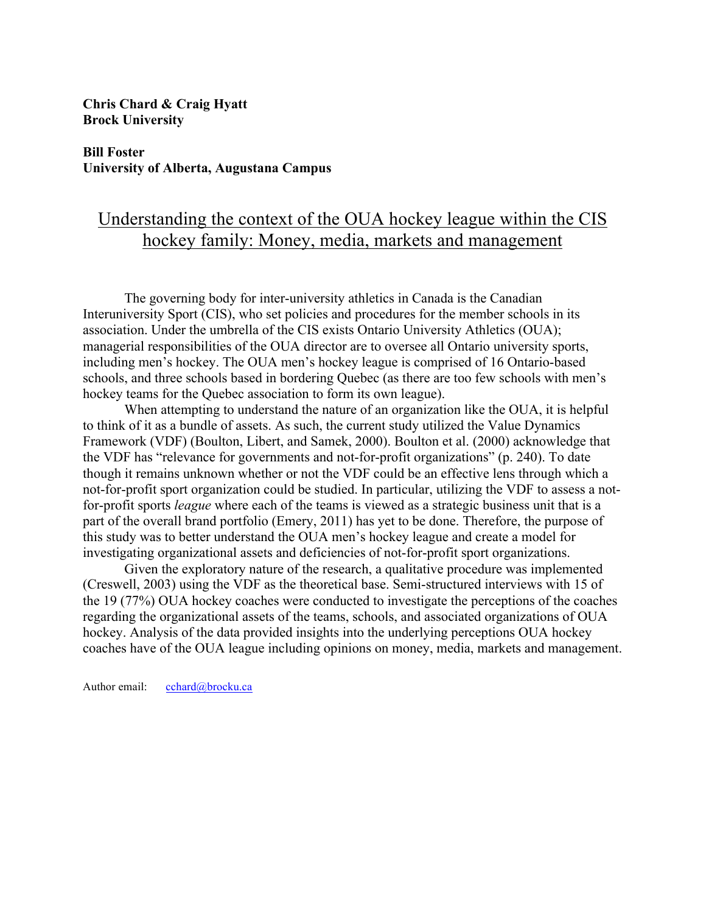**Chris Chard & Craig Hyatt**
**Brock University**

**Bill Foster**
**University of Alberta, Augustana Campus**

## Understanding the context of the OUA hockey league within the CIS hockey family: Money, media, markets and management

The governing body for inter-university athletics in Canada is the Canadian Interuniversity Sport (CIS), who set policies and procedures for the member schools in its association. Under the umbrella of the CIS exists Ontario University Athletics (OUA); managerial responsibilities of the OUA director are to oversee all Ontario university sports, including men's hockey. The OUA men's hockey league is comprised of 16 Ontario-based schools, and three schools based in bordering Quebec (as there are too few schools with men's hockey teams for the Quebec association to form its own league).

When attempting to understand the nature of an organization like the OUA, it is helpful to think of it as a bundle of assets. As such, the current study utilized the Value Dynamics Framework (VDF) (Boulton, Libert, and Samek, 2000). Boulton et al. (2000) acknowledge that the VDF has "relevance for governments and not-for-profit organizations" (p. 240). To date though it remains unknown whether or not the VDF could be an effective lens through which a not-for-profit sport organization could be studied. In particular, utilizing the VDF to assess a not-for-profit sports *league* where each of the teams is viewed as a strategic business unit that is a part of the overall brand portfolio (Emery, 2011) has yet to be done. Therefore, the purpose of this study was to better understand the OUA men's hockey league and create a model for investigating organizational assets and deficiencies of not-for-profit sport organizations.

Given the exploratory nature of the research, a qualitative procedure was implemented (Creswell, 2003) using the VDF as the theoretical base. Semi-structured interviews with 15 of the 19 (77%) OUA hockey coaches were conducted to investigate the perceptions of the coaches regarding the organizational assets of the teams, schools, and associated organizations of OUA hockey. Analysis of the data provided insights into the underlying perceptions OUA hockey coaches have of the OUA league including opinions on money, media, markets and management.

Author email: cchard@brocku.ca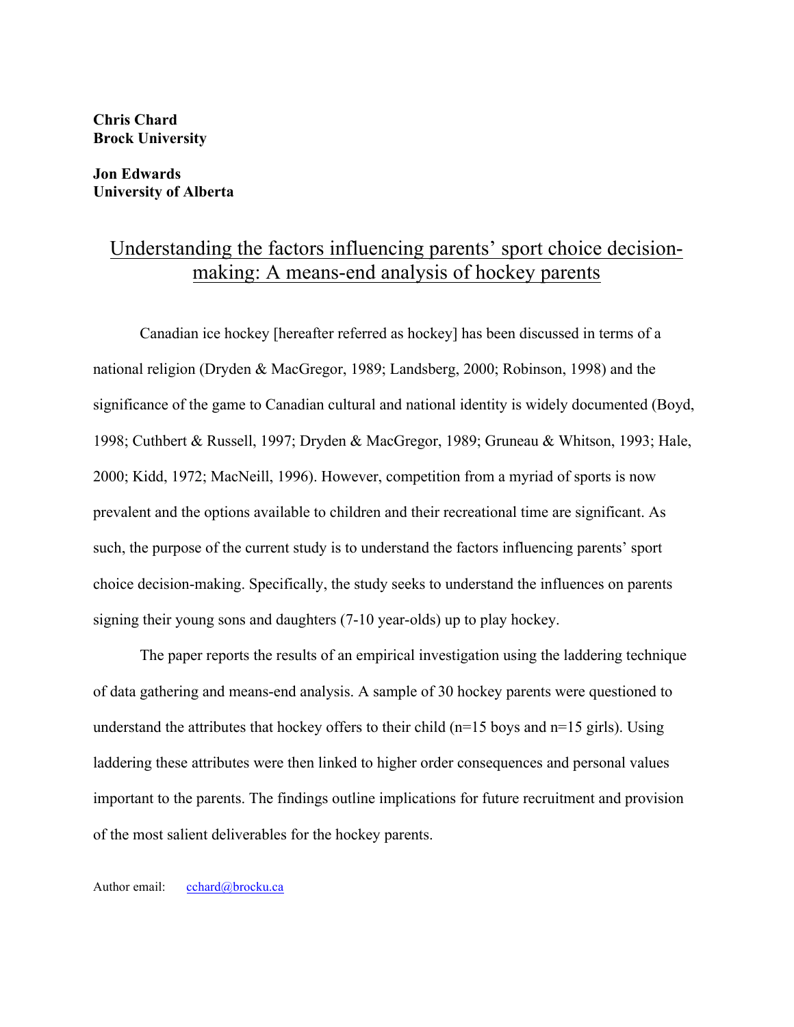**Chris Chard**
**Brock University**

**Jon Edwards**
**University of Alberta**

## Understanding the factors influencing parents' sport choice decision-making: A means-end analysis of hockey parents

Canadian ice hockey [hereafter referred as hockey] has been discussed in terms of a national religion (Dryden & MacGregor, 1989; Landsberg, 2000; Robinson, 1998) and the significance of the game to Canadian cultural and national identity is widely documented (Boyd, 1998; Cuthbert & Russell, 1997; Dryden & MacGregor, 1989; Gruneau & Whitson, 1993; Hale, 2000; Kidd, 1972; MacNeill, 1996). However, competition from a myriad of sports is now prevalent and the options available to children and their recreational time are significant. As such, the purpose of the current study is to understand the factors influencing parents' sport choice decision-making. Specifically, the study seeks to understand the influences on parents signing their young sons and daughters (7-10 year-olds) up to play hockey.

The paper reports the results of an empirical investigation using the laddering technique of data gathering and means-end analysis. A sample of 30 hockey parents were questioned to understand the attributes that hockey offers to their child (n=15 boys and n=15 girls). Using laddering these attributes were then linked to higher order consequences and personal values important to the parents. The findings outline implications for future recruitment and provision of the most salient deliverables for the hockey parents.

Author email: cchard@brocku.ca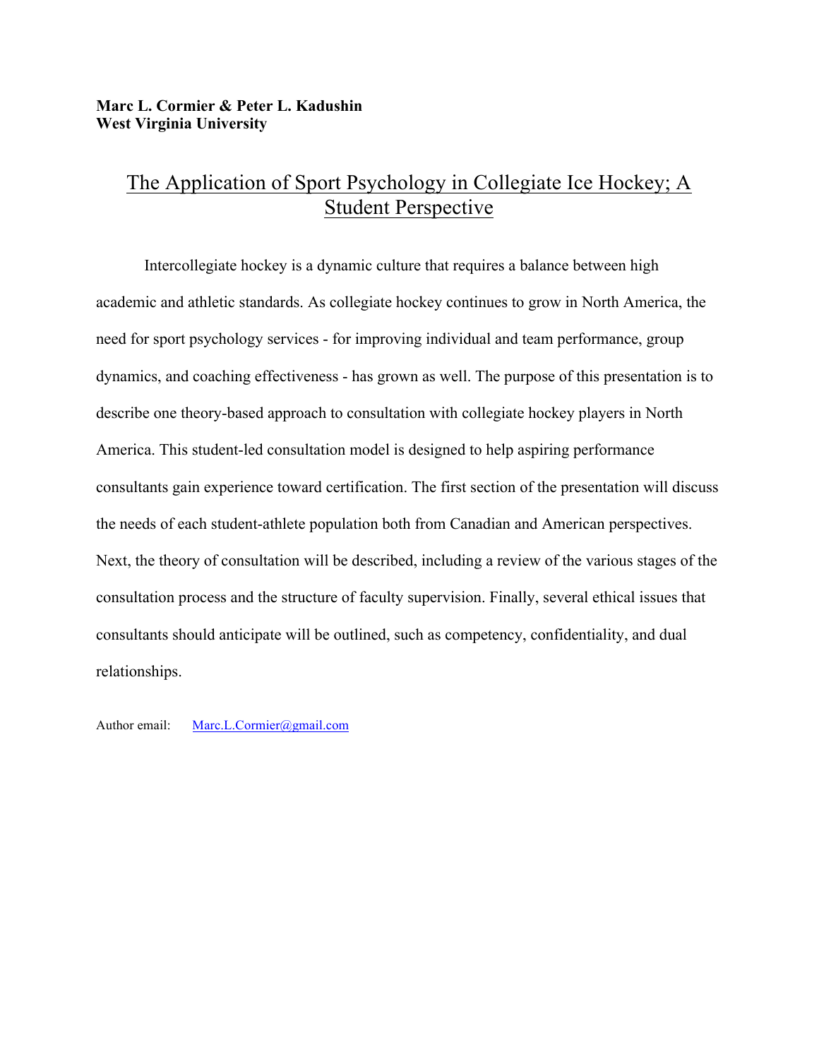**Marc L. Cormier & Peter L. Kadushin**
**West Virginia University**

# The Application of Sport Psychology in Collegiate Ice Hockey; A Student Perspective

Intercollegiate hockey is a dynamic culture that requires a balance between high academic and athletic standards. As collegiate hockey continues to grow in North America, the need for sport psychology services - for improving individual and team performance, group dynamics, and coaching effectiveness - has grown as well. The purpose of this presentation is to describe one theory-based approach to consultation with collegiate hockey players in North America. This student-led consultation model is designed to help aspiring performance consultants gain experience toward certification. The first section of the presentation will discuss the needs of each student-athlete population both from Canadian and American perspectives. Next, the theory of consultation will be described, including a review of the various stages of the consultation process and the structure of faculty supervision. Finally, several ethical issues that consultants should anticipate will be outlined, such as competency, confidentiality, and dual relationships.

Author email: Marc.L.Cormier@gmail.com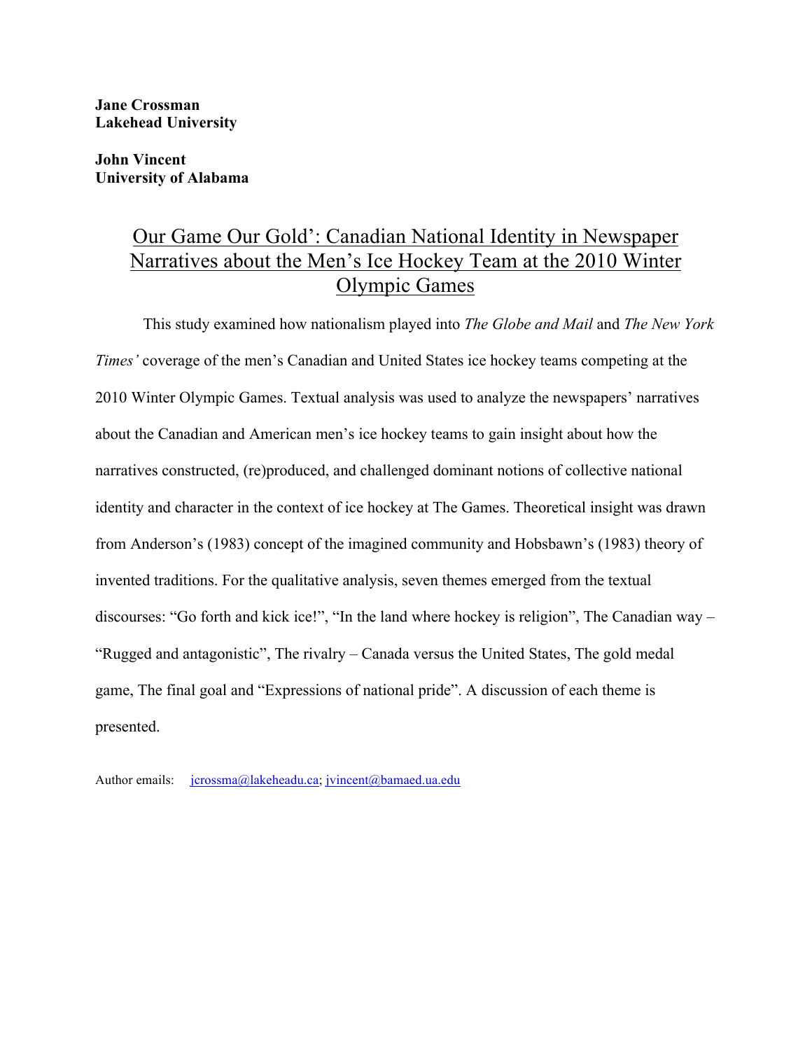**Jane Crossman**
**Lakehead University**

**John Vincent**
**University of Alabama**

# Our Game Our Gold': Canadian National Identity in Newspaper Narratives about the Men's Ice Hockey Team at the 2010 Winter Olympic Games

This study examined how nationalism played into *The Globe and Mail* and *The New York Times'* coverage of the men's Canadian and United States ice hockey teams competing at the 2010 Winter Olympic Games. Textual analysis was used to analyze the newspapers' narratives about the Canadian and American men's ice hockey teams to gain insight about how the narratives constructed, (re)produced, and challenged dominant notions of collective national identity and character in the context of ice hockey at The Games. Theoretical insight was drawn from Anderson's (1983) concept of the imagined community and Hobsbawn's (1983) theory of invented traditions. For the qualitative analysis, seven themes emerged from the textual discourses: "Go forth and kick ice!", "In the land where hockey is religion", The Canadian way – "Rugged and antagonistic", The rivalry – Canada versus the United States, The gold medal game, The final goal and "Expressions of national pride". A discussion of each theme is presented.

Author emails: jcrossma@lakeheadu.ca; jvincent@bamaed.ua.edu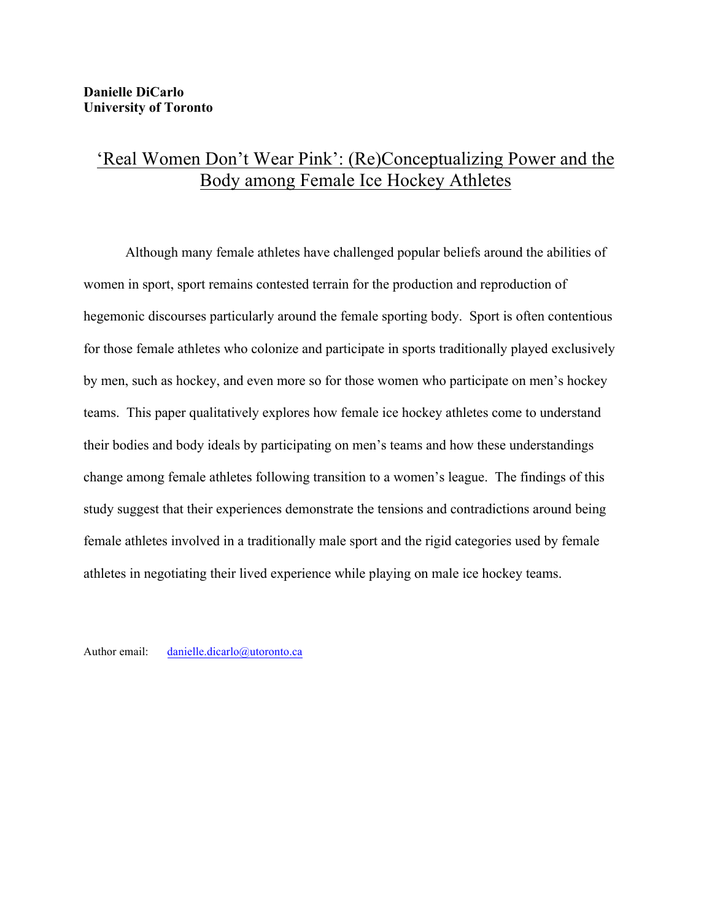**Danielle DiCarlo**
**University of Toronto**

# ‘Real Women Don’t Wear Pink’: (Re)Conceptualizing Power and the Body among Female Ice Hockey Athletes

Although many female athletes have challenged popular beliefs around the abilities of women in sport, sport remains contested terrain for the production and reproduction of hegemonic discourses particularly around the female sporting body. Sport is often contentious for those female athletes who colonize and participate in sports traditionally played exclusively by men, such as hockey, and even more so for those women who participate on men’s hockey teams. This paper qualitatively explores how female ice hockey athletes come to understand their bodies and body ideals by participating on men’s teams and how these understandings change among female athletes following transition to a women’s league. The findings of this study suggest that their experiences demonstrate the tensions and contradictions around being female athletes involved in a traditionally male sport and the rigid categories used by female athletes in negotiating their lived experience while playing on male ice hockey teams.

Author email: danielle.dicarlo@utoronto.ca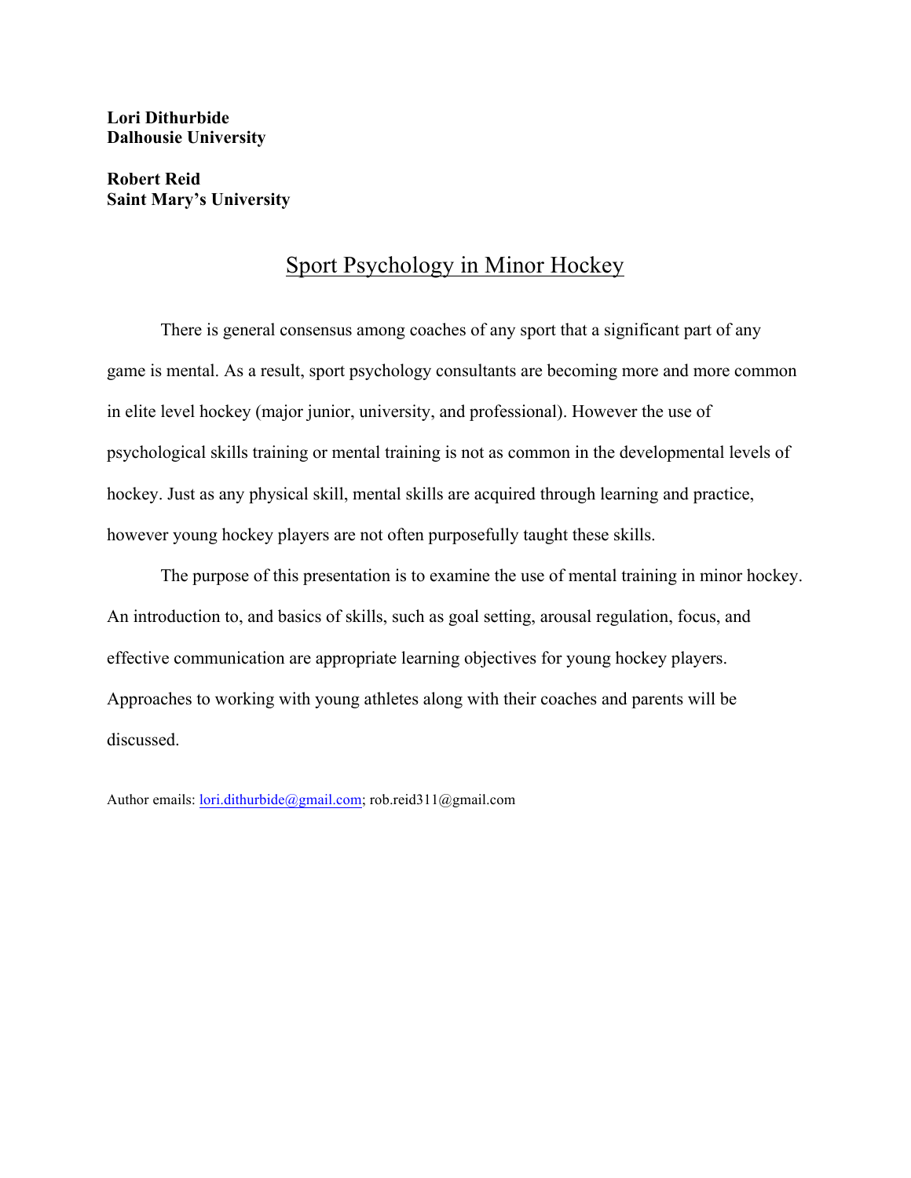**Lori Dithurbide**
**Dalhousie University**

**Robert Reid**
**Saint Mary's University**

# Sport Psychology in Minor Hockey

There is general consensus among coaches of any sport that a significant part of any game is mental. As a result, sport psychology consultants are becoming more and more common in elite level hockey (major junior, university, and professional). However the use of psychological skills training or mental training is not as common in the developmental levels of hockey. Just as any physical skill, mental skills are acquired through learning and practice, however young hockey players are not often purposefully taught these skills.

The purpose of this presentation is to examine the use of mental training in minor hockey. An introduction to, and basics of skills, such as goal setting, arousal regulation, focus, and effective communication are appropriate learning objectives for young hockey players. Approaches to working with young athletes along with their coaches and parents will be discussed.

Author emails: lori.dithurbide@gmail.com; rob.reid311@gmail.com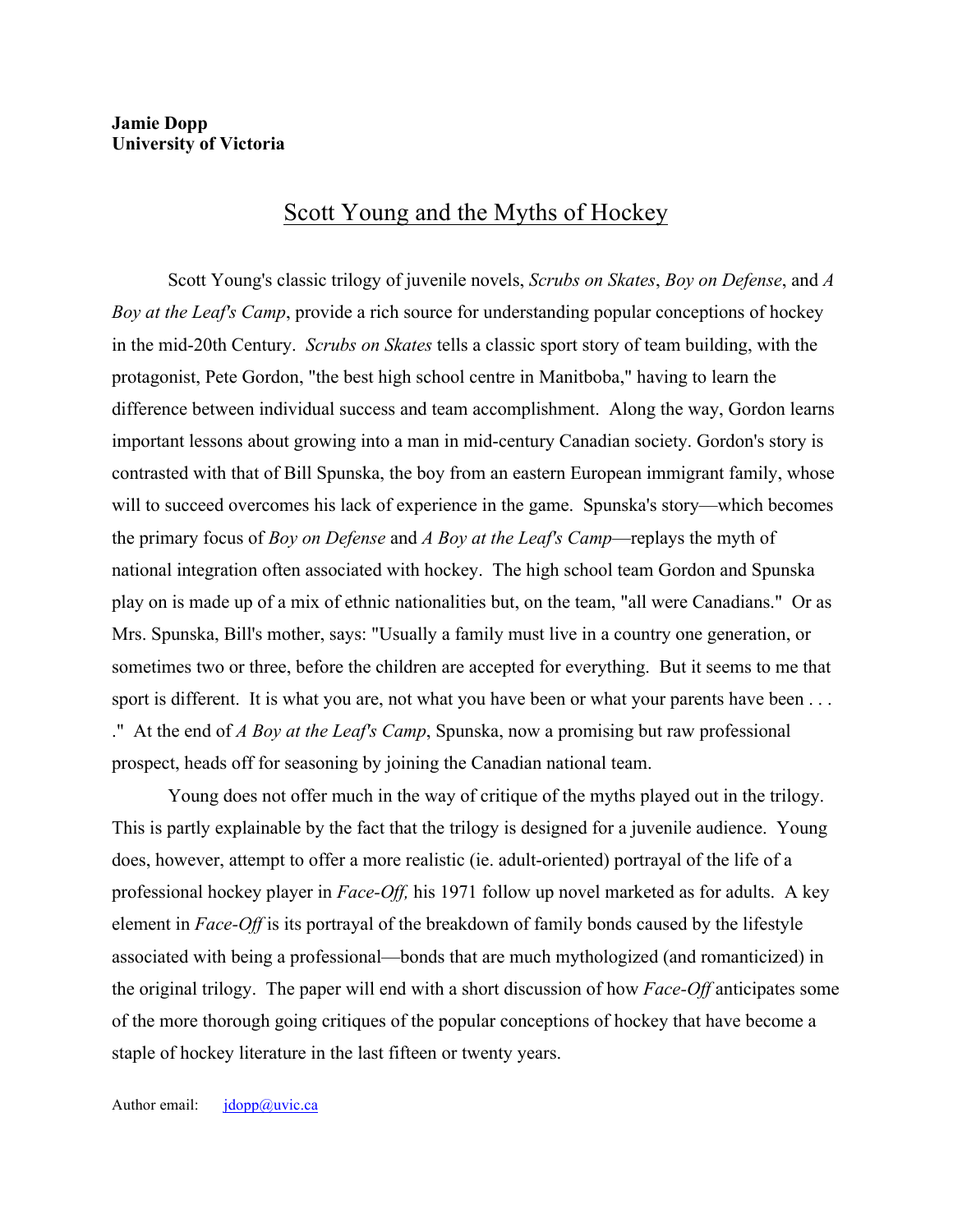**Jamie Dopp**
**University of Victoria**

# Scott Young and the Myths of Hockey

Scott Young's classic trilogy of juvenile novels, *Scrubs on Skates*, *Boy on Defense*, and *A Boy at the Leaf's Camp*, provide a rich source for understanding popular conceptions of hockey in the mid-20th Century. *Scrubs on Skates* tells a classic sport story of team building, with the protagonist, Pete Gordon, "the best high school centre in Manitboba," having to learn the difference between individual success and team accomplishment. Along the way, Gordon learns important lessons about growing into a man in mid-century Canadian society. Gordon's story is contrasted with that of Bill Spunska, the boy from an eastern European immigrant family, whose will to succeed overcomes his lack of experience in the game. Spunska's story—which becomes the primary focus of *Boy on Defense* and *A Boy at the Leaf's Camp*—replays the myth of national integration often associated with hockey. The high school team Gordon and Spunska play on is made up of a mix of ethnic nationalities but, on the team, "all were Canadians." Or as Mrs. Spunska, Bill's mother, says: "Usually a family must live in a country one generation, or sometimes two or three, before the children are accepted for everything. But it seems to me that sport is different. It is what you are, not what you have been or what your parents have been . . . ." At the end of *A Boy at the Leaf's Camp*, Spunska, now a promising but raw professional prospect, heads off for seasoning by joining the Canadian national team.

Young does not offer much in the way of critique of the myths played out in the trilogy. This is partly explainable by the fact that the trilogy is designed for a juvenile audience. Young does, however, attempt to offer a more realistic (ie. adult-oriented) portrayal of the life of a professional hockey player in *Face-Off,* his 1971 follow up novel marketed as for adults. A key element in *Face-Off* is its portrayal of the breakdown of family bonds caused by the lifestyle associated with being a professional—bonds that are much mythologized (and romanticized) in the original trilogy. The paper will end with a short discussion of how *Face-Off* anticipates some of the more thorough going critiques of the popular conceptions of hockey that have become a staple of hockey literature in the last fifteen or twenty years.

Author email: jdopp@uvic.ca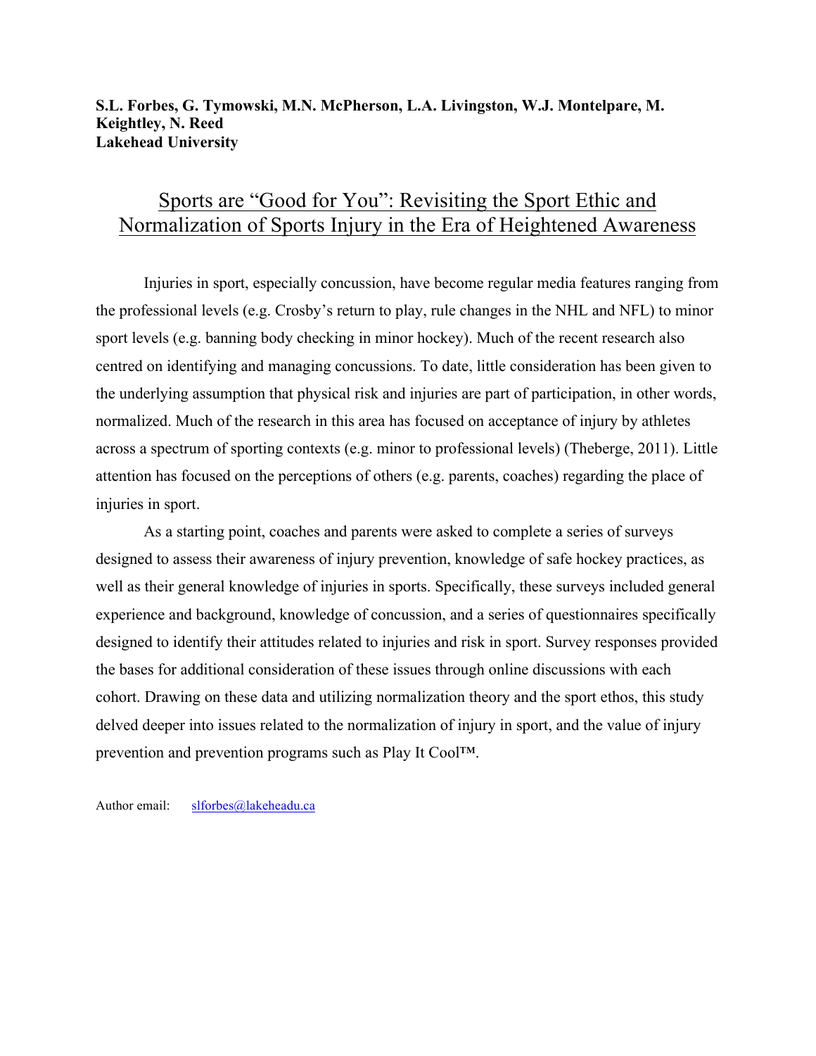**S.L. Forbes, G. Tymowski, M.N. McPherson, L.A. Livingston, W.J. Montelpare, M. Keightley, N. Reed**
**Lakehead University**

## Sports are "Good for You": Revisiting the Sport Ethic and Normalization of Sports Injury in the Era of Heightened Awareness

Injuries in sport, especially concussion, have become regular media features ranging from the professional levels (e.g. Crosby's return to play, rule changes in the NHL and NFL) to minor sport levels (e.g. banning body checking in minor hockey). Much of the recent research also centred on identifying and managing concussions. To date, little consideration has been given to the underlying assumption that physical risk and injuries are part of participation, in other words, normalized. Much of the research in this area has focused on acceptance of injury by athletes across a spectrum of sporting contexts (e.g. minor to professional levels) (Theberge, 2011). Little attention has focused on the perceptions of others (e.g. parents, coaches) regarding the place of injuries in sport.

As a starting point, coaches and parents were asked to complete a series of surveys designed to assess their awareness of injury prevention, knowledge of safe hockey practices, as well as their general knowledge of injuries in sports. Specifically, these surveys included general experience and background, knowledge of concussion, and a series of questionnaires specifically designed to identify their attitudes related to injuries and risk in sport. Survey responses provided the bases for additional consideration of these issues through online discussions with each cohort. Drawing on these data and utilizing normalization theory and the sport ethos, this study delved deeper into issues related to the normalization of injury in sport, and the value of injury prevention and prevention programs such as Play It Cool™.

Author email: slforbes@lakeheadu.ca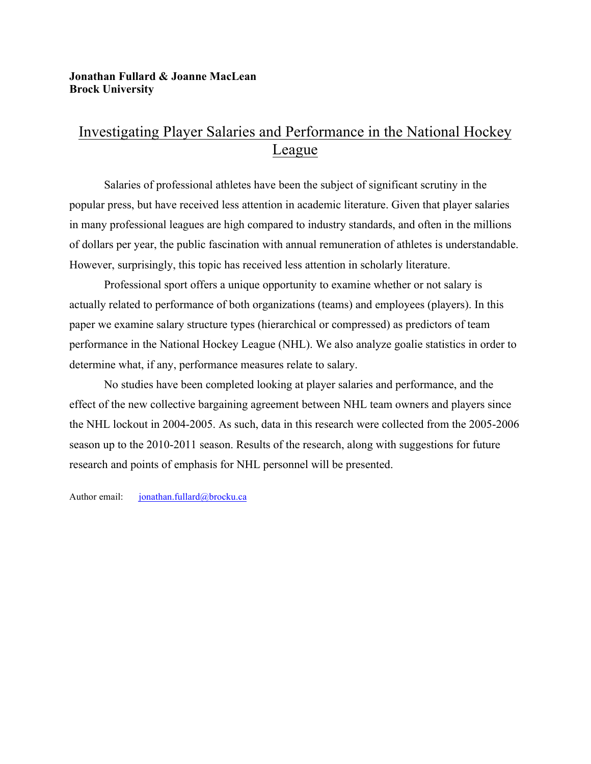**Jonathan Fullard & Joanne MacLean**
**Brock University**

# Investigating Player Salaries and Performance in the National Hockey League

Salaries of professional athletes have been the subject of significant scrutiny in the popular press, but have received less attention in academic literature. Given that player salaries in many professional leagues are high compared to industry standards, and often in the millions of dollars per year, the public fascination with annual remuneration of athletes is understandable. However, surprisingly, this topic has received less attention in scholarly literature.

Professional sport offers a unique opportunity to examine whether or not salary is actually related to performance of both organizations (teams) and employees (players). In this paper we examine salary structure types (hierarchical or compressed) as predictors of team performance in the National Hockey League (NHL). We also analyze goalie statistics in order to determine what, if any, performance measures relate to salary.

No studies have been completed looking at player salaries and performance, and the effect of the new collective bargaining agreement between NHL team owners and players since the NHL lockout in 2004-2005. As such, data in this research were collected from the 2005-2006 season up to the 2010-2011 season. Results of the research, along with suggestions for future research and points of emphasis for NHL personnel will be presented.

Author email: jonathan.fullard@brocku.ca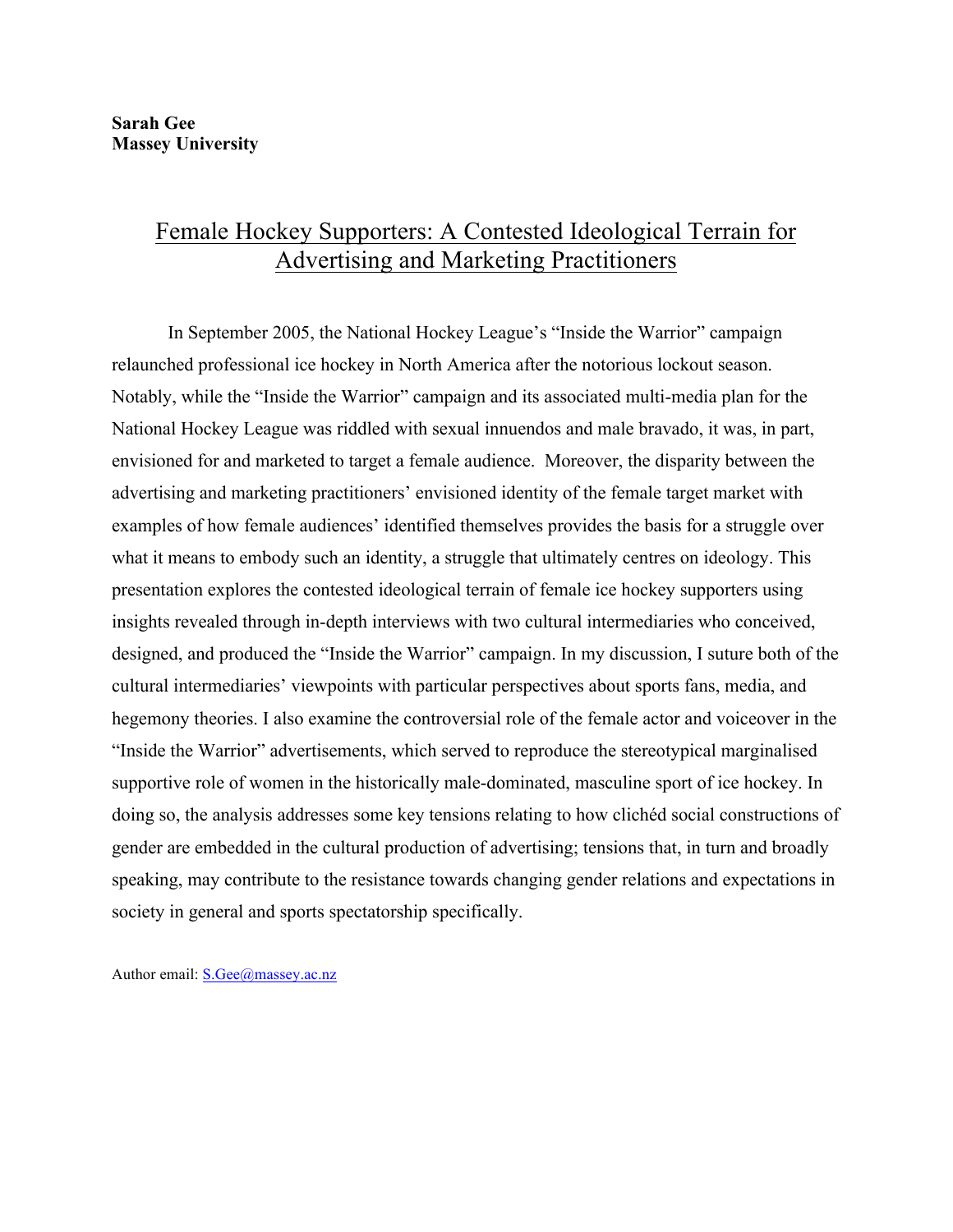**Sarah Gee**
**Massey University**

# Female Hockey Supporters: A Contested Ideological Terrain for Advertising and Marketing Practitioners

In September 2005, the National Hockey League's "Inside the Warrior" campaign relaunched professional ice hockey in North America after the notorious lockout season. Notably, while the "Inside the Warrior" campaign and its associated multi-media plan for the National Hockey League was riddled with sexual innuendos and male bravado, it was, in part, envisioned for and marketed to target a female audience. Moreover, the disparity between the advertising and marketing practitioners' envisioned identity of the female target market with examples of how female audiences' identified themselves provides the basis for a struggle over what it means to embody such an identity, a struggle that ultimately centres on ideology. This presentation explores the contested ideological terrain of female ice hockey supporters using insights revealed through in-depth interviews with two cultural intermediaries who conceived, designed, and produced the "Inside the Warrior" campaign. In my discussion, I suture both of the cultural intermediaries' viewpoints with particular perspectives about sports fans, media, and hegemony theories. I also examine the controversial role of the female actor and voiceover in the "Inside the Warrior" advertisements, which served to reproduce the stereotypical marginalised supportive role of women in the historically male-dominated, masculine sport of ice hockey. In doing so, the analysis addresses some key tensions relating to how clichéd social constructions of gender are embedded in the cultural production of advertising; tensions that, in turn and broadly speaking, may contribute to the resistance towards changing gender relations and expectations in society in general and sports spectatorship specifically.

Author email: S.Gee@massey.ac.nz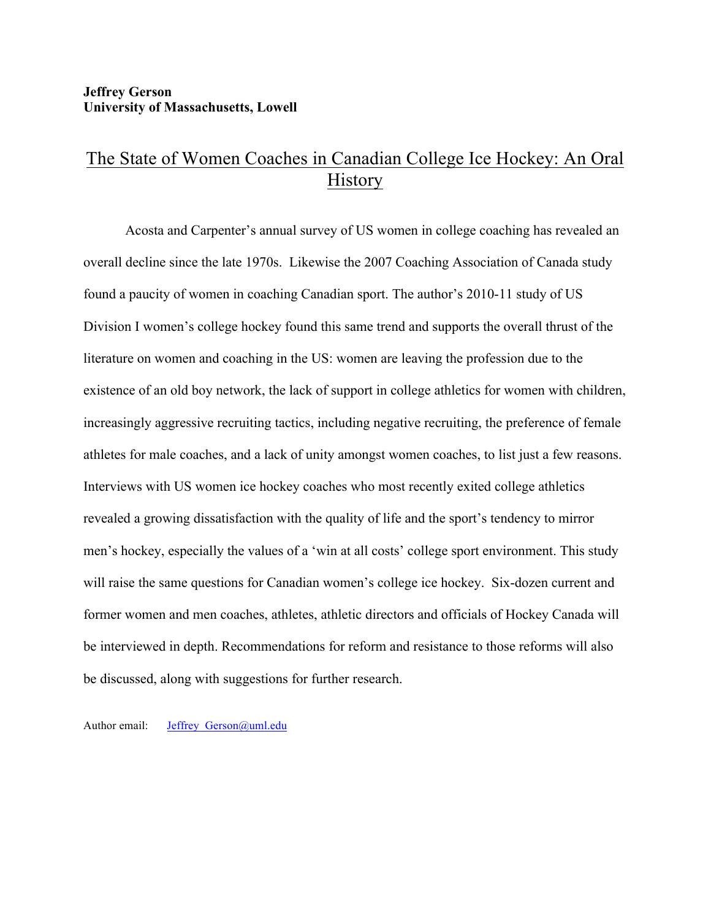**Jeffrey Gerson**
**University of Massachusetts, Lowell**

# The State of Women Coaches in Canadian College Ice Hockey: An Oral History

Acosta and Carpenter's annual survey of US women in college coaching has revealed an overall decline since the late 1970s. Likewise the 2007 Coaching Association of Canada study found a paucity of women in coaching Canadian sport. The author's 2010-11 study of US Division I women's college hockey found this same trend and supports the overall thrust of the literature on women and coaching in the US: women are leaving the profession due to the existence of an old boy network, the lack of support in college athletics for women with children, increasingly aggressive recruiting tactics, including negative recruiting, the preference of female athletes for male coaches, and a lack of unity amongst women coaches, to list just a few reasons. Interviews with US women ice hockey coaches who most recently exited college athletics revealed a growing dissatisfaction with the quality of life and the sport's tendency to mirror men's hockey, especially the values of a 'win at all costs' college sport environment. This study will raise the same questions for Canadian women's college ice hockey. Six-dozen current and former women and men coaches, athletes, athletic directors and officials of Hockey Canada will be interviewed in depth. Recommendations for reform and resistance to those reforms will also be discussed, along with suggestions for further research.

Author email: Jeffrey_Gerson@uml.edu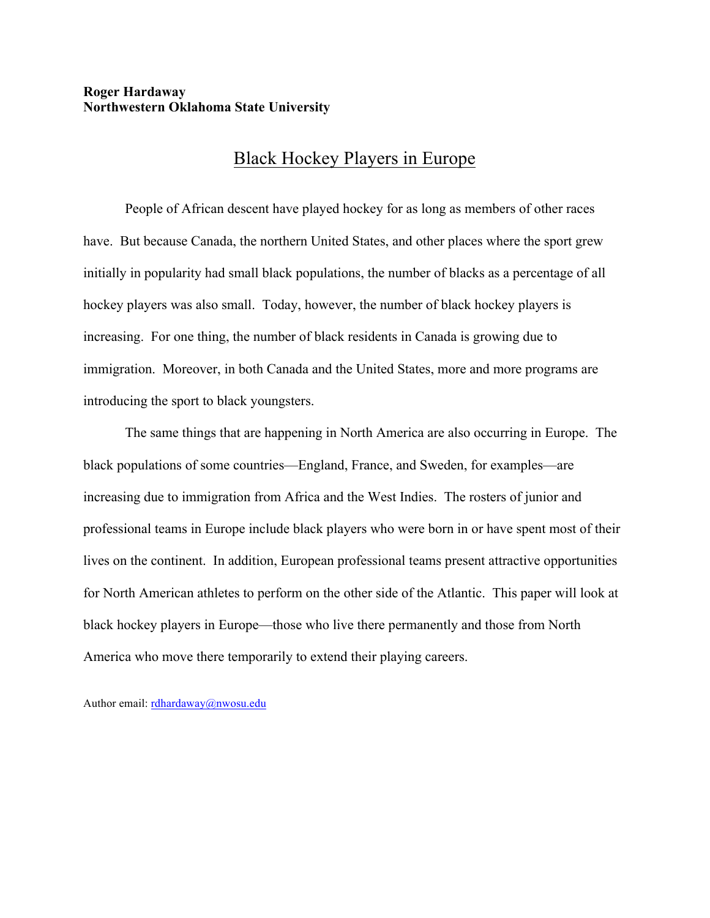**Roger Hardaway**
**Northwestern Oklahoma State University**

# Black Hockey Players in Europe

People of African descent have played hockey for as long as members of other races have. But because Canada, the northern United States, and other places where the sport grew initially in popularity had small black populations, the number of blacks as a percentage of all hockey players was also small. Today, however, the number of black hockey players is increasing. For one thing, the number of black residents in Canada is growing due to immigration. Moreover, in both Canada and the United States, more and more programs are introducing the sport to black youngsters.

The same things that are happening in North America are also occurring in Europe. The black populations of some countries—England, France, and Sweden, for examples—are increasing due to immigration from Africa and the West Indies. The rosters of junior and professional teams in Europe include black players who were born in or have spent most of their lives on the continent. In addition, European professional teams present attractive opportunities for North American athletes to perform on the other side of the Atlantic. This paper will look at black hockey players in Europe—those who live there permanently and those from North America who move there temporarily to extend their playing careers.

Author email: rdhardaway@nwosu.edu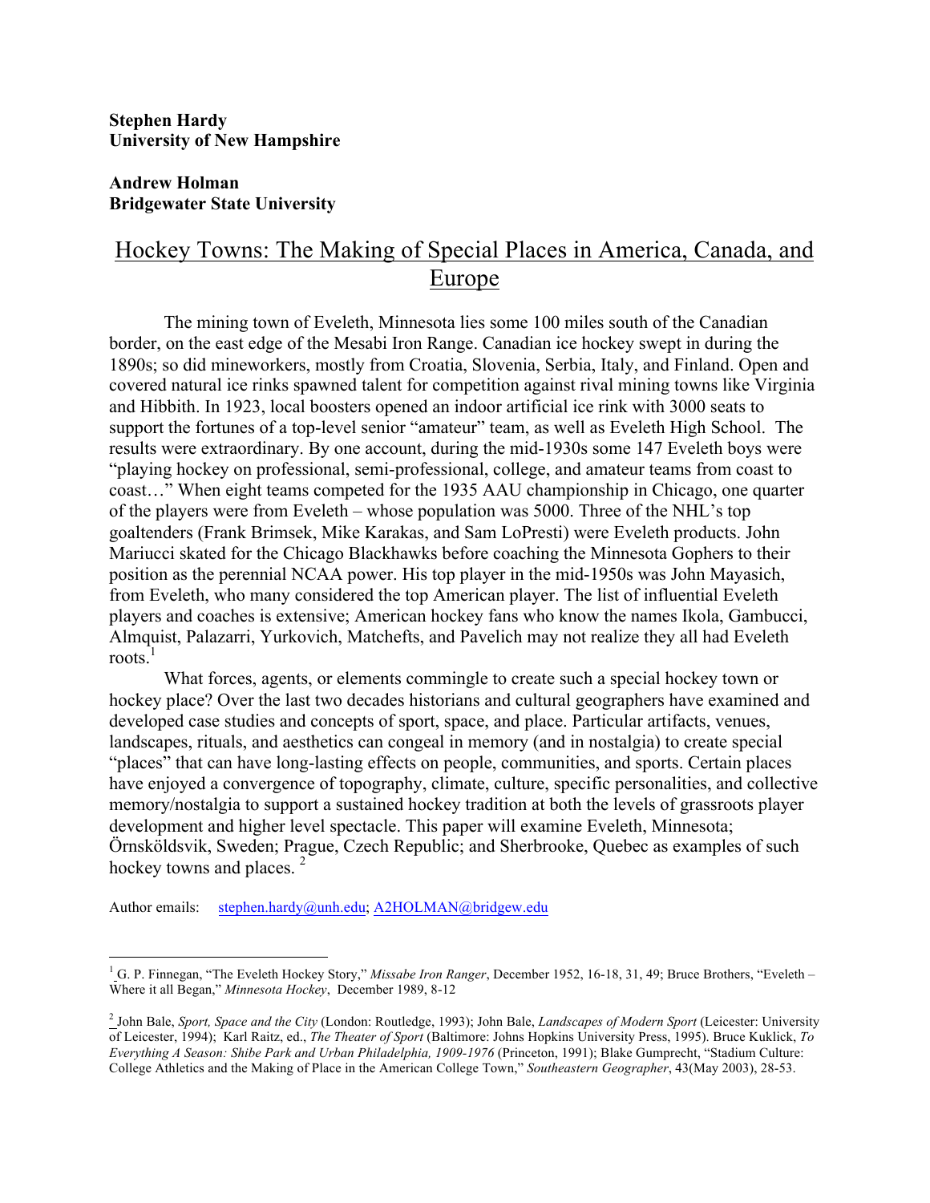**Stephen Hardy**
**University of New Hampshire**

**Andrew Holman**
**Bridgewater State University**

# Hockey Towns: The Making of Special Places in America, Canada, and Europe

The mining town of Eveleth, Minnesota lies some 100 miles south of the Canadian border, on the east edge of the Mesabi Iron Range. Canadian ice hockey swept in during the 1890s; so did mineworkers, mostly from Croatia, Slovenia, Serbia, Italy, and Finland. Open and covered natural ice rinks spawned talent for competition against rival mining towns like Virginia and Hibbith. In 1923, local boosters opened an indoor artificial ice rink with 3000 seats to support the fortunes of a top-level senior "amateur" team, as well as Eveleth High School. The results were extraordinary. By one account, during the mid-1930s some 147 Eveleth boys were "playing hockey on professional, semi-professional, college, and amateur teams from coast to coast…" When eight teams competed for the 1935 AAU championship in Chicago, one quarter of the players were from Eveleth – whose population was 5000. Three of the NHL's top goaltenders (Frank Brimsek, Mike Karakas, and Sam LoPresti) were Eveleth products. John Mariucci skated for the Chicago Blackhawks before coaching the Minnesota Gophers to their position as the perennial NCAA power. His top player in the mid-1950s was John Mayasich, from Eveleth, who many considered the top American player. The list of influential Eveleth players and coaches is extensive; American hockey fans who know the names Ikola, Gambucci, Almquist, Palazarri, Yurkovich, Matchefts, and Pavelich may not realize they all had Eveleth roots.[1]

What forces, agents, or elements commingle to create such a special hockey town or hockey place? Over the last two decades historians and cultural geographers have examined and developed case studies and concepts of sport, space, and place. Particular artifacts, venues, landscapes, rituals, and aesthetics can congeal in memory (and in nostalgia) to create special "places" that can have long-lasting effects on people, communities, and sports. Certain places have enjoyed a convergence of topography, climate, culture, specific personalities, and collective memory/nostalgia to support a sustained hockey tradition at both the levels of grassroots player development and higher level spectacle. This paper will examine Eveleth, Minnesota; Örnsköldsvik, Sweden; Prague, Czech Republic; and Sherbrooke, Quebec as examples of such hockey towns and places. [2]

Author emails: stephen.hardy@unh.edu; A2HOLMAN@bridgew.edu

---

[1] G. P. Finnegan, "The Eveleth Hockey Story," *Missabe Iron Ranger*, December 1952, 16-18, 31, 49; Bruce Brothers, "Eveleth – Where it all Began," *Minnesota Hockey*, December 1989, 8-12

[2] John Bale, *Sport, Space and the City* (London: Routledge, 1993); John Bale, *Landscapes of Modern Sport* (Leicester: University of Leicester, 1994); Karl Raitz, ed., *The Theater of Sport* (Baltimore: Johns Hopkins University Press, 1995). Bruce Kuklick, *To Everything A Season: Shibe Park and Urban Philadelphia, 1909-1976* (Princeton, 1991); Blake Gumprecht, "Stadium Culture: College Athletics and the Making of Place in the American College Town," *Southeastern Geographer*, 43(May 2003), 28-53.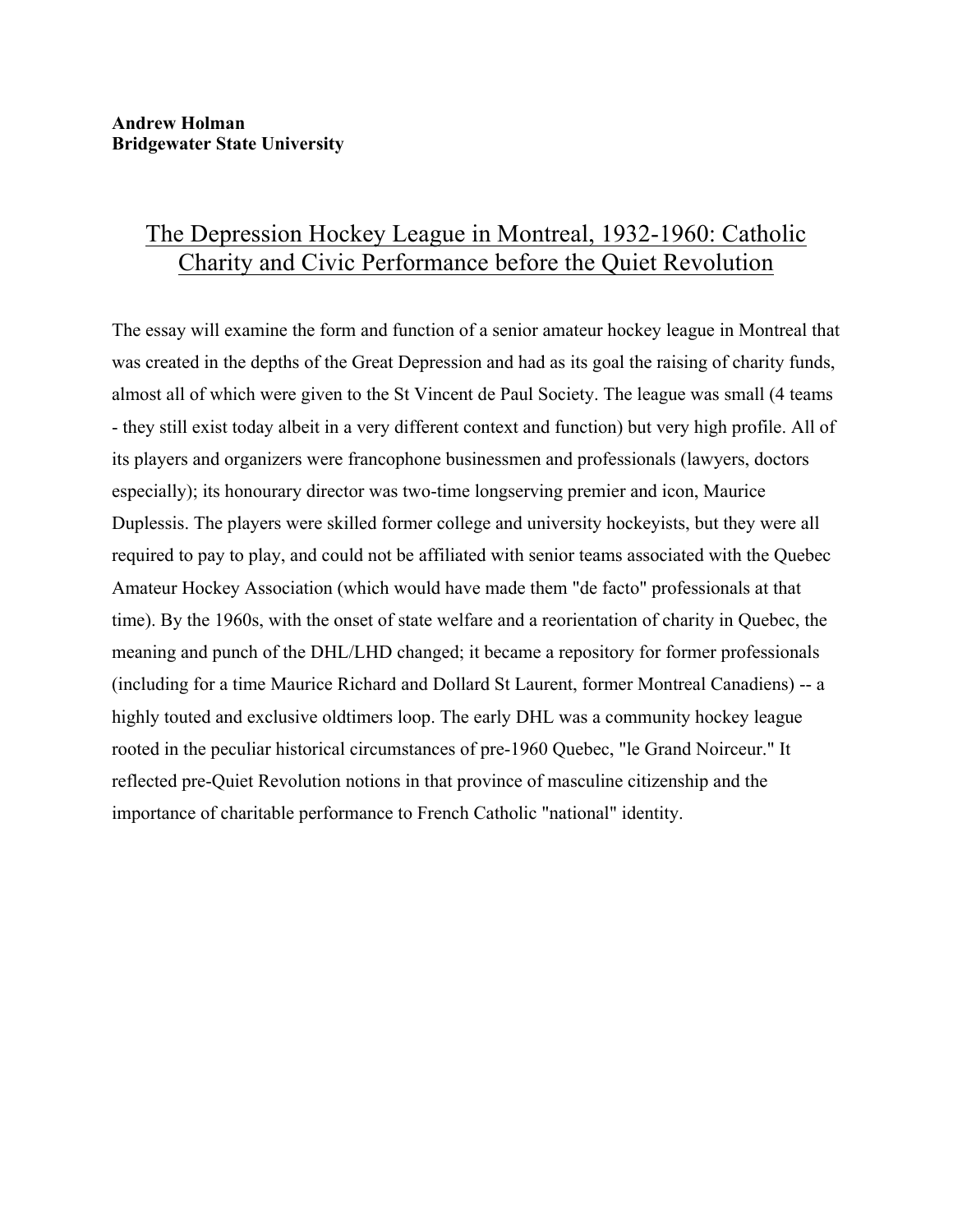**Andrew Holman**
**Bridgewater State University**

## The Depression Hockey League in Montreal, 1932-1960: Catholic Charity and Civic Performance before the Quiet Revolution

The essay will examine the form and function of a senior amateur hockey league in Montreal that was created in the depths of the Great Depression and had as its goal the raising of charity funds, almost all of which were given to the St Vincent de Paul Society. The league was small (4 teams - they still exist today albeit in a very different context and function) but very high profile. All of its players and organizers were francophone businessmen and professionals (lawyers, doctors especially); its honourary director was two-time longserving premier and icon, Maurice Duplessis. The players were skilled former college and university hockeyists, but they were all required to pay to play, and could not be affiliated with senior teams associated with the Quebec Amateur Hockey Association (which would have made them "de facto" professionals at that time). By the 1960s, with the onset of state welfare and a reorientation of charity in Quebec, the meaning and punch of the DHL/LHD changed; it became a repository for former professionals (including for a time Maurice Richard and Dollard St Laurent, former Montreal Canadiens) -- a highly touted and exclusive oldtimers loop. The early DHL was a community hockey league rooted in the peculiar historical circumstances of pre-1960 Quebec, "le Grand Noirceur." It reflected pre-Quiet Revolution notions in that province of masculine citizenship and the importance of charitable performance to French Catholic "national" identity.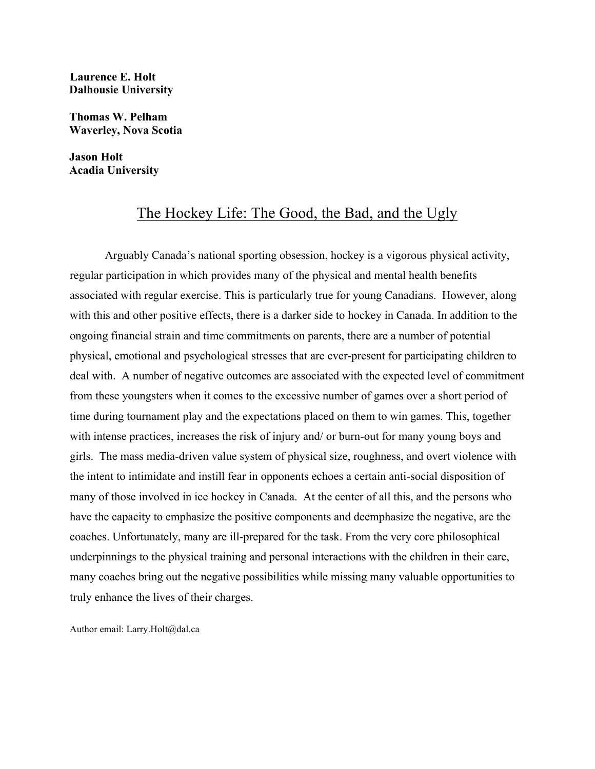**Laurence E. Holt**
**Dalhousie University**

**Thomas W. Pelham**
**Waverley, Nova Scotia**

**Jason Holt**
**Acadia University**

# The Hockey Life: The Good, the Bad, and the Ugly

Arguably Canada's national sporting obsession, hockey is a vigorous physical activity, regular participation in which provides many of the physical and mental health benefits associated with regular exercise. This is particularly true for young Canadians. However, along with this and other positive effects, there is a darker side to hockey in Canada. In addition to the ongoing financial strain and time commitments on parents, there are a number of potential physical, emotional and psychological stresses that are ever-present for participating children to deal with. A number of negative outcomes are associated with the expected level of commitment from these youngsters when it comes to the excessive number of games over a short period of time during tournament play and the expectations placed on them to win games. This, together with intense practices, increases the risk of injury and/ or burn-out for many young boys and girls. The mass media-driven value system of physical size, roughness, and overt violence with the intent to intimidate and instill fear in opponents echoes a certain anti-social disposition of many of those involved in ice hockey in Canada. At the center of all this, and the persons who have the capacity to emphasize the positive components and deemphasize the negative, are the coaches. Unfortunately, many are ill-prepared for the task. From the very core philosophical underpinnings to the physical training and personal interactions with the children in their care, many coaches bring out the negative possibilities while missing many valuable opportunities to truly enhance the lives of their charges.

Author email: Larry.Holt@dal.ca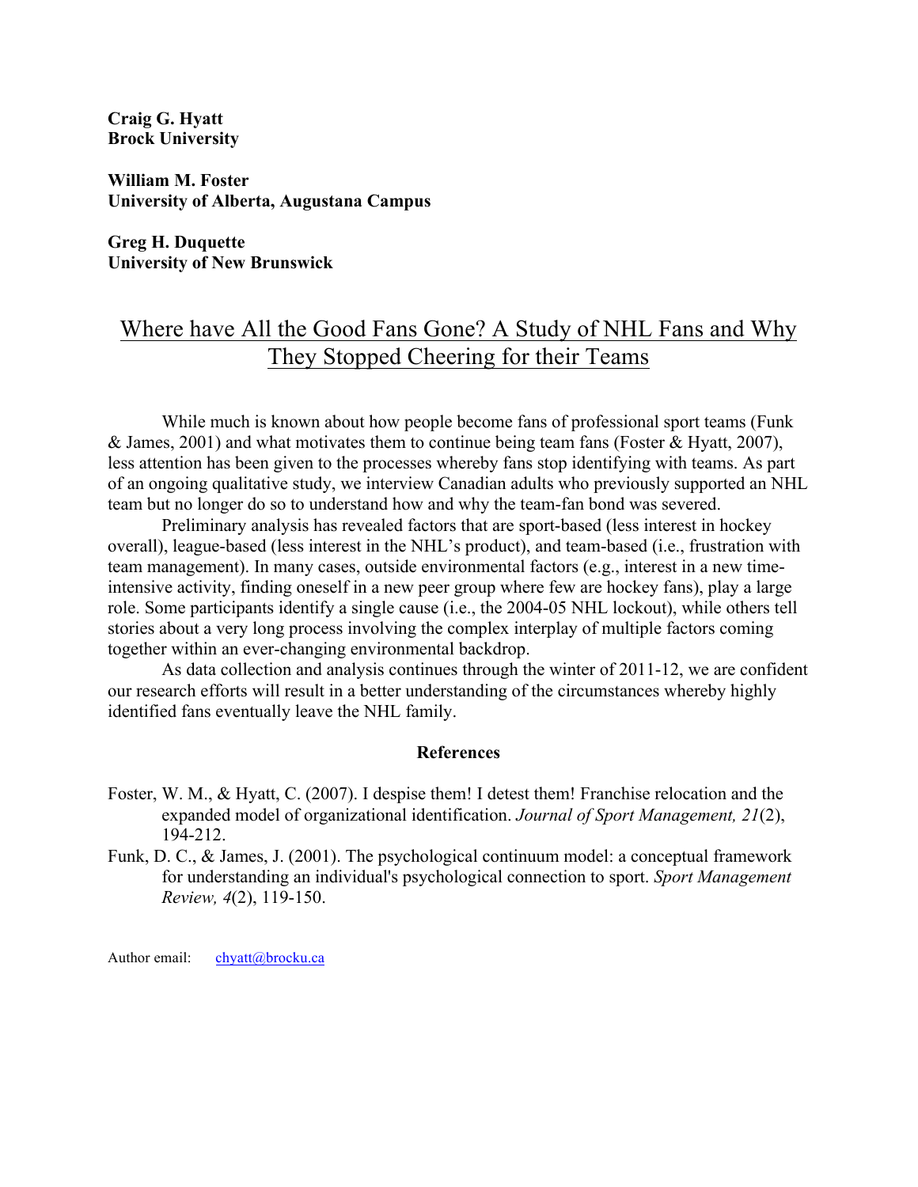**Craig G. Hyatt**  
**Brock University**

**William M. Foster**  
**University of Alberta, Augustana Campus**

**Greg H. Duquette**  
**University of New Brunswick**

# Where have All the Good Fans Gone? A Study of NHL Fans and Why They Stopped Cheering for their Teams

While much is known about how people become fans of professional sport teams (Funk & James, 2001) and what motivates them to continue being team fans (Foster & Hyatt, 2007), less attention has been given to the processes whereby fans stop identifying with teams. As part of an ongoing qualitative study, we interview Canadian adults who previously supported an NHL team but no longer do so to understand how and why the team-fan bond was severed.

Preliminary analysis has revealed factors that are sport-based (less interest in hockey overall), league-based (less interest in the NHL's product), and team-based (i.e., frustration with team management). In many cases, outside environmental factors (e.g., interest in a new time-intensive activity, finding oneself in a new peer group where few are hockey fans), play a large role. Some participants identify a single cause (i.e., the 2004-05 NHL lockout), while others tell stories about a very long process involving the complex interplay of multiple factors coming together within an ever-changing environmental backdrop.

As data collection and analysis continues through the winter of 2011-12, we are confident our research efforts will result in a better understanding of the circumstances whereby highly identified fans eventually leave the NHL family.

## References

Foster, W. M., & Hyatt, C. (2007). I despise them! I detest them! Franchise relocation and the expanded model of organizational identification. *Journal of Sport Management, 21*(2), 194-212.

Funk, D. C., & James, J. (2001). The psychological continuum model: a conceptual framework for understanding an individual's psychological connection to sport. *Sport Management Review, 4*(2), 119-150.

Author email: chyatt@brocku.ca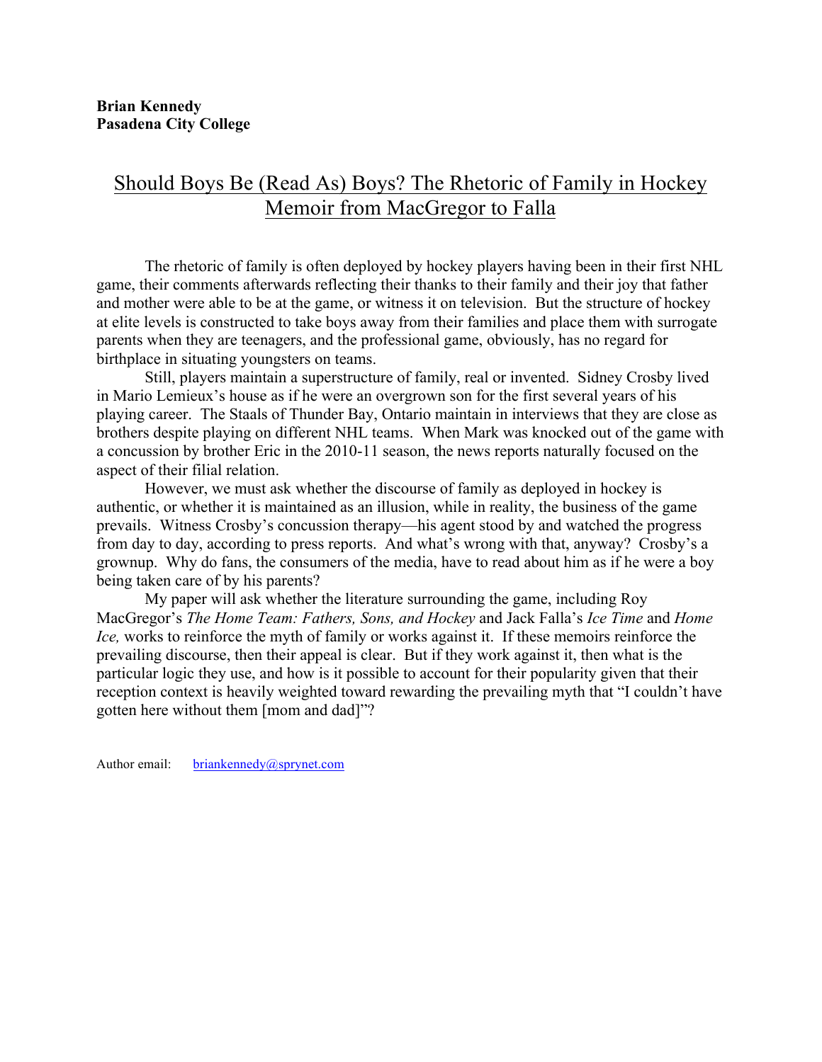**Brian Kennedy**
**Pasadena City College**

# Should Boys Be (Read As) Boys? The Rhetoric of Family in Hockey Memoir from MacGregor to Falla

The rhetoric of family is often deployed by hockey players having been in their first NHL game, their comments afterwards reflecting their thanks to their family and their joy that father and mother were able to be at the game, or witness it on television. But the structure of hockey at elite levels is constructed to take boys away from their families and place them with surrogate parents when they are teenagers, and the professional game, obviously, has no regard for birthplace in situating youngsters on teams.

Still, players maintain a superstructure of family, real or invented. Sidney Crosby lived in Mario Lemieux's house as if he were an overgrown son for the first several years of his playing career. The Staals of Thunder Bay, Ontario maintain in interviews that they are close as brothers despite playing on different NHL teams. When Mark was knocked out of the game with a concussion by brother Eric in the 2010-11 season, the news reports naturally focused on the aspect of their filial relation.

However, we must ask whether the discourse of family as deployed in hockey is authentic, or whether it is maintained as an illusion, while in reality, the business of the game prevails. Witness Crosby's concussion therapy—his agent stood by and watched the progress from day to day, according to press reports. And what's wrong with that, anyway? Crosby's a grownup. Why do fans, the consumers of the media, have to read about him as if he were a boy being taken care of by his parents?

My paper will ask whether the literature surrounding the game, including Roy MacGregor's *The Home Team: Fathers, Sons, and Hockey* and Jack Falla's *Ice Time* and *Home Ice,* works to reinforce the myth of family or works against it. If these memoirs reinforce the prevailing discourse, then their appeal is clear. But if they work against it, then what is the particular logic they use, and how is it possible to account for their popularity given that their reception context is heavily weighted toward rewarding the prevailing myth that "I couldn't have gotten here without them [mom and dad]"?

Author email: briankennedy@sprynet.com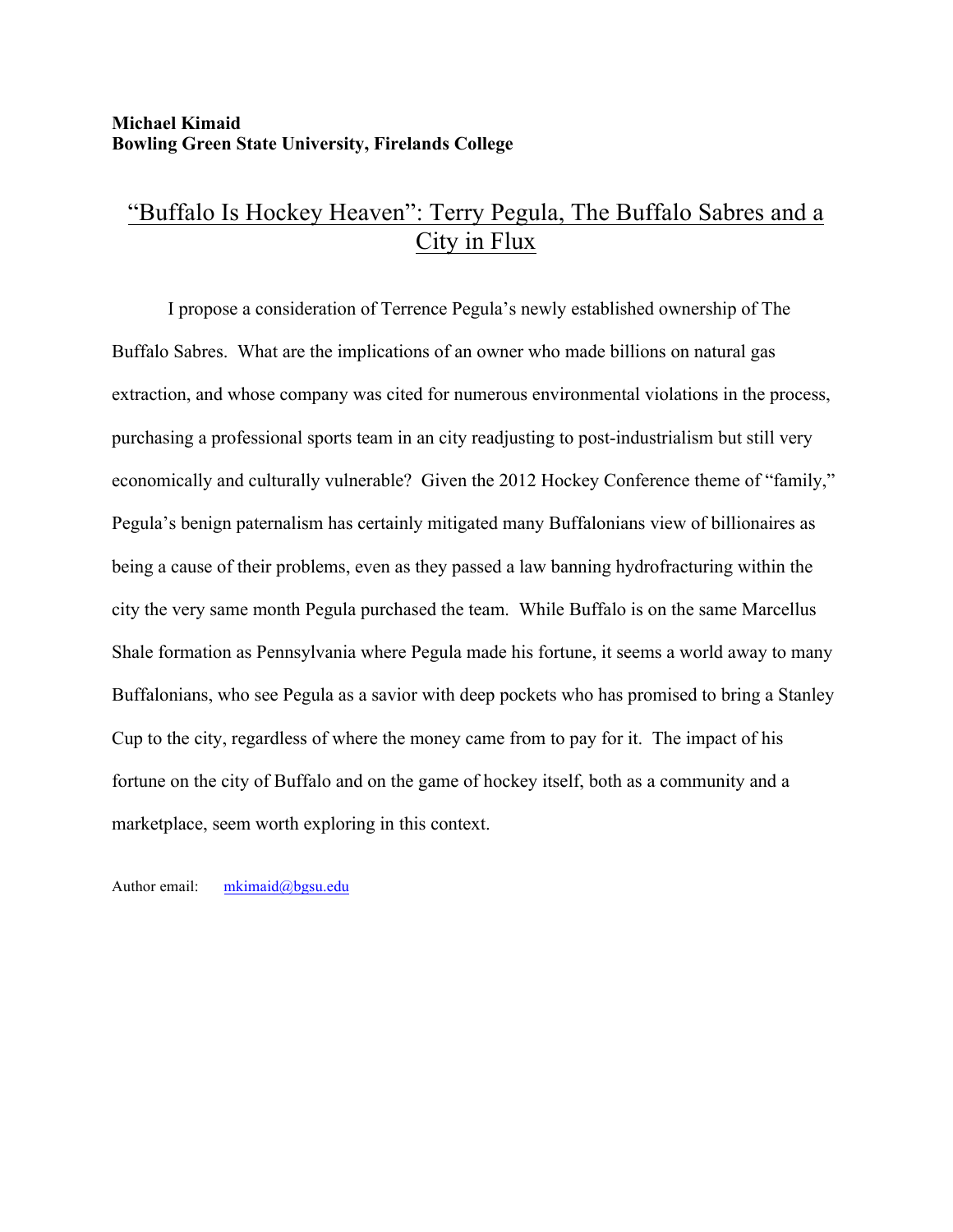**Michael Kimaid**
**Bowling Green State University, Firelands College**

# "Buffalo Is Hockey Heaven": Terry Pegula, The Buffalo Sabres and a City in Flux

I propose a consideration of Terrence Pegula's newly established ownership of The Buffalo Sabres. What are the implications of an owner who made billions on natural gas extraction, and whose company was cited for numerous environmental violations in the process, purchasing a professional sports team in an city readjusting to post-industrialism but still very economically and culturally vulnerable? Given the 2012 Hockey Conference theme of "family," Pegula's benign paternalism has certainly mitigated many Buffalonians view of billionaires as being a cause of their problems, even as they passed a law banning hydrofracturing within the city the very same month Pegula purchased the team. While Buffalo is on the same Marcellus Shale formation as Pennsylvania where Pegula made his fortune, it seems a world away to many Buffalonians, who see Pegula as a savior with deep pockets who has promised to bring a Stanley Cup to the city, regardless of where the money came from to pay for it. The impact of his fortune on the city of Buffalo and on the game of hockey itself, both as a community and a marketplace, seem worth exploring in this context.

Author email: mkimaid@bgsu.edu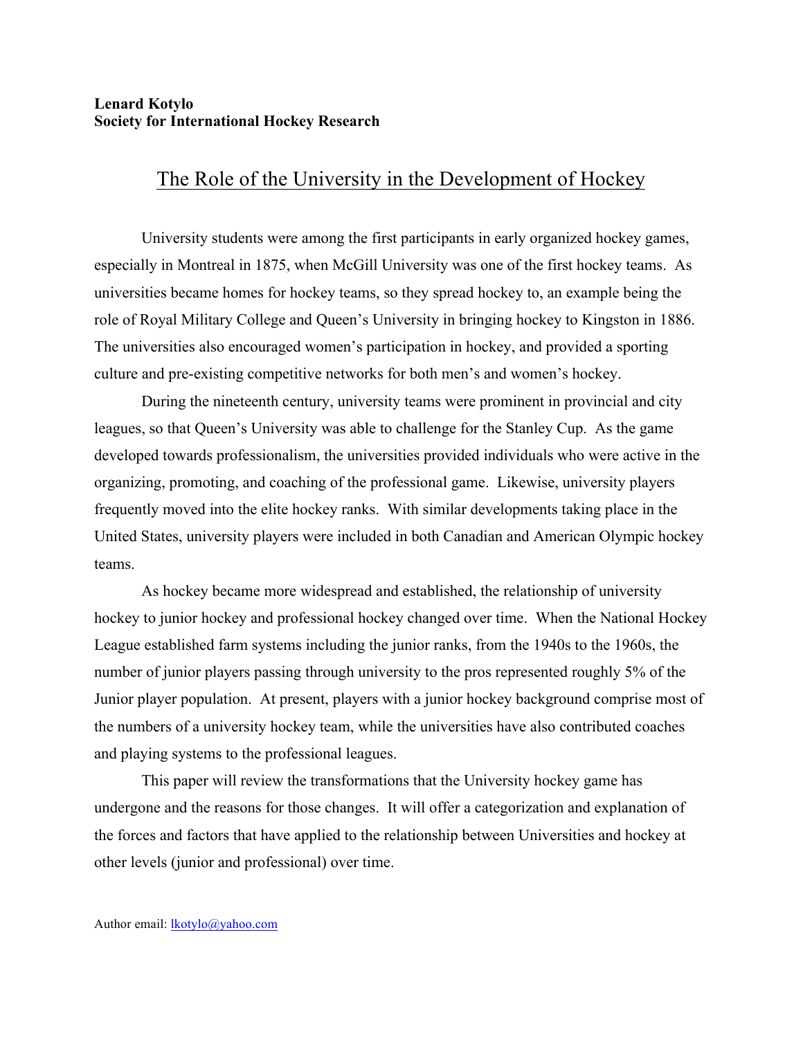**Lenard Kotylo**
**Society for International Hockey Research**

# The Role of the University in the Development of Hockey

University students were among the first participants in early organized hockey games, especially in Montreal in 1875, when McGill University was one of the first hockey teams. As universities became homes for hockey teams, so they spread hockey to, an example being the role of Royal Military College and Queen's University in bringing hockey to Kingston in 1886. The universities also encouraged women's participation in hockey, and provided a sporting culture and pre-existing competitive networks for both men's and women's hockey.

During the nineteenth century, university teams were prominent in provincial and city leagues, so that Queen's University was able to challenge for the Stanley Cup. As the game developed towards professionalism, the universities provided individuals who were active in the organizing, promoting, and coaching of the professional game. Likewise, university players frequently moved into the elite hockey ranks. With similar developments taking place in the United States, university players were included in both Canadian and American Olympic hockey teams.

As hockey became more widespread and established, the relationship of university hockey to junior hockey and professional hockey changed over time. When the National Hockey League established farm systems including the junior ranks, from the 1940s to the 1960s, the number of junior players passing through university to the pros represented roughly 5% of the Junior player population. At present, players with a junior hockey background comprise most of the numbers of a university hockey team, while the universities have also contributed coaches and playing systems to the professional leagues.

This paper will review the transformations that the University hockey game has undergone and the reasons for those changes. It will offer a categorization and explanation of the forces and factors that have applied to the relationship between Universities and hockey at other levels (junior and professional) over time.

Author email: lkotylo@yahoo.com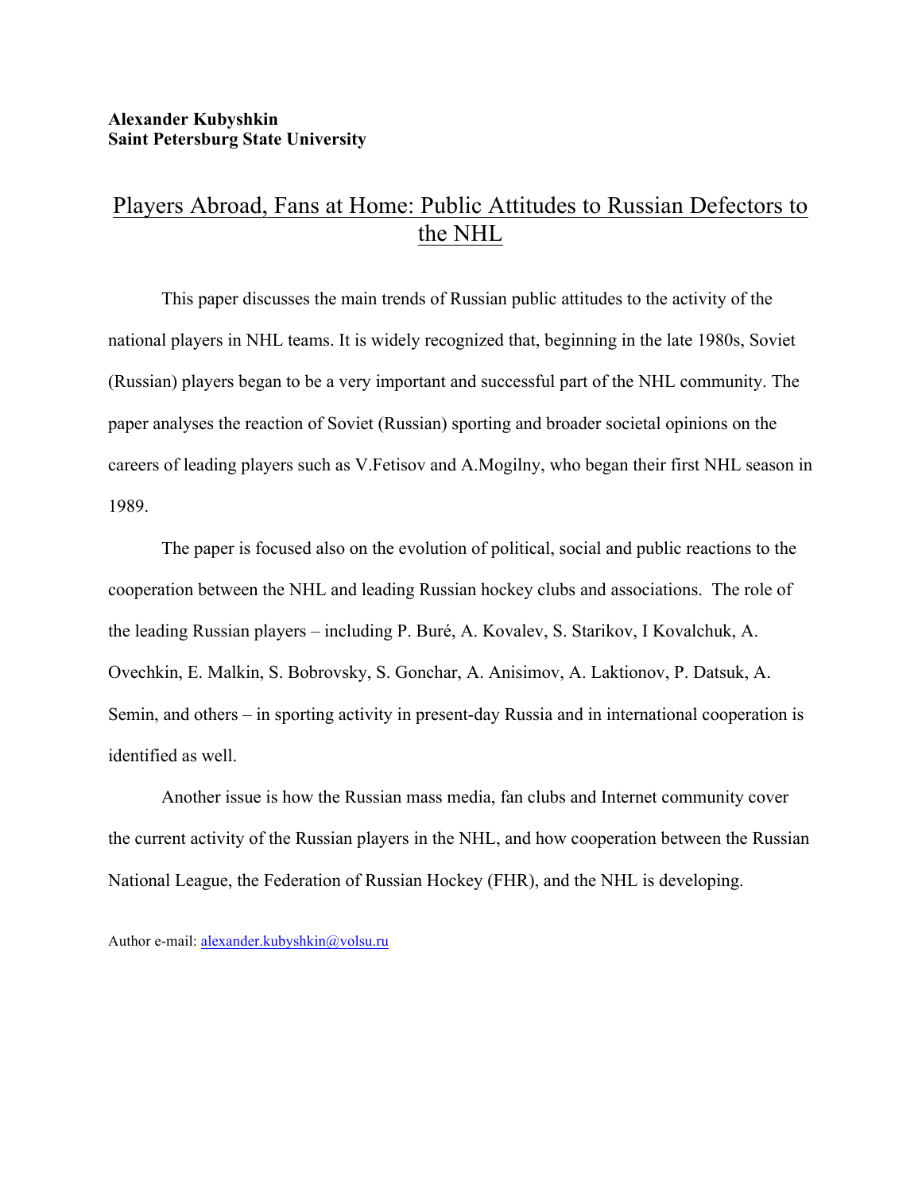**Alexander Kubyshkin**
**Saint Petersburg State University**

# Players Abroad, Fans at Home: Public Attitudes to Russian Defectors to the NHL

This paper discusses the main trends of Russian public attitudes to the activity of the national players in NHL teams. It is widely recognized that, beginning in the late 1980s, Soviet (Russian) players began to be a very important and successful part of the NHL community. The paper analyses the reaction of Soviet (Russian) sporting and broader societal opinions on the careers of leading players such as V.Fetisov and A.Mogilny, who began their first NHL season in 1989.

The paper is focused also on the evolution of political, social and public reactions to the cooperation between the NHL and leading Russian hockey clubs and associations. The role of the leading Russian players – including P. Buré, A. Kovalev, S. Starikov, I Kovalchuk, A. Ovechkin, E. Malkin, S. Bobrovsky, S. Gonchar, A. Anisimov, A. Laktionov, P. Datsuk, A. Semin, and others – in sporting activity in present-day Russia and in international cooperation is identified as well.

Another issue is how the Russian mass media, fan clubs and Internet community cover the current activity of the Russian players in the NHL, and how cooperation between the Russian National League, the Federation of Russian Hockey (FHR), and the NHL is developing.

Author e-mail: alexander.kubyshkin@volsu.ru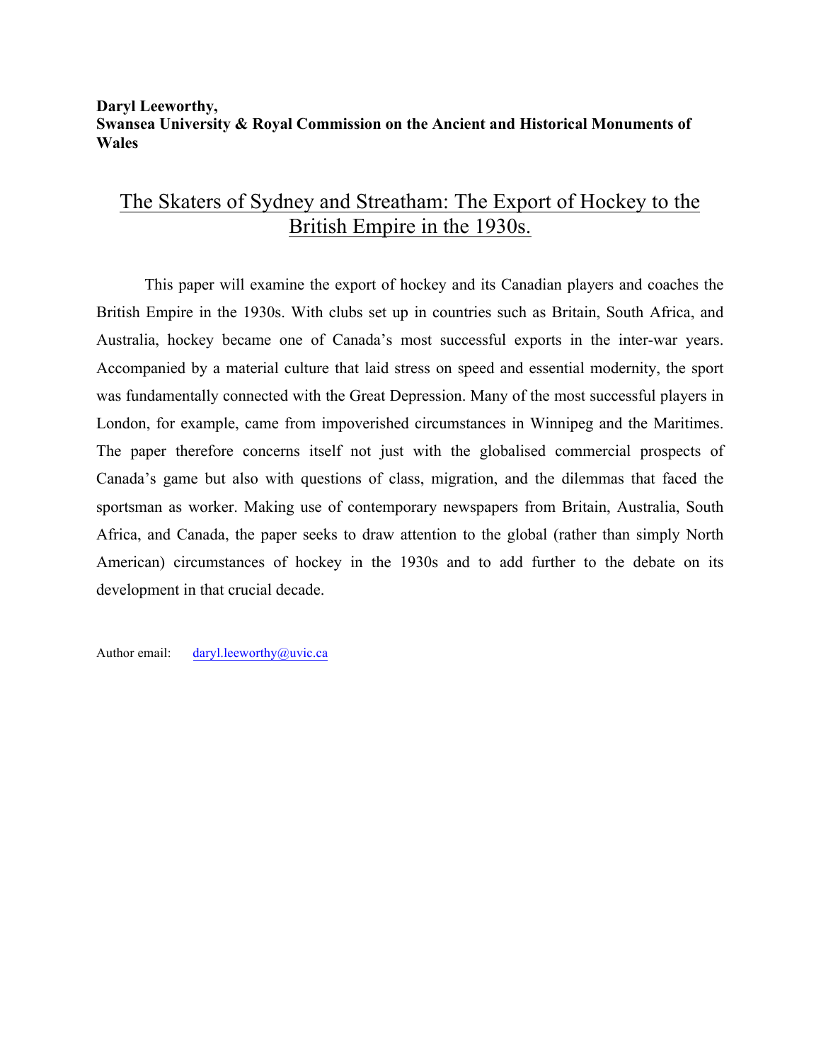**Daryl Leeworthy,**
**Swansea University & Royal Commission on the Ancient and Historical Monuments of Wales**

# The Skaters of Sydney and Streatham: The Export of Hockey to the British Empire in the 1930s.

This paper will examine the export of hockey and its Canadian players and coaches the British Empire in the 1930s. With clubs set up in countries such as Britain, South Africa, and Australia, hockey became one of Canada's most successful exports in the inter-war years. Accompanied by a material culture that laid stress on speed and essential modernity, the sport was fundamentally connected with the Great Depression. Many of the most successful players in London, for example, came from impoverished circumstances in Winnipeg and the Maritimes. The paper therefore concerns itself not just with the globalised commercial prospects of Canada's game but also with questions of class, migration, and the dilemmas that faced the sportsman as worker. Making use of contemporary newspapers from Britain, Australia, South Africa, and Canada, the paper seeks to draw attention to the global (rather than simply North American) circumstances of hockey in the 1930s and to add further to the debate on its development in that crucial decade.

Author email: daryl.leeworthy@uvic.ca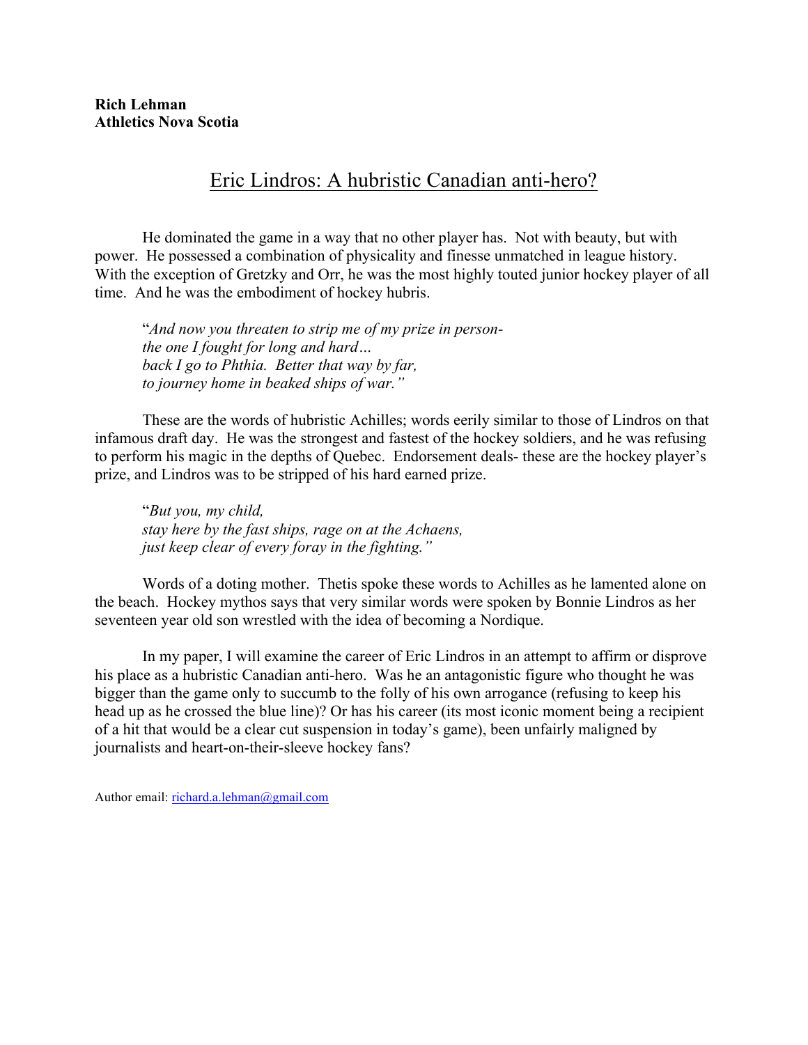**Rich Lehman**
**Athletics Nova Scotia**

# Eric Lindros: A hubristic Canadian anti-hero?

He dominated the game in a way that no other player has. Not with beauty, but with power. He possessed a combination of physicality and finesse unmatched in league history. With the exception of Gretzky and Orr, he was the most highly touted junior hockey player of all time. And he was the embodiment of hockey hubris.

> "*And now you threaten to strip me of my prize in person-*
> *the one I fought for long and hard…*
> *back I go to Phthia. Better that way by far,*
> *to journey home in beaked ships of war."*

These are the words of hubristic Achilles; words eerily similar to those of Lindros on that infamous draft day. He was the strongest and fastest of the hockey soldiers, and he was refusing to perform his magic in the depths of Quebec. Endorsement deals- these are the hockey player's prize, and Lindros was to be stripped of his hard earned prize.

> "*But you, my child,*
> *stay here by the fast ships, rage on at the Achaens,*
> *just keep clear of every foray in the fighting."*

Words of a doting mother. Thetis spoke these words to Achilles as he lamented alone on the beach. Hockey mythos says that very similar words were spoken by Bonnie Lindros as her seventeen year old son wrestled with the idea of becoming a Nordique.

In my paper, I will examine the career of Eric Lindros in an attempt to affirm or disprove his place as a hubristic Canadian anti-hero. Was he an antagonistic figure who thought he was bigger than the game only to succumb to the folly of his own arrogance (refusing to keep his head up as he crossed the blue line)? Or has his career (its most iconic moment being a recipient of a hit that would be a clear cut suspension in today's game), been unfairly maligned by journalists and heart-on-their-sleeve hockey fans?

Author email: richard.a.lehman@gmail.com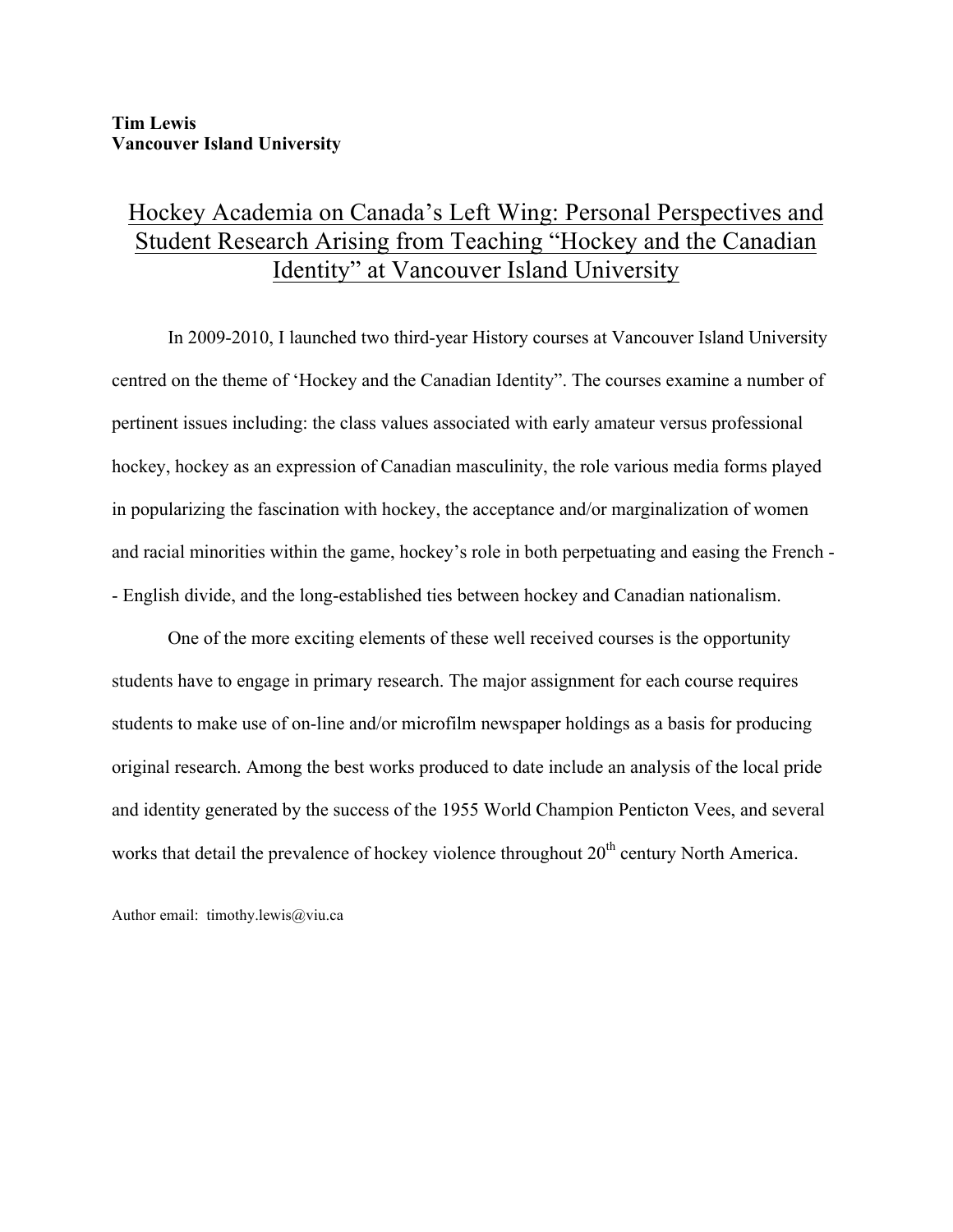**Tim Lewis**
**Vancouver Island University**

# Hockey Academia on Canada's Left Wing: Personal Perspectives and Student Research Arising from Teaching "Hockey and the Canadian Identity" at Vancouver Island University

In 2009-2010, I launched two third-year History courses at Vancouver Island University centred on the theme of 'Hockey and the Canadian Identity". The courses examine a number of pertinent issues including: the class values associated with early amateur versus professional hockey, hockey as an expression of Canadian masculinity, the role various media forms played in popularizing the fascination with hockey, the acceptance and/or marginalization of women and racial minorities within the game, hockey's role in both perpetuating and easing the French -- English divide, and the long-established ties between hockey and Canadian nationalism.

One of the more exciting elements of these well received courses is the opportunity students have to engage in primary research. The major assignment for each course requires students to make use of on-line and/or microfilm newspaper holdings as a basis for producing original research. Among the best works produced to date include an analysis of the local pride and identity generated by the success of the 1955 World Champion Penticton Vees, and several works that detail the prevalence of hockey violence throughout 20th century North America.

Author email: timothy.lewis@viu.ca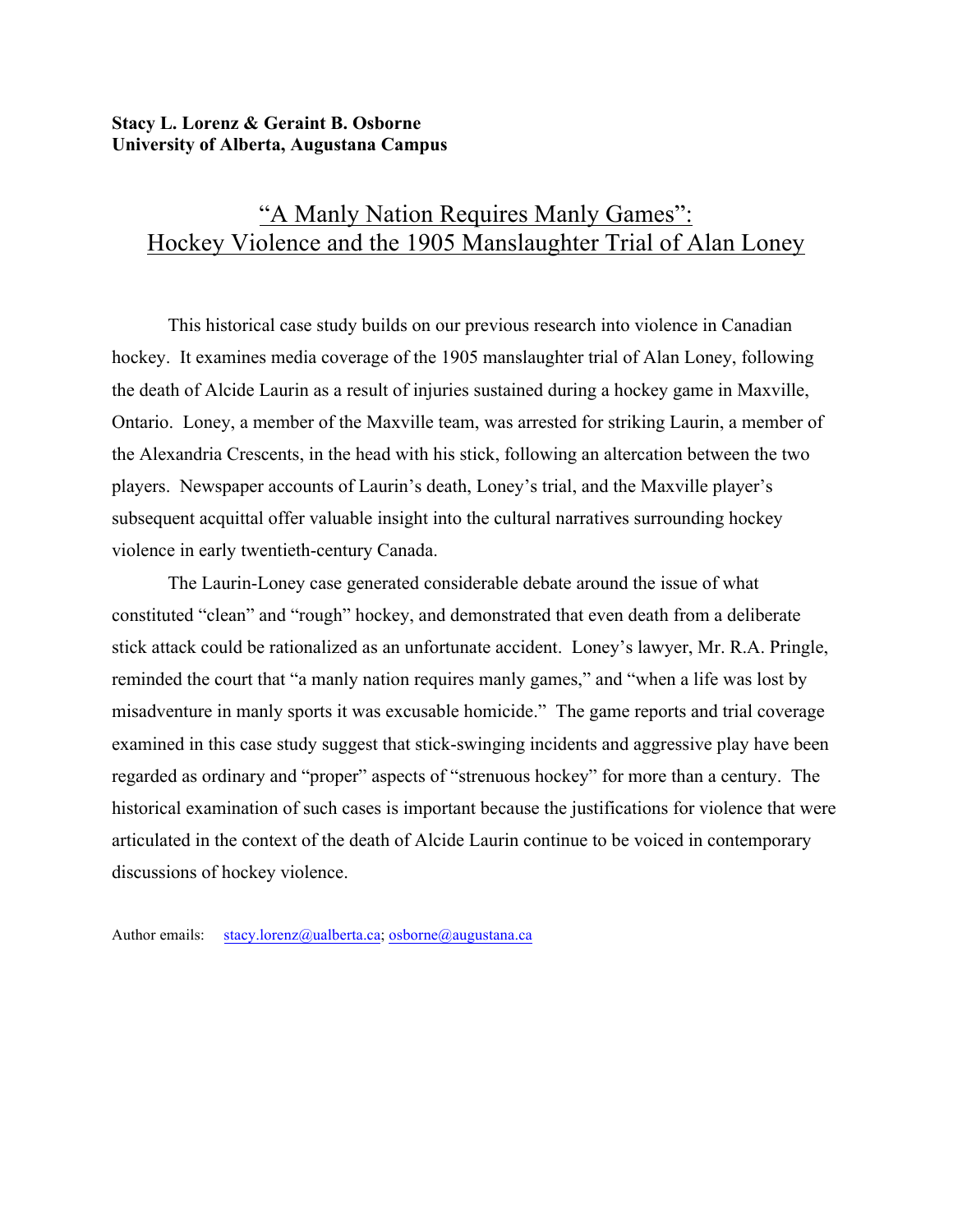**Stacy L. Lorenz & Geraint B. Osborne**
**University of Alberta, Augustana Campus**

# "A Manly Nation Requires Manly Games": Hockey Violence and the 1905 Manslaughter Trial of Alan Loney

This historical case study builds on our previous research into violence in Canadian hockey. It examines media coverage of the 1905 manslaughter trial of Alan Loney, following the death of Alcide Laurin as a result of injuries sustained during a hockey game in Maxville, Ontario. Loney, a member of the Maxville team, was arrested for striking Laurin, a member of the Alexandria Crescents, in the head with his stick, following an altercation between the two players. Newspaper accounts of Laurin's death, Loney's trial, and the Maxville player's subsequent acquittal offer valuable insight into the cultural narratives surrounding hockey violence in early twentieth-century Canada.

The Laurin-Loney case generated considerable debate around the issue of what constituted "clean" and "rough" hockey, and demonstrated that even death from a deliberate stick attack could be rationalized as an unfortunate accident. Loney's lawyer, Mr. R.A. Pringle, reminded the court that "a manly nation requires manly games," and "when a life was lost by misadventure in manly sports it was excusable homicide." The game reports and trial coverage examined in this case study suggest that stick-swinging incidents and aggressive play have been regarded as ordinary and "proper" aspects of "strenuous hockey" for more than a century. The historical examination of such cases is important because the justifications for violence that were articulated in the context of the death of Alcide Laurin continue to be voiced in contemporary discussions of hockey violence.

Author emails: stacy.lorenz@ualberta.ca; osborne@augustana.ca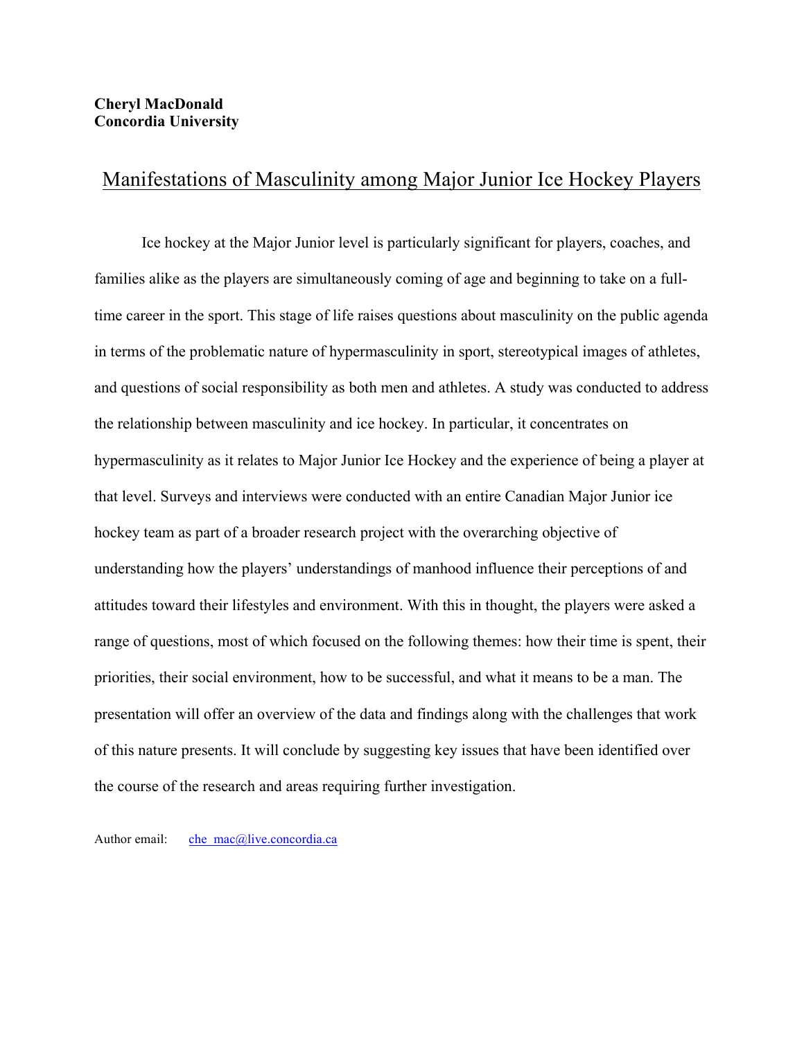**Cheryl MacDonald**
**Concordia University**

# Manifestations of Masculinity among Major Junior Ice Hockey Players

Ice hockey at the Major Junior level is particularly significant for players, coaches, and families alike as the players are simultaneously coming of age and beginning to take on a full-time career in the sport. This stage of life raises questions about masculinity on the public agenda in terms of the problematic nature of hypermasculinity in sport, stereotypical images of athletes, and questions of social responsibility as both men and athletes. A study was conducted to address the relationship between masculinity and ice hockey. In particular, it concentrates on hypermasculinity as it relates to Major Junior Ice Hockey and the experience of being a player at that level. Surveys and interviews were conducted with an entire Canadian Major Junior ice hockey team as part of a broader research project with the overarching objective of understanding how the players' understandings of manhood influence their perceptions of and attitudes toward their lifestyles and environment. With this in thought, the players were asked a range of questions, most of which focused on the following themes: how their time is spent, their priorities, their social environment, how to be successful, and what it means to be a man. The presentation will offer an overview of the data and findings along with the challenges that work of this nature presents. It will conclude by suggesting key issues that have been identified over the course of the research and areas requiring further investigation.

Author email: che_mac@live.concordia.ca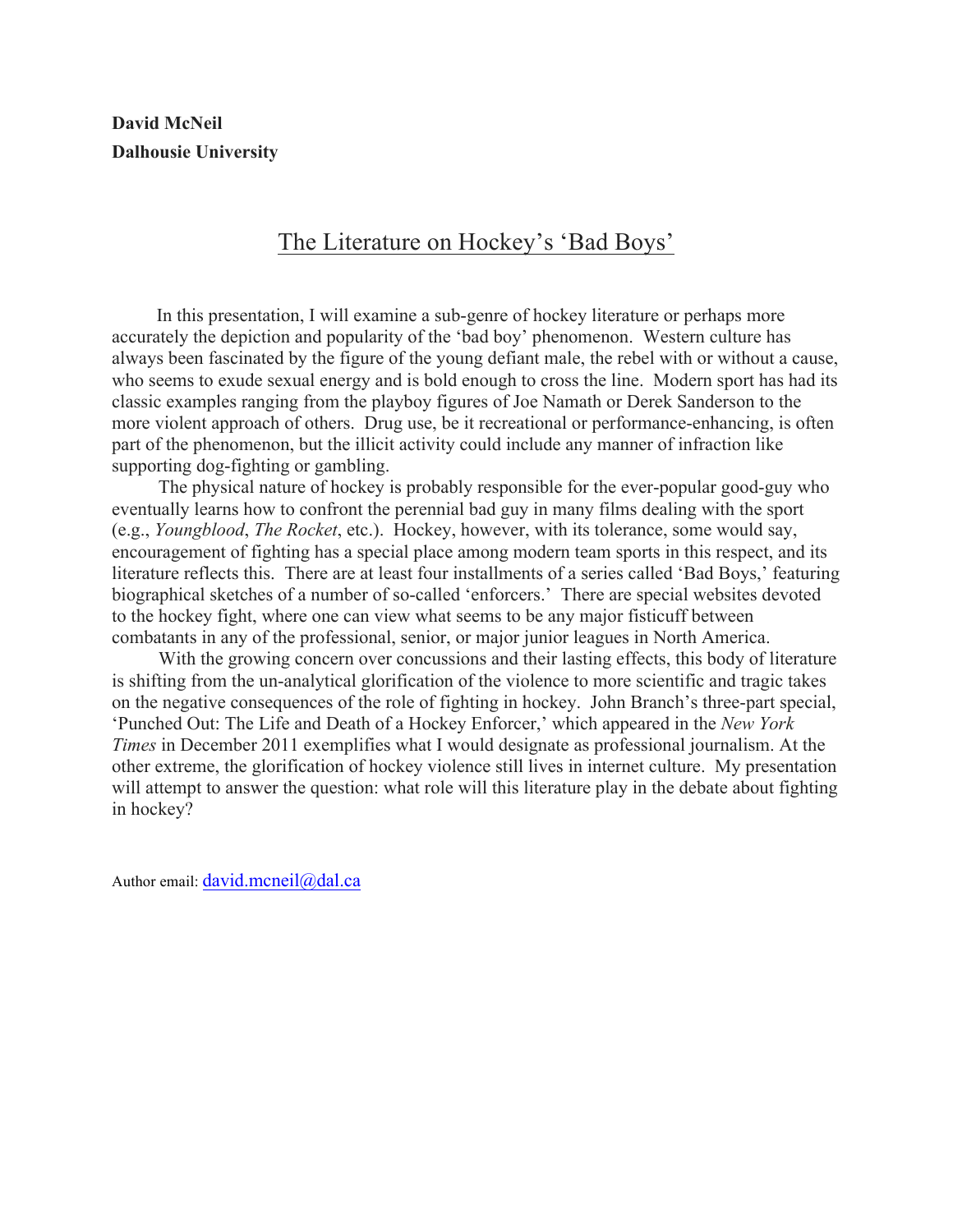**David McNeil**
**Dalhousie University**

# The Literature on Hockey's 'Bad Boys'

In this presentation, I will examine a sub-genre of hockey literature or perhaps more accurately the depiction and popularity of the 'bad boy' phenomenon. Western culture has always been fascinated by the figure of the young defiant male, the rebel with or without a cause, who seems to exude sexual energy and is bold enough to cross the line. Modern sport has had its classic examples ranging from the playboy figures of Joe Namath or Derek Sanderson to the more violent approach of others. Drug use, be it recreational or performance-enhancing, is often part of the phenomenon, but the illicit activity could include any manner of infraction like supporting dog-fighting or gambling.

The physical nature of hockey is probably responsible for the ever-popular good-guy who eventually learns how to confront the perennial bad guy in many films dealing with the sport (e.g., *Youngblood*, *The Rocket*, etc.). Hockey, however, with its tolerance, some would say, encouragement of fighting has a special place among modern team sports in this respect, and its literature reflects this. There are at least four installments of a series called 'Bad Boys,' featuring biographical sketches of a number of so-called 'enforcers.' There are special websites devoted to the hockey fight, where one can view what seems to be any major fisticuff between combatants in any of the professional, senior, or major junior leagues in North America.

With the growing concern over concussions and their lasting effects, this body of literature is shifting from the un-analytical glorification of the violence to more scientific and tragic takes on the negative consequences of the role of fighting in hockey. John Branch's three-part special, 'Punched Out: The Life and Death of a Hockey Enforcer,' which appeared in the *New York Times* in December 2011 exemplifies what I would designate as professional journalism. At the other extreme, the glorification of hockey violence still lives in internet culture. My presentation will attempt to answer the question: what role will this literature play in the debate about fighting in hockey?

Author email: david.mcneil@dal.ca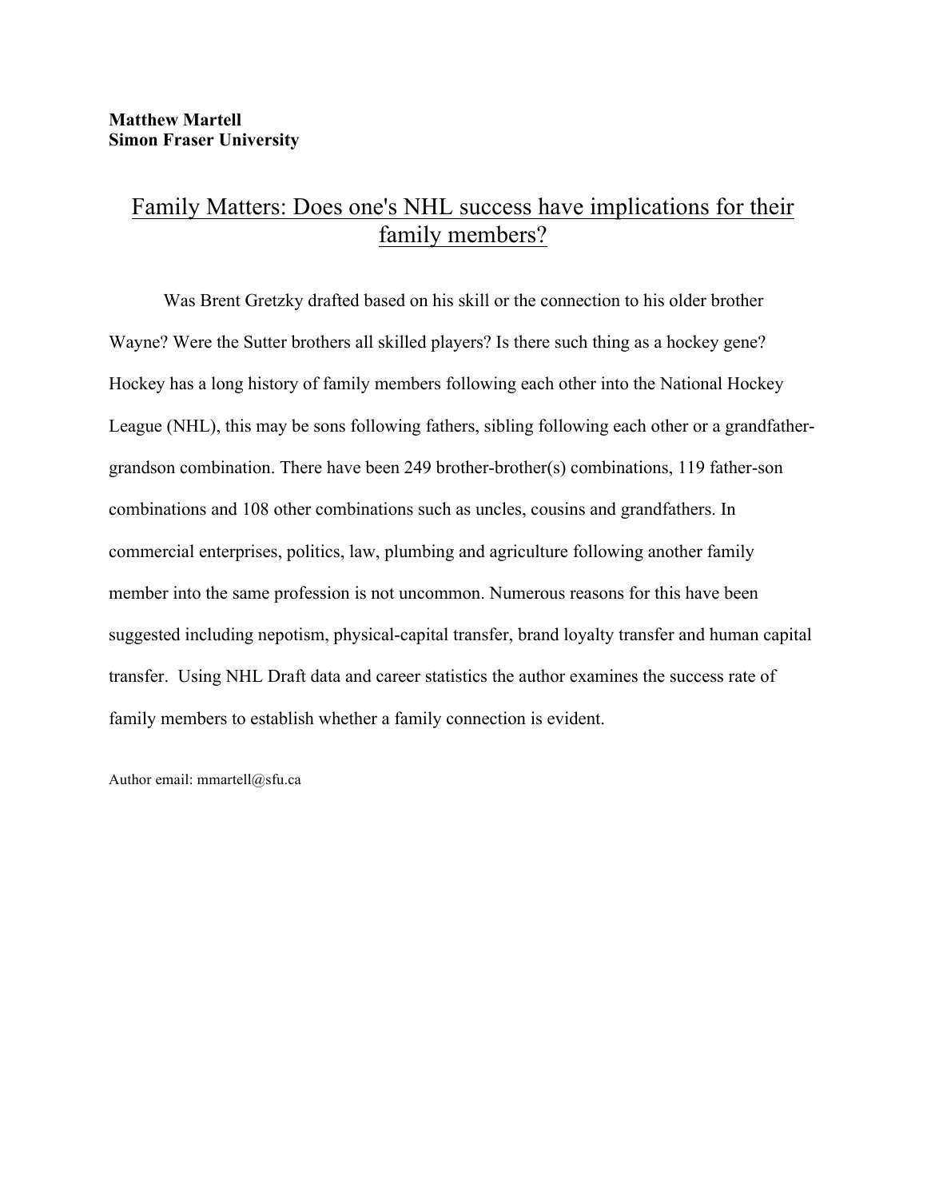**Matthew Martell**
**Simon Fraser University**

# Family Matters: Does one's NHL success have implications for their family members?

Was Brent Gretzky drafted based on his skill or the connection to his older brother Wayne? Were the Sutter brothers all skilled players? Is there such thing as a hockey gene? Hockey has a long history of family members following each other into the National Hockey League (NHL), this may be sons following fathers, sibling following each other or a grandfather-grandson combination. There have been 249 brother-brother(s) combinations, 119 father-son combinations and 108 other combinations such as uncles, cousins and grandfathers. In commercial enterprises, politics, law, plumbing and agriculture following another family member into the same profession is not uncommon. Numerous reasons for this have been suggested including nepotism, physical-capital transfer, brand loyalty transfer and human capital transfer. Using NHL Draft data and career statistics the author examines the success rate of family members to establish whether a family connection is evident.

Author email: mmartell@sfu.ca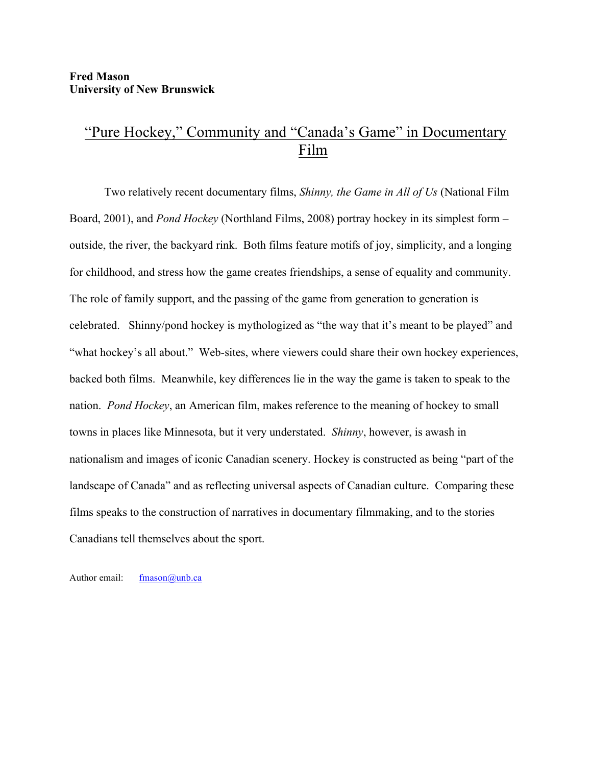**Fred Mason**
**University of New Brunswick**

# "Pure Hockey," Community and "Canada's Game" in Documentary Film

Two relatively recent documentary films, *Shinny, the Game in All of Us* (National Film Board, 2001), and *Pond Hockey* (Northland Films, 2008) portray hockey in its simplest form – outside, the river, the backyard rink. Both films feature motifs of joy, simplicity, and a longing for childhood, and stress how the game creates friendships, a sense of equality and community. The role of family support, and the passing of the game from generation to generation is celebrated. Shinny/pond hockey is mythologized as "the way that it's meant to be played" and "what hockey's all about." Web-sites, where viewers could share their own hockey experiences, backed both films. Meanwhile, key differences lie in the way the game is taken to speak to the nation. *Pond Hockey*, an American film, makes reference to the meaning of hockey to small towns in places like Minnesota, but it very understated. *Shinny*, however, is awash in nationalism and images of iconic Canadian scenery. Hockey is constructed as being "part of the landscape of Canada" and as reflecting universal aspects of Canadian culture. Comparing these films speaks to the construction of narratives in documentary filmmaking, and to the stories Canadians tell themselves about the sport.

Author email: fmason@unb.ca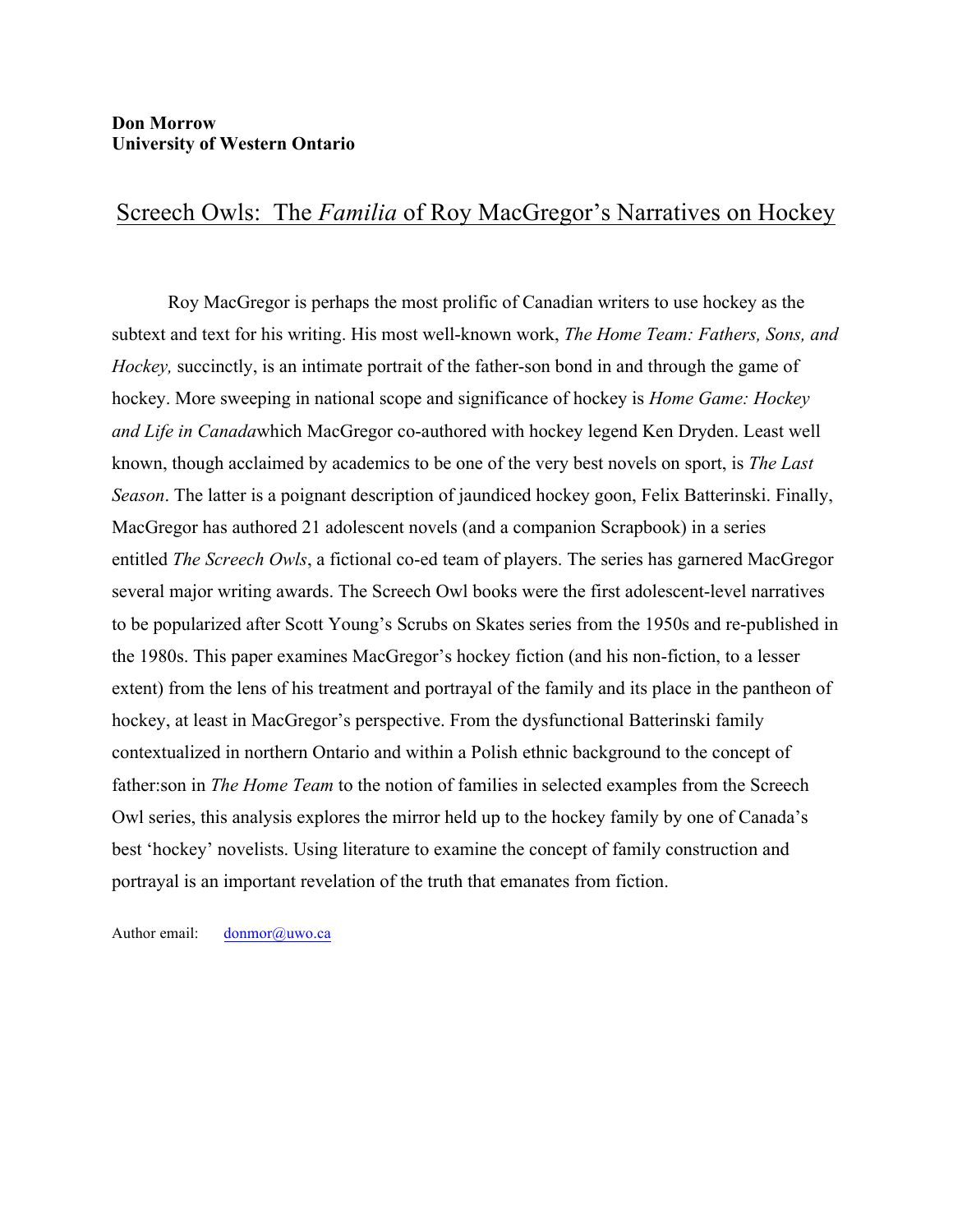**Don Morrow**
**University of Western Ontario**

# Screech Owls: The *Familia* of Roy MacGregor's Narratives on Hockey

Roy MacGregor is perhaps the most prolific of Canadian writers to use hockey as the subtext and text for his writing. His most well-known work, *The Home Team: Fathers, Sons, and Hockey,* succinctly, is an intimate portrait of the father-son bond in and through the game of hockey. More sweeping in national scope and significance of hockey is *Home Game: Hockey and Life in Canada*which MacGregor co-authored with hockey legend Ken Dryden. Least well known, though acclaimed by academics to be one of the very best novels on sport, is *The Last Season*. The latter is a poignant description of jaundiced hockey goon, Felix Batterinski. Finally, MacGregor has authored 21 adolescent novels (and a companion Scrapbook) in a series entitled *The Screech Owls*, a fictional co-ed team of players. The series has garnered MacGregor several major writing awards. The Screech Owl books were the first adolescent-level narratives to be popularized after Scott Young's Scrubs on Skates series from the 1950s and re-published in the 1980s. This paper examines MacGregor's hockey fiction (and his non-fiction, to a lesser extent) from the lens of his treatment and portrayal of the family and its place in the pantheon of hockey, at least in MacGregor's perspective. From the dysfunctional Batterinski family contextualized in northern Ontario and within a Polish ethnic background to the concept of father:son in *The Home Team* to the notion of families in selected examples from the Screech Owl series, this analysis explores the mirror held up to the hockey family by one of Canada's best 'hockey' novelists. Using literature to examine the concept of family construction and portrayal is an important revelation of the truth that emanates from fiction.

Author email: donmor@uwo.ca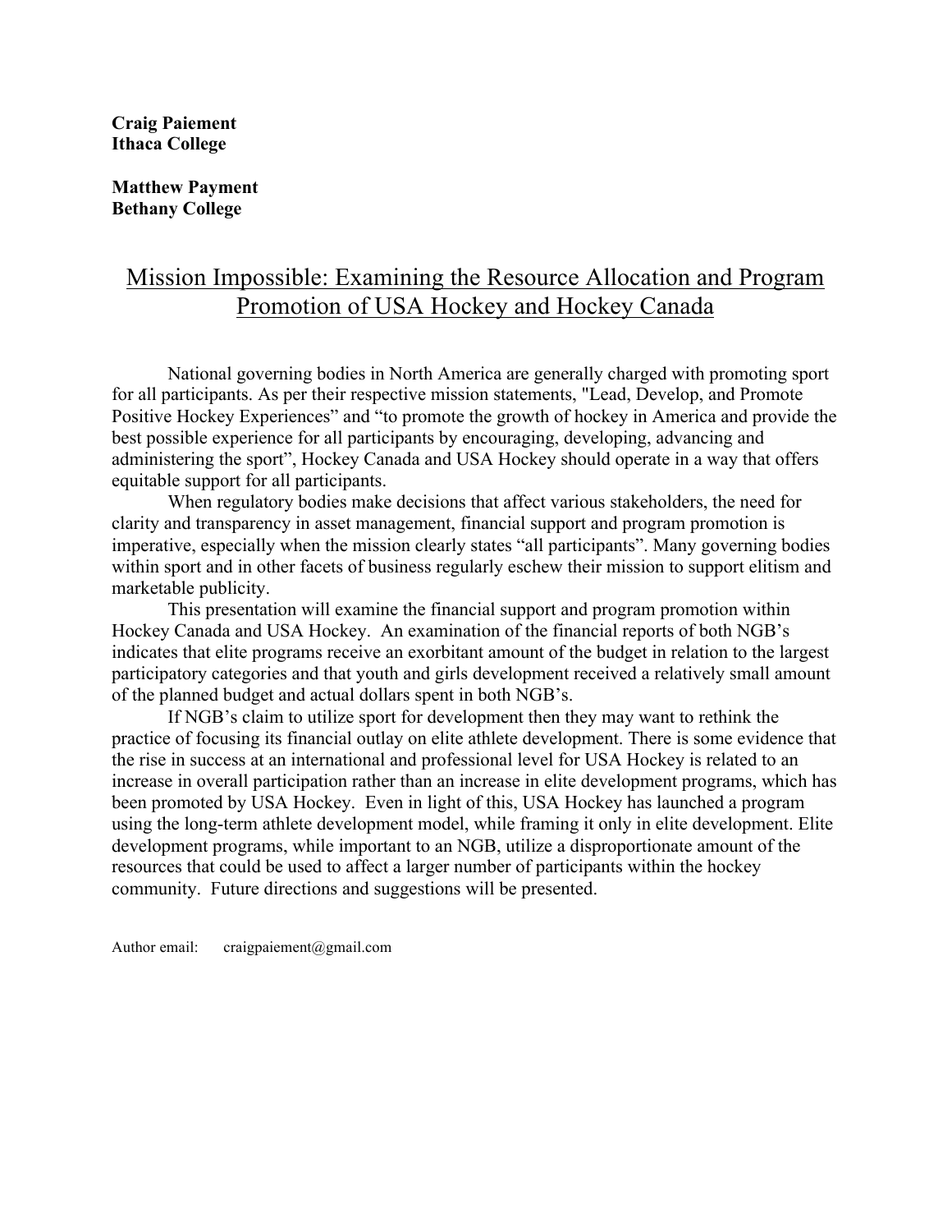**Craig Paiement**
**Ithaca College**

**Matthew Payment**
**Bethany College**

# Mission Impossible: Examining the Resource Allocation and Program Promotion of USA Hockey and Hockey Canada

National governing bodies in North America are generally charged with promoting sport for all participants. As per their respective mission statements, "Lead, Develop, and Promote Positive Hockey Experiences" and "to promote the growth of hockey in America and provide the best possible experience for all participants by encouraging, developing, advancing and administering the sport", Hockey Canada and USA Hockey should operate in a way that offers equitable support for all participants.

When regulatory bodies make decisions that affect various stakeholders, the need for clarity and transparency in asset management, financial support and program promotion is imperative, especially when the mission clearly states "all participants". Many governing bodies within sport and in other facets of business regularly eschew their mission to support elitism and marketable publicity.

This presentation will examine the financial support and program promotion within Hockey Canada and USA Hockey. An examination of the financial reports of both NGB's indicates that elite programs receive an exorbitant amount of the budget in relation to the largest participatory categories and that youth and girls development received a relatively small amount of the planned budget and actual dollars spent in both NGB's.

If NGB's claim to utilize sport for development then they may want to rethink the practice of focusing its financial outlay on elite athlete development. There is some evidence that the rise in success at an international and professional level for USA Hockey is related to an increase in overall participation rather than an increase in elite development programs, which has been promoted by USA Hockey. Even in light of this, USA Hockey has launched a program using the long-term athlete development model, while framing it only in elite development. Elite development programs, while important to an NGB, utilize a disproportionate amount of the resources that could be used to affect a larger number of participants within the hockey community. Future directions and suggestions will be presented.

Author email: craigpaiement@gmail.com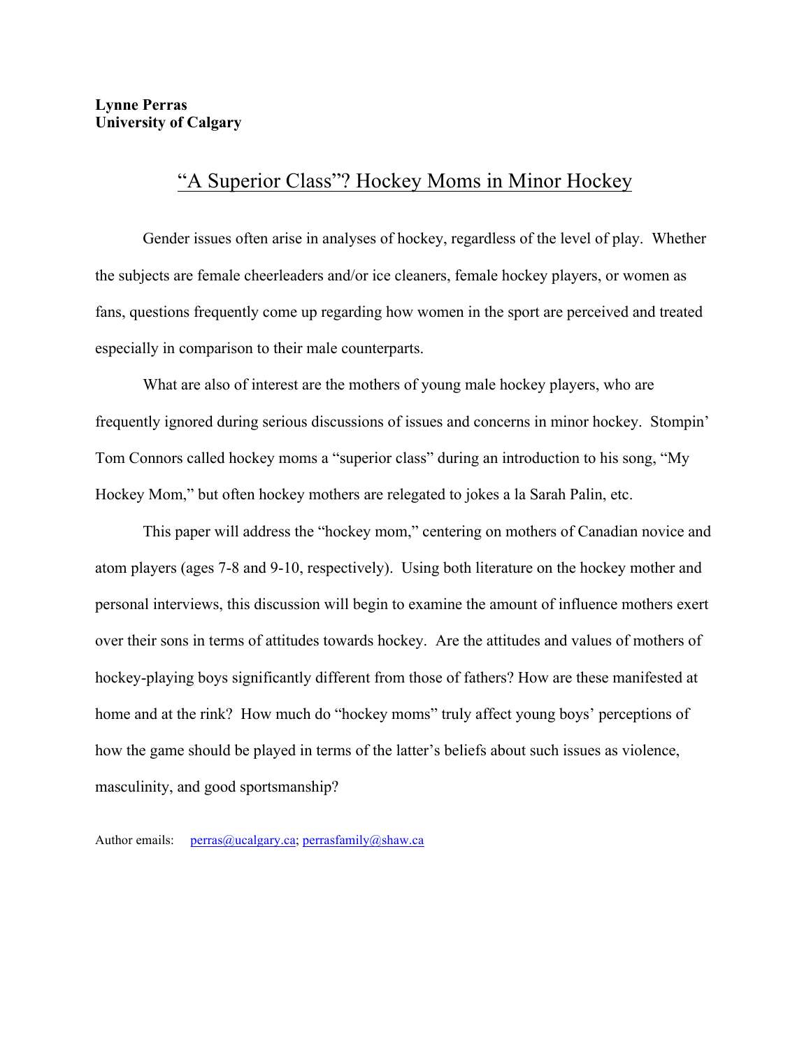**Lynne Perras**
**University of Calgary**

# "A Superior Class"? Hockey Moms in Minor Hockey

Gender issues often arise in analyses of hockey, regardless of the level of play. Whether the subjects are female cheerleaders and/or ice cleaners, female hockey players, or women as fans, questions frequently come up regarding how women in the sport are perceived and treated especially in comparison to their male counterparts.

What are also of interest are the mothers of young male hockey players, who are frequently ignored during serious discussions of issues and concerns in minor hockey. Stompin' Tom Connors called hockey moms a "superior class" during an introduction to his song, "My Hockey Mom," but often hockey mothers are relegated to jokes a la Sarah Palin, etc.

This paper will address the "hockey mom," centering on mothers of Canadian novice and atom players (ages 7-8 and 9-10, respectively). Using both literature on the hockey mother and personal interviews, this discussion will begin to examine the amount of influence mothers exert over their sons in terms of attitudes towards hockey. Are the attitudes and values of mothers of hockey-playing boys significantly different from those of fathers? How are these manifested at home and at the rink? How much do "hockey moms" truly affect young boys' perceptions of how the game should be played in terms of the latter's beliefs about such issues as violence, masculinity, and good sportsmanship?

Author emails: perras@ucalgary.ca; perrasfamily@shaw.ca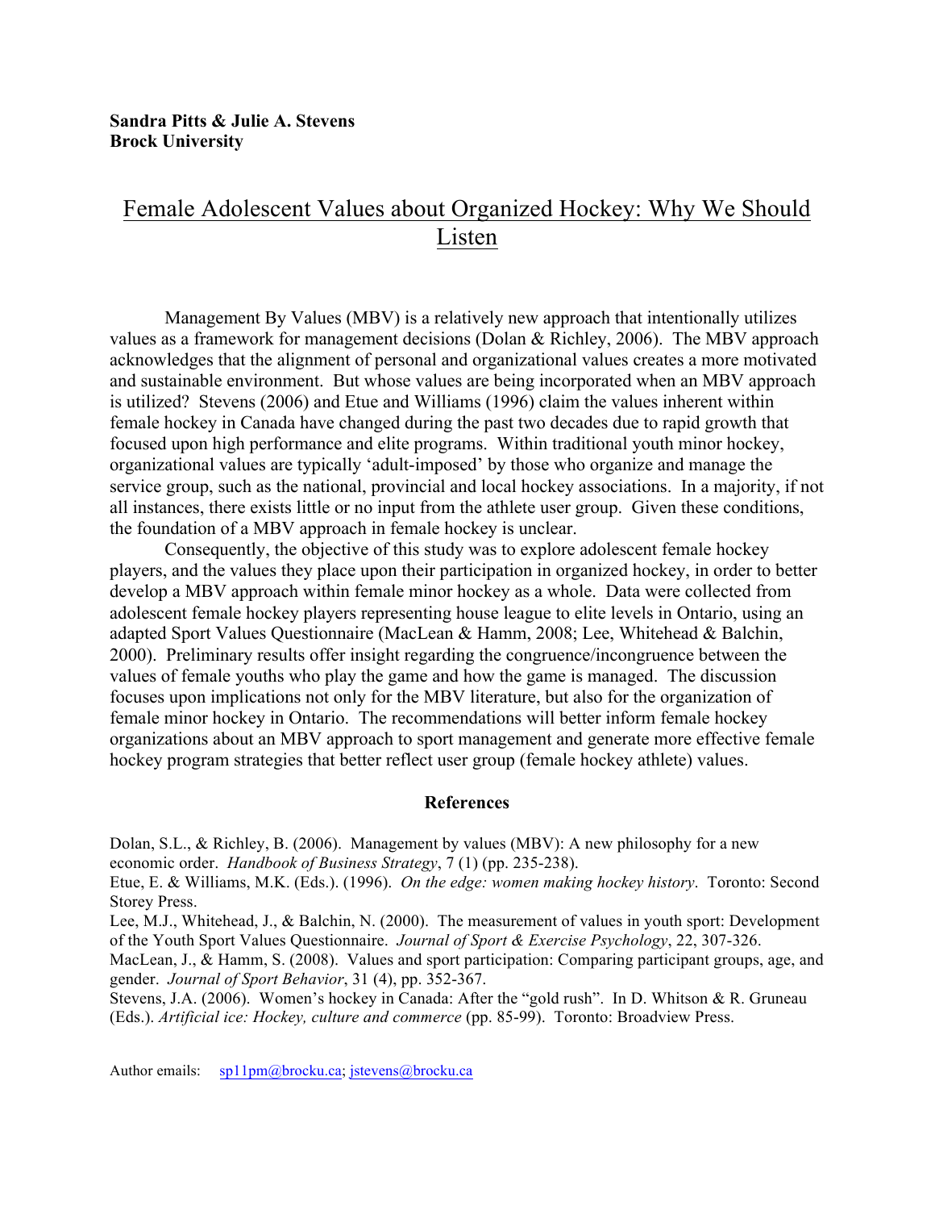**Sandra Pitts & Julie A. Stevens**
**Brock University**

# Female Adolescent Values about Organized Hockey: Why We Should Listen

Management By Values (MBV) is a relatively new approach that intentionally utilizes values as a framework for management decisions (Dolan & Richley, 2006). The MBV approach acknowledges that the alignment of personal and organizational values creates a more motivated and sustainable environment. But whose values are being incorporated when an MBV approach is utilized? Stevens (2006) and Etue and Williams (1996) claim the values inherent within female hockey in Canada have changed during the past two decades due to rapid growth that focused upon high performance and elite programs. Within traditional youth minor hockey, organizational values are typically 'adult-imposed' by those who organize and manage the service group, such as the national, provincial and local hockey associations. In a majority, if not all instances, there exists little or no input from the athlete user group. Given these conditions, the foundation of a MBV approach in female hockey is unclear.

Consequently, the objective of this study was to explore adolescent female hockey players, and the values they place upon their participation in organized hockey, in order to better develop a MBV approach within female minor hockey as a whole. Data were collected from adolescent female hockey players representing house league to elite levels in Ontario, using an adapted Sport Values Questionnaire (MacLean & Hamm, 2008; Lee, Whitehead & Balchin, 2000). Preliminary results offer insight regarding the congruence/incongruence between the values of female youths who play the game and how the game is managed. The discussion focuses upon implications not only for the MBV literature, but also for the organization of female minor hockey in Ontario. The recommendations will better inform female hockey organizations about an MBV approach to sport management and generate more effective female hockey program strategies that better reflect user group (female hockey athlete) values.

**References**

Dolan, S.L., & Richley, B. (2006). Management by values (MBV): A new philosophy for a new economic order. *Handbook of Business Strategy*, 7 (1) (pp. 235-238).

Etue, E. & Williams, M.K. (Eds.). (1996). *On the edge: women making hockey history*. Toronto: Second Storey Press.

Lee, M.J., Whitehead, J., & Balchin, N. (2000). The measurement of values in youth sport: Development of the Youth Sport Values Questionnaire. *Journal of Sport & Exercise Psychology*, 22, 307-326.

MacLean, J., & Hamm, S. (2008). Values and sport participation: Comparing participant groups, age, and gender. *Journal of Sport Behavior*, 31 (4), pp. 352-367.

Stevens, J.A. (2006). Women's hockey in Canada: After the "gold rush". In D. Whitson & R. Gruneau (Eds.). *Artificial ice: Hockey, culture and commerce* (pp. 85-99). Toronto: Broadview Press.

Author emails: sp11pm@brocku.ca; jstevens@brocku.ca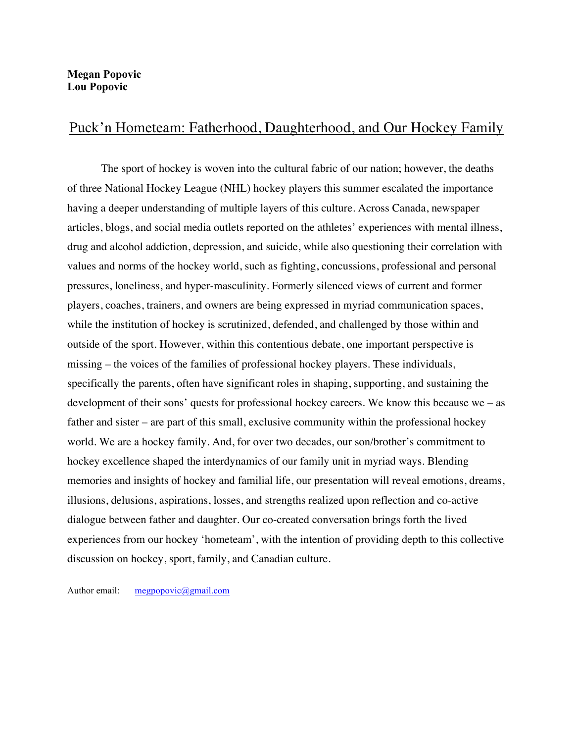**Megan Popovic**  
**Lou Popovic**

## Puck'n Hometeam: Fatherhood, Daughterhood, and Our Hockey Family

The sport of hockey is woven into the cultural fabric of our nation; however, the deaths of three National Hockey League (NHL) hockey players this summer escalated the importance having a deeper understanding of multiple layers of this culture. Across Canada, newspaper articles, blogs, and social media outlets reported on the athletes' experiences with mental illness, drug and alcohol addiction, depression, and suicide, while also questioning their correlation with values and norms of the hockey world, such as fighting, concussions, professional and personal pressures, loneliness, and hyper-masculinity. Formerly silenced views of current and former players, coaches, trainers, and owners are being expressed in myriad communication spaces, while the institution of hockey is scrutinized, defended, and challenged by those within and outside of the sport. However, within this contentious debate, one important perspective is missing – the voices of the families of professional hockey players. These individuals, specifically the parents, often have significant roles in shaping, supporting, and sustaining the development of their sons' quests for professional hockey careers. We know this because we – as father and sister – are part of this small, exclusive community within the professional hockey world. We are a hockey family. And, for over two decades, our son/brother's commitment to hockey excellence shaped the interdynamics of our family unit in myriad ways. Blending memories and insights of hockey and familial life, our presentation will reveal emotions, dreams, illusions, delusions, aspirations, losses, and strengths realized upon reflection and co-active dialogue between father and daughter. Our co-created conversation brings forth the lived experiences from our hockey 'hometeam', with the intention of providing depth to this collective discussion on hockey, sport, family, and Canadian culture.

Author email: megpopovic@gmail.com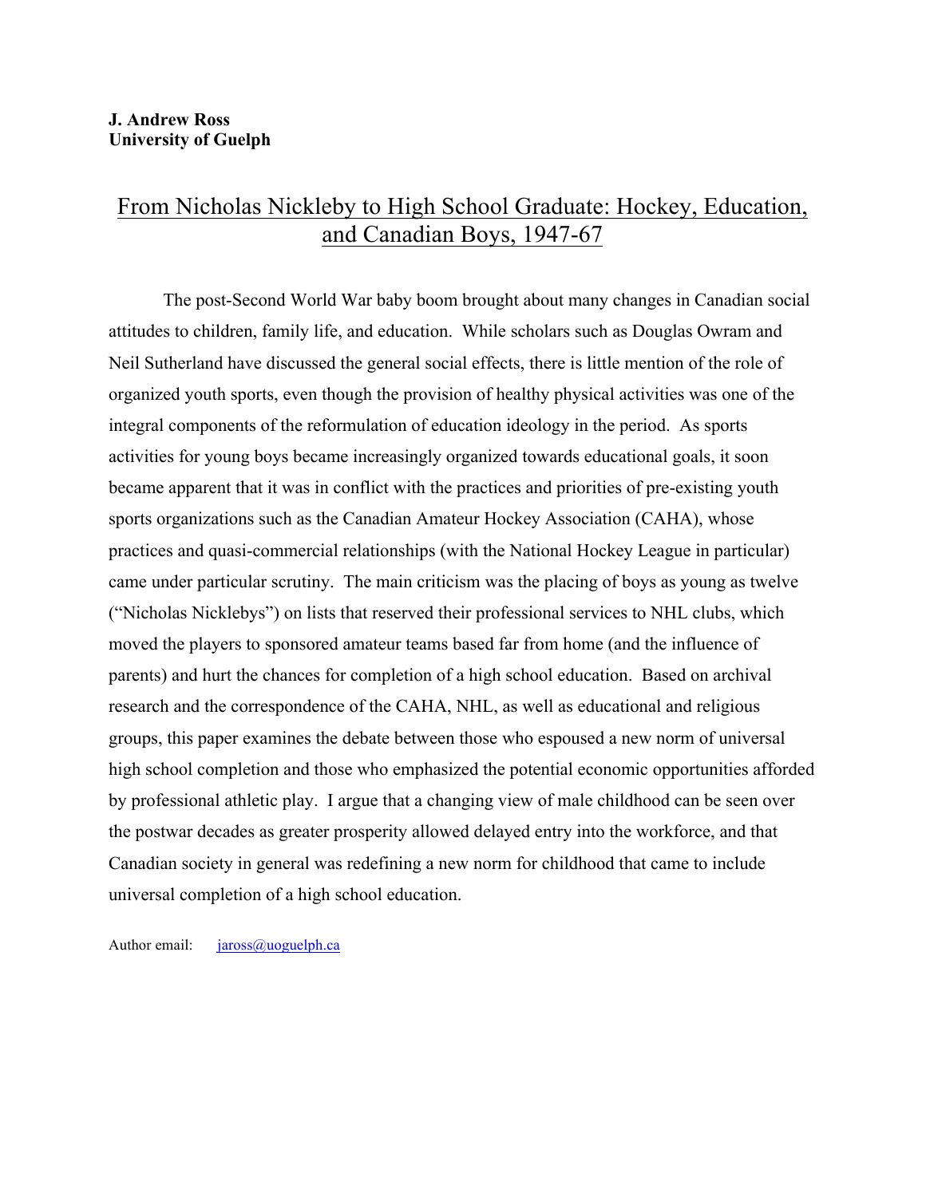**J. Andrew Ross**
**University of Guelph**

## From Nicholas Nickleby to High School Graduate: Hockey, Education, and Canadian Boys, 1947-67

The post-Second World War baby boom brought about many changes in Canadian social attitudes to children, family life, and education. While scholars such as Douglas Owram and Neil Sutherland have discussed the general social effects, there is little mention of the role of organized youth sports, even though the provision of healthy physical activities was one of the integral components of the reformulation of education ideology in the period. As sports activities for young boys became increasingly organized towards educational goals, it soon became apparent that it was in conflict with the practices and priorities of pre-existing youth sports organizations such as the Canadian Amateur Hockey Association (CAHA), whose practices and quasi-commercial relationships (with the National Hockey League in particular) came under particular scrutiny. The main criticism was the placing of boys as young as twelve ("Nicholas Nicklebys") on lists that reserved their professional services to NHL clubs, which moved the players to sponsored amateur teams based far from home (and the influence of parents) and hurt the chances for completion of a high school education. Based on archival research and the correspondence of the CAHA, NHL, as well as educational and religious groups, this paper examines the debate between those who espoused a new norm of universal high school completion and those who emphasized the potential economic opportunities afforded by professional athletic play. I argue that a changing view of male childhood can be seen over the postwar decades as greater prosperity allowed delayed entry into the workforce, and that Canadian society in general was redefining a new norm for childhood that came to include universal completion of a high school education.

Author email: jaross@uoguelph.ca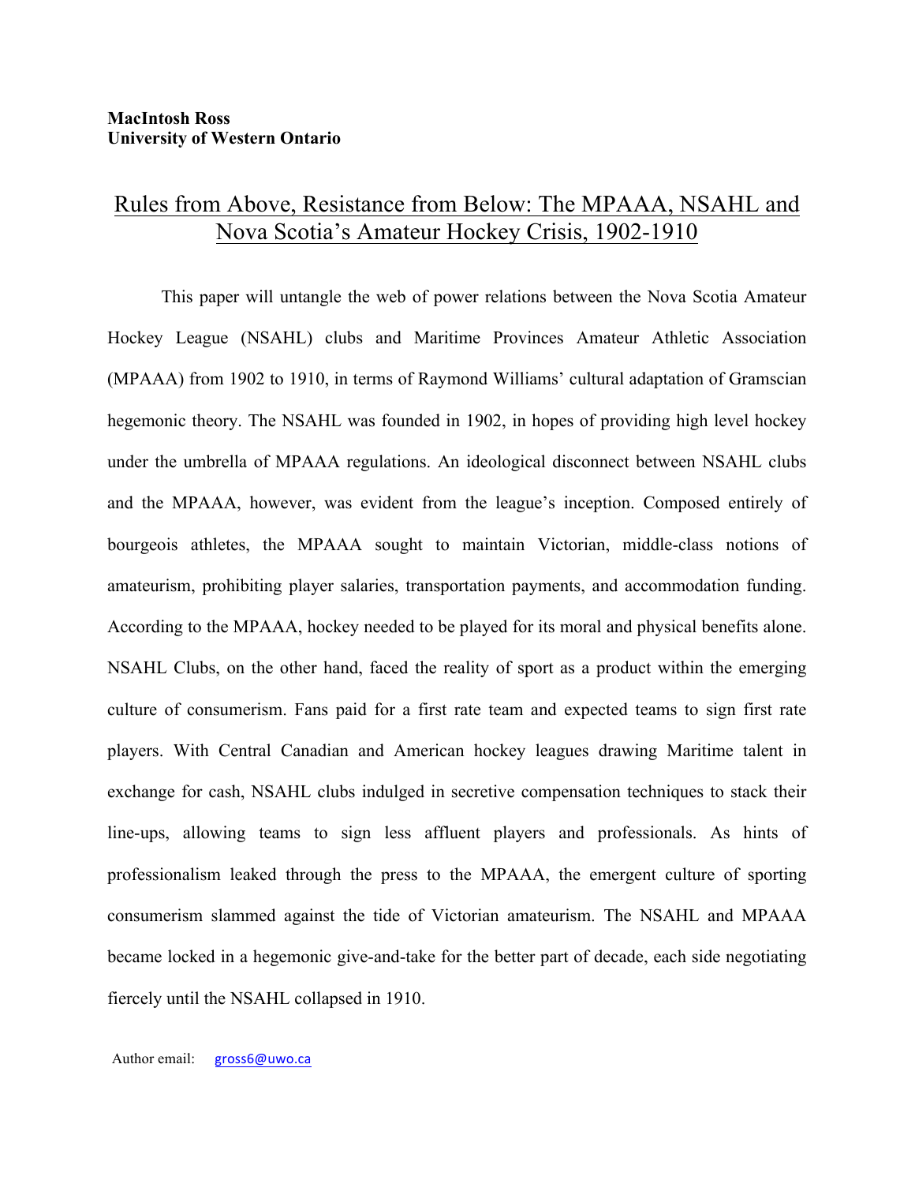**MacIntosh Ross**
**University of Western Ontario**

# Rules from Above, Resistance from Below: The MPAAA, NSAHL and Nova Scotia's Amateur Hockey Crisis, 1902-1910

This paper will untangle the web of power relations between the Nova Scotia Amateur Hockey League (NSAHL) clubs and Maritime Provinces Amateur Athletic Association (MPAAA) from 1902 to 1910, in terms of Raymond Williams' cultural adaptation of Gramscian hegemonic theory. The NSAHL was founded in 1902, in hopes of providing high level hockey under the umbrella of MPAAA regulations. An ideological disconnect between NSAHL clubs and the MPAAA, however, was evident from the league's inception. Composed entirely of bourgeois athletes, the MPAAA sought to maintain Victorian, middle-class notions of amateurism, prohibiting player salaries, transportation payments, and accommodation funding. According to the MPAAA, hockey needed to be played for its moral and physical benefits alone. NSAHL Clubs, on the other hand, faced the reality of sport as a product within the emerging culture of consumerism. Fans paid for a first rate team and expected teams to sign first rate players. With Central Canadian and American hockey leagues drawing Maritime talent in exchange for cash, NSAHL clubs indulged in secretive compensation techniques to stack their line-ups, allowing teams to sign less affluent players and professionals. As hints of professionalism leaked through the press to the MPAAA, the emergent culture of sporting consumerism slammed against the tide of Victorian amateurism. The NSAHL and MPAAA became locked in a hegemonic give-and-take for the better part of decade, each side negotiating fiercely until the NSAHL collapsed in 1910.

Author email: gross6@uwo.ca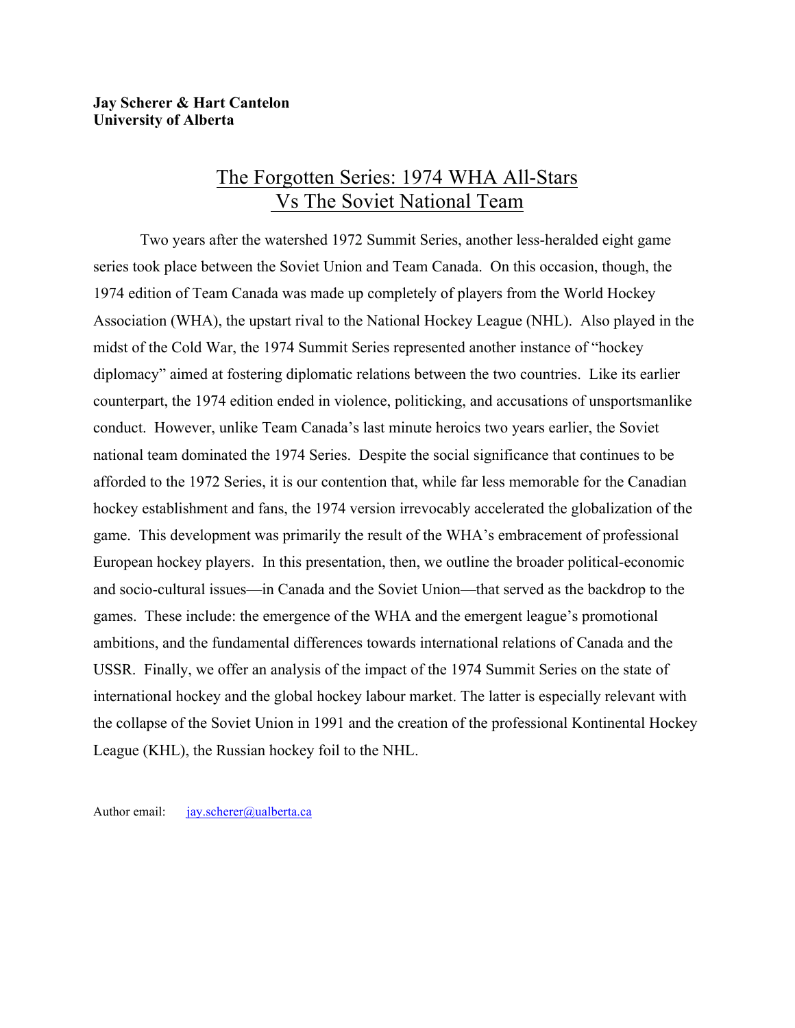**Jay Scherer & Hart Cantelon**
**University of Alberta**

# The Forgotten Series: 1974 WHA All-Stars Vs The Soviet National Team

Two years after the watershed 1972 Summit Series, another less-heralded eight game series took place between the Soviet Union and Team Canada. On this occasion, though, the 1974 edition of Team Canada was made up completely of players from the World Hockey Association (WHA), the upstart rival to the National Hockey League (NHL). Also played in the midst of the Cold War, the 1974 Summit Series represented another instance of "hockey diplomacy" aimed at fostering diplomatic relations between the two countries. Like its earlier counterpart, the 1974 edition ended in violence, politicking, and accusations of unsportsmanlike conduct. However, unlike Team Canada's last minute heroics two years earlier, the Soviet national team dominated the 1974 Series. Despite the social significance that continues to be afforded to the 1972 Series, it is our contention that, while far less memorable for the Canadian hockey establishment and fans, the 1974 version irrevocably accelerated the globalization of the game. This development was primarily the result of the WHA's embracement of professional European hockey players. In this presentation, then, we outline the broader political-economic and socio-cultural issues—in Canada and the Soviet Union—that served as the backdrop to the games. These include: the emergence of the WHA and the emergent league's promotional ambitions, and the fundamental differences towards international relations of Canada and the USSR. Finally, we offer an analysis of the impact of the 1974 Summit Series on the state of international hockey and the global hockey labour market. The latter is especially relevant with the collapse of the Soviet Union in 1991 and the creation of the professional Kontinental Hockey League (KHL), the Russian hockey foil to the NHL.

Author email: jay.scherer@ualberta.ca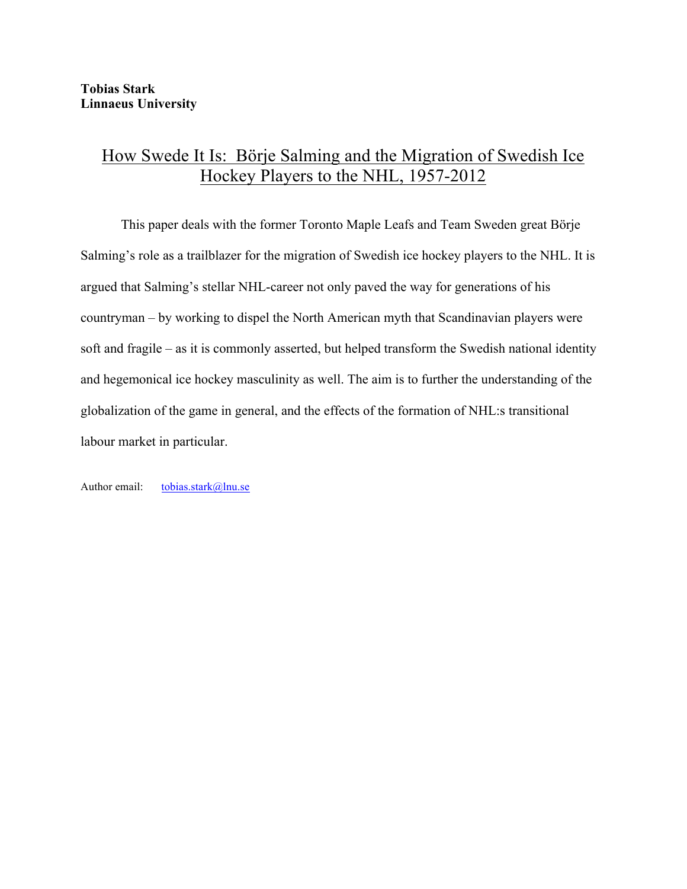**Tobias Stark**
**Linnaeus University**

# How Swede It Is: Börje Salming and the Migration of Swedish Ice Hockey Players to the NHL, 1957-2012

This paper deals with the former Toronto Maple Leafs and Team Sweden great Börje Salming's role as a trailblazer for the migration of Swedish ice hockey players to the NHL. It is argued that Salming's stellar NHL-career not only paved the way for generations of his countryman – by working to dispel the North American myth that Scandinavian players were soft and fragile – as it is commonly asserted, but helped transform the Swedish national identity and hegemonical ice hockey masculinity as well. The aim is to further the understanding of the globalization of the game in general, and the effects of the formation of NHL:s transitional labour market in particular.

Author email: tobias.stark@lnu.se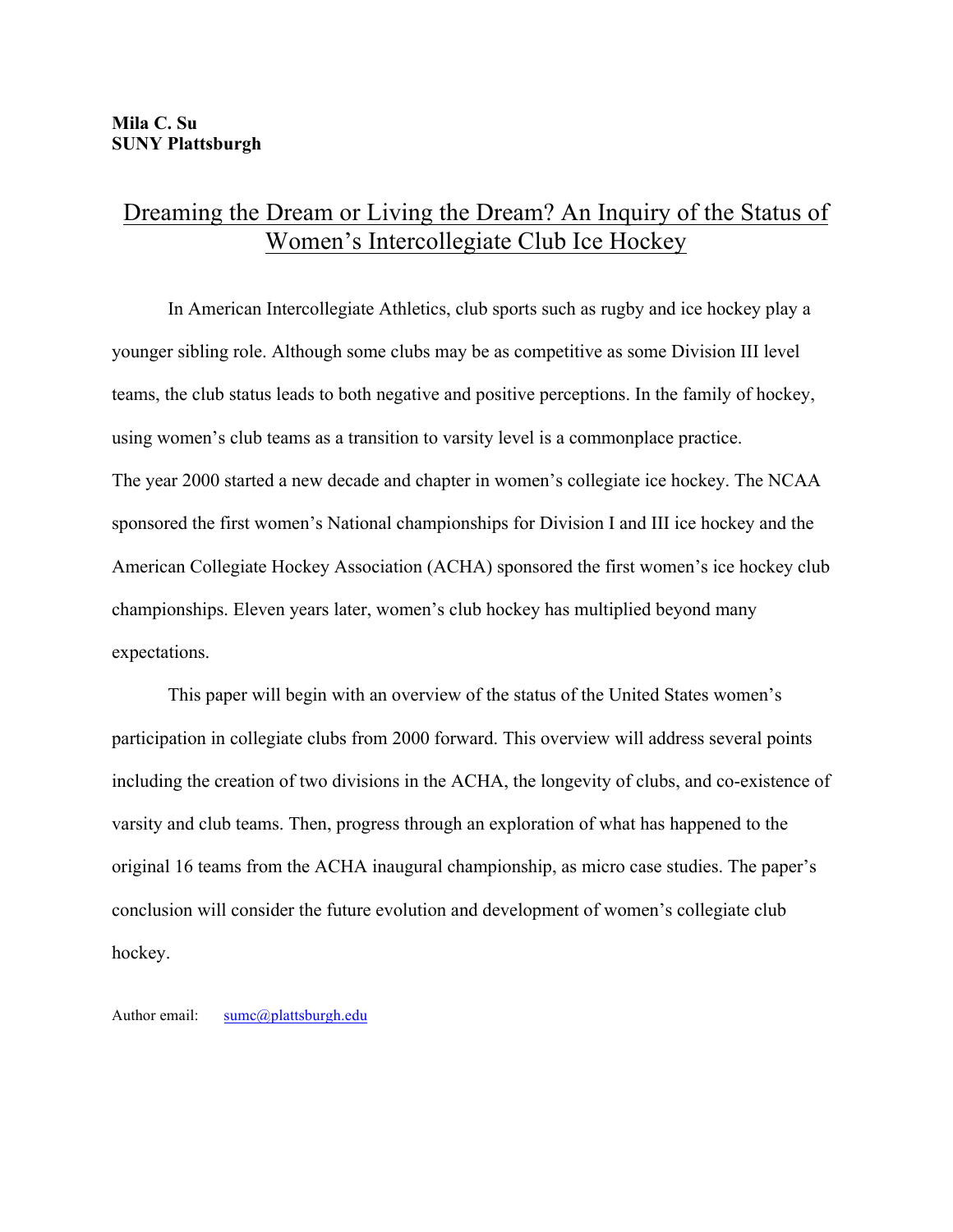**Mila C. Su**
**SUNY Plattsburgh**

# Dreaming the Dream or Living the Dream? An Inquiry of the Status of Women's Intercollegiate Club Ice Hockey

In American Intercollegiate Athletics, club sports such as rugby and ice hockey play a younger sibling role. Although some clubs may be as competitive as some Division III level teams, the club status leads to both negative and positive perceptions. In the family of hockey, using women's club teams as a transition to varsity level is a commonplace practice.
The year 2000 started a new decade and chapter in women's collegiate ice hockey. The NCAA sponsored the first women's National championships for Division I and III ice hockey and the American Collegiate Hockey Association (ACHA) sponsored the first women's ice hockey club championships. Eleven years later, women's club hockey has multiplied beyond many expectations.

This paper will begin with an overview of the status of the United States women's participation in collegiate clubs from 2000 forward. This overview will address several points including the creation of two divisions in the ACHA, the longevity of clubs, and co-existence of varsity and club teams. Then, progress through an exploration of what has happened to the original 16 teams from the ACHA inaugural championship, as micro case studies. The paper's conclusion will consider the future evolution and development of women's collegiate club hockey.

Author email: sumc@plattsburgh.edu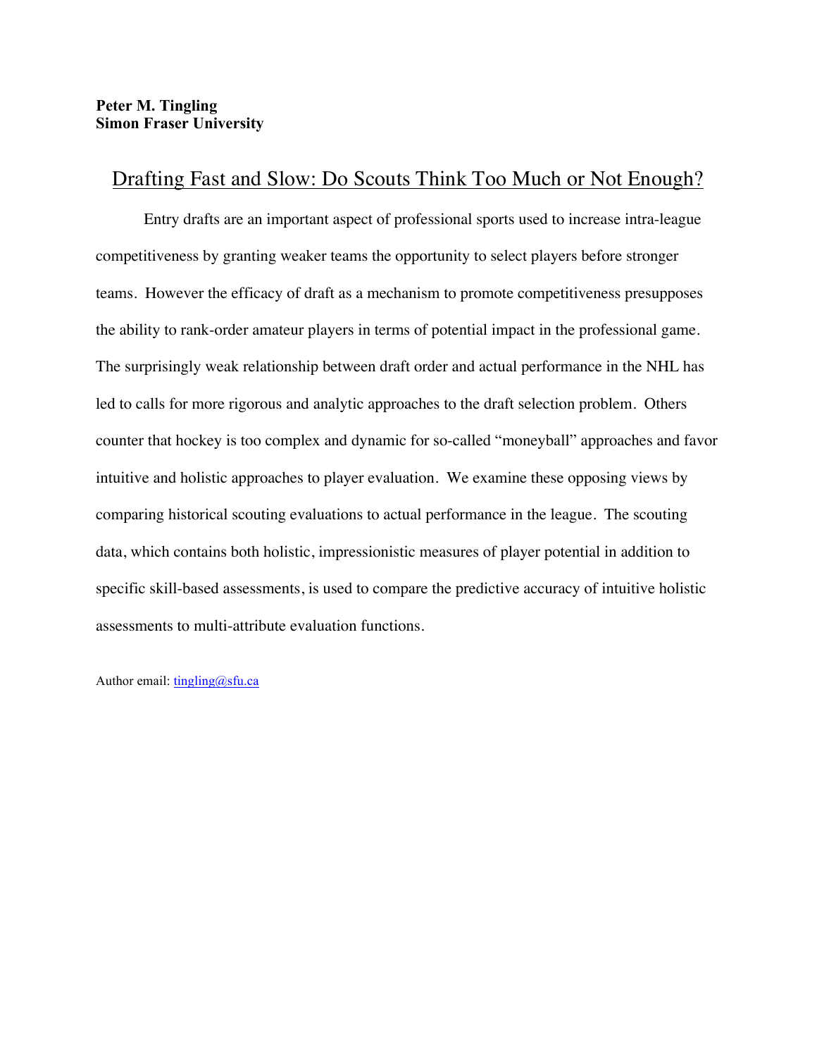**Peter M. Tingling**
**Simon Fraser University**

# Drafting Fast and Slow: Do Scouts Think Too Much or Not Enough?

Entry drafts are an important aspect of professional sports used to increase intra-league competitiveness by granting weaker teams the opportunity to select players before stronger teams. However the efficacy of draft as a mechanism to promote competitiveness presupposes the ability to rank-order amateur players in terms of potential impact in the professional game. The surprisingly weak relationship between draft order and actual performance in the NHL has led to calls for more rigorous and analytic approaches to the draft selection problem. Others counter that hockey is too complex and dynamic for so-called "moneyball" approaches and favor intuitive and holistic approaches to player evaluation. We examine these opposing views by comparing historical scouting evaluations to actual performance in the league. The scouting data, which contains both holistic, impressionistic measures of player potential in addition to specific skill-based assessments, is used to compare the predictive accuracy of intuitive holistic assessments to multi-attribute evaluation functions.

Author email: tingling@sfu.ca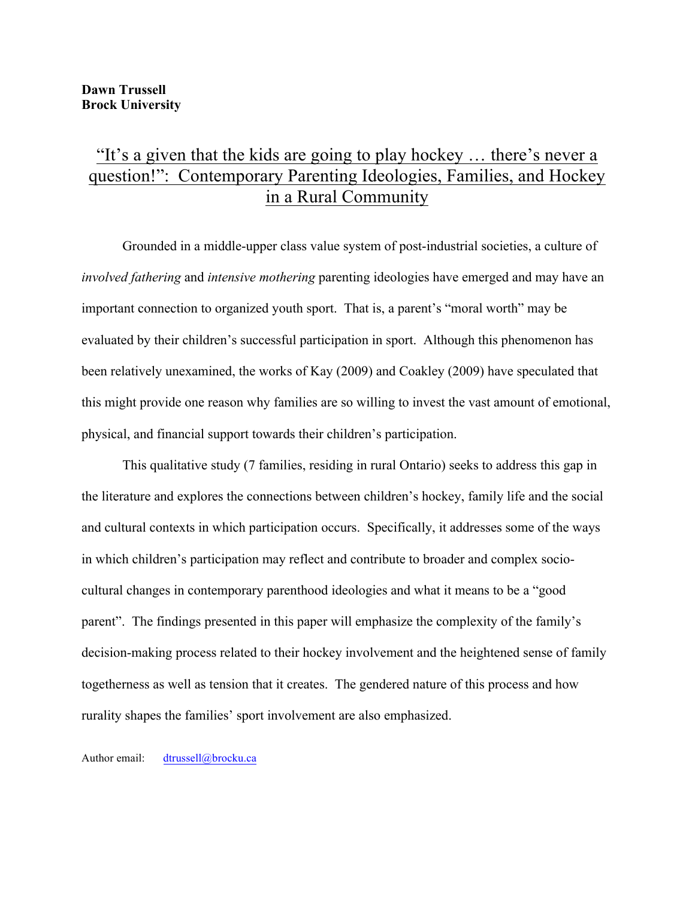**Dawn Trussell**
**Brock University**

# "It's a given that the kids are going to play hockey … there's never a question!": Contemporary Parenting Ideologies, Families, and Hockey in a Rural Community

Grounded in a middle-upper class value system of post-industrial societies, a culture of *involved fathering* and *intensive mothering* parenting ideologies have emerged and may have an important connection to organized youth sport. That is, a parent's "moral worth" may be evaluated by their children's successful participation in sport. Although this phenomenon has been relatively unexamined, the works of Kay (2009) and Coakley (2009) have speculated that this might provide one reason why families are so willing to invest the vast amount of emotional, physical, and financial support towards their children's participation.

This qualitative study (7 families, residing in rural Ontario) seeks to address this gap in the literature and explores the connections between children's hockey, family life and the social and cultural contexts in which participation occurs. Specifically, it addresses some of the ways in which children's participation may reflect and contribute to broader and complex socio-cultural changes in contemporary parenthood ideologies and what it means to be a "good parent". The findings presented in this paper will emphasize the complexity of the family's decision-making process related to their hockey involvement and the heightened sense of family togetherness as well as tension that it creates. The gendered nature of this process and how rurality shapes the families' sport involvement are also emphasized.

Author email: dtrussell@brocku.ca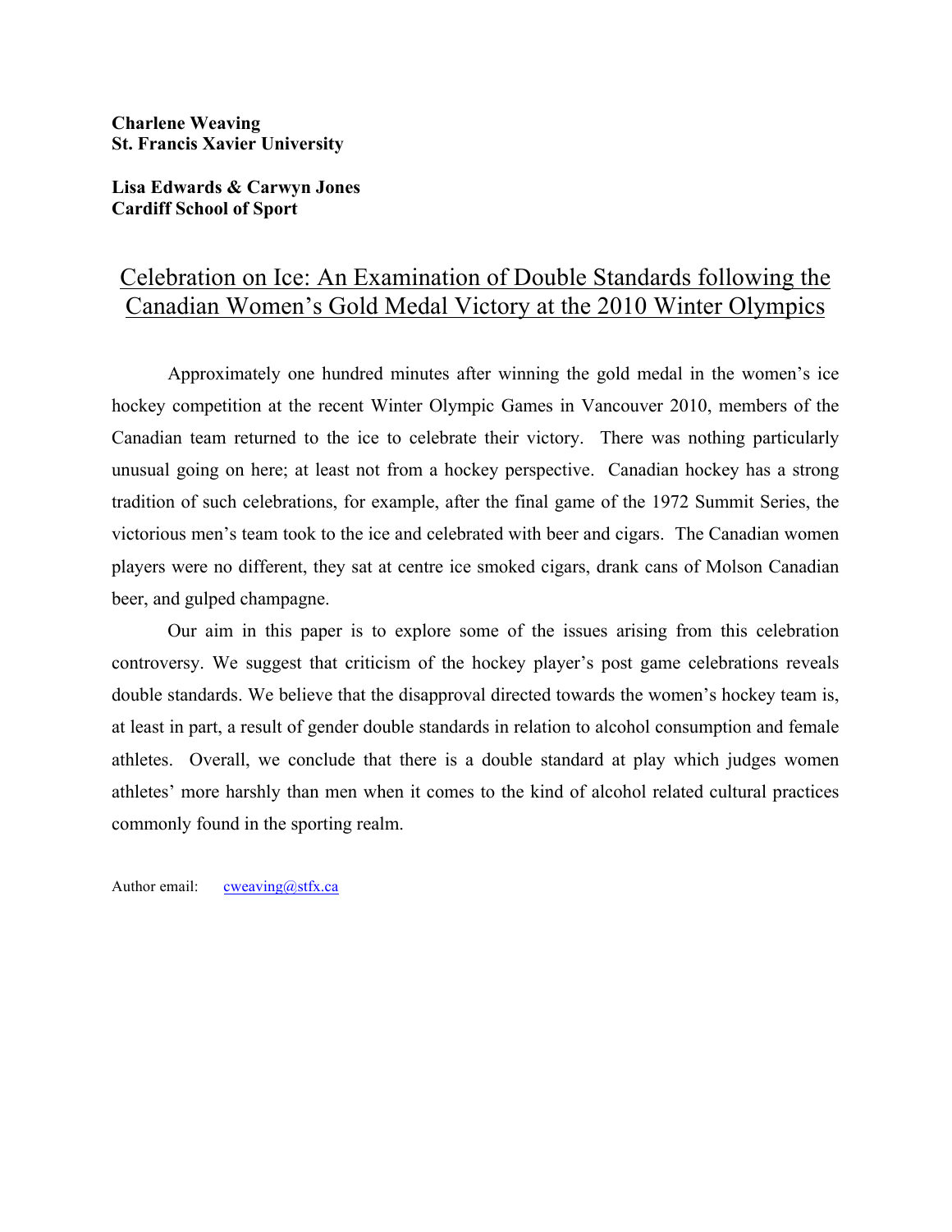**Charlene Weaving**
**St. Francis Xavier University**

**Lisa Edwards & Carwyn Jones**
**Cardiff School of Sport**

# Celebration on Ice: An Examination of Double Standards following the Canadian Women's Gold Medal Victory at the 2010 Winter Olympics

Approximately one hundred minutes after winning the gold medal in the women's ice hockey competition at the recent Winter Olympic Games in Vancouver 2010, members of the Canadian team returned to the ice to celebrate their victory. There was nothing particularly unusual going on here; at least not from a hockey perspective. Canadian hockey has a strong tradition of such celebrations, for example, after the final game of the 1972 Summit Series, the victorious men's team took to the ice and celebrated with beer and cigars. The Canadian women players were no different, they sat at centre ice smoked cigars, drank cans of Molson Canadian beer, and gulped champagne.

Our aim in this paper is to explore some of the issues arising from this celebration controversy. We suggest that criticism of the hockey player's post game celebrations reveals double standards. We believe that the disapproval directed towards the women's hockey team is, at least in part, a result of gender double standards in relation to alcohol consumption and female athletes. Overall, we conclude that there is a double standard at play which judges women athletes' more harshly than men when it comes to the kind of alcohol related cultural practices commonly found in the sporting realm.

Author email: cweaving@stfx.ca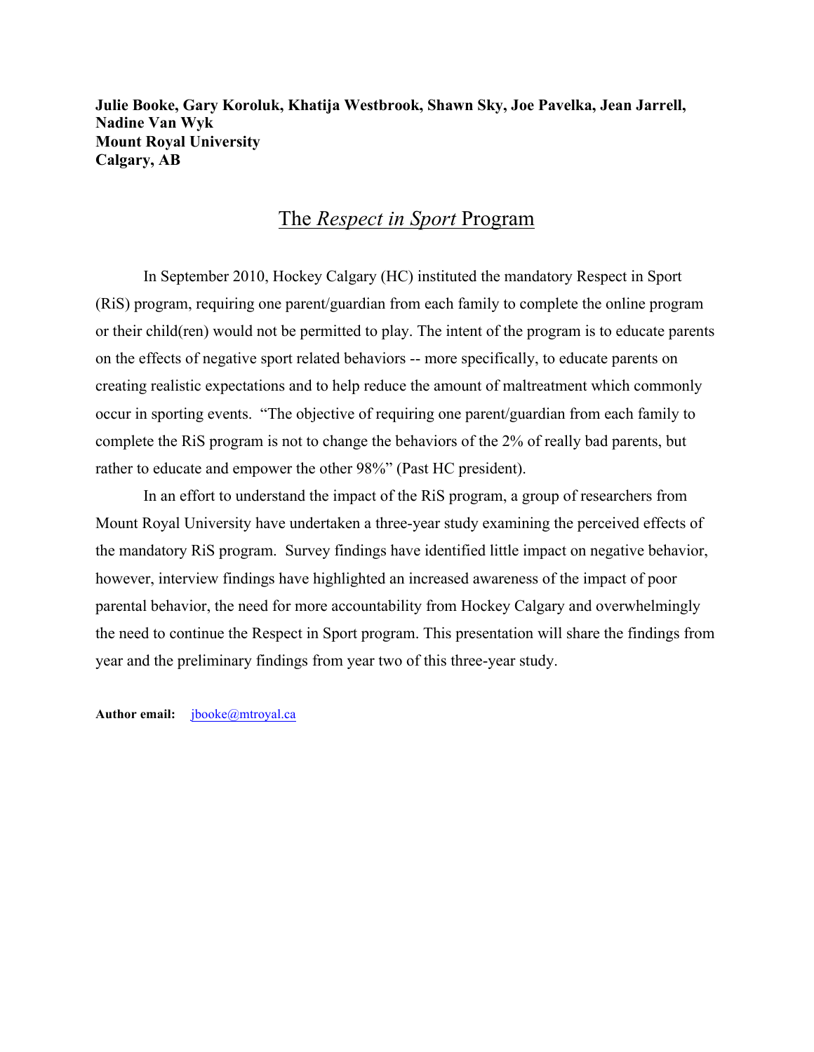**Julie Booke, Gary Koroluk, Khatija Westbrook, Shawn Sky, Joe Pavelka, Jean Jarrell, Nadine Van Wyk**
**Mount Royal University**
**Calgary, AB**

# The *Respect in Sport* Program

In September 2010, Hockey Calgary (HC) instituted the mandatory Respect in Sport (RiS) program, requiring one parent/guardian from each family to complete the online program or their child(ren) would not be permitted to play. The intent of the program is to educate parents on the effects of negative sport related behaviors -- more specifically, to educate parents on creating realistic expectations and to help reduce the amount of maltreatment which commonly occur in sporting events. "The objective of requiring one parent/guardian from each family to complete the RiS program is not to change the behaviors of the 2% of really bad parents, but rather to educate and empower the other 98%" (Past HC president).

In an effort to understand the impact of the RiS program, a group of researchers from Mount Royal University have undertaken a three-year study examining the perceived effects of the mandatory RiS program. Survey findings have identified little impact on negative behavior, however, interview findings have highlighted an increased awareness of the impact of poor parental behavior, the need for more accountability from Hockey Calgary and overwhelmingly the need to continue the Respect in Sport program. This presentation will share the findings from year and the preliminary findings from year two of this three-year study.

**Author email:** jbooke@mtroyal.ca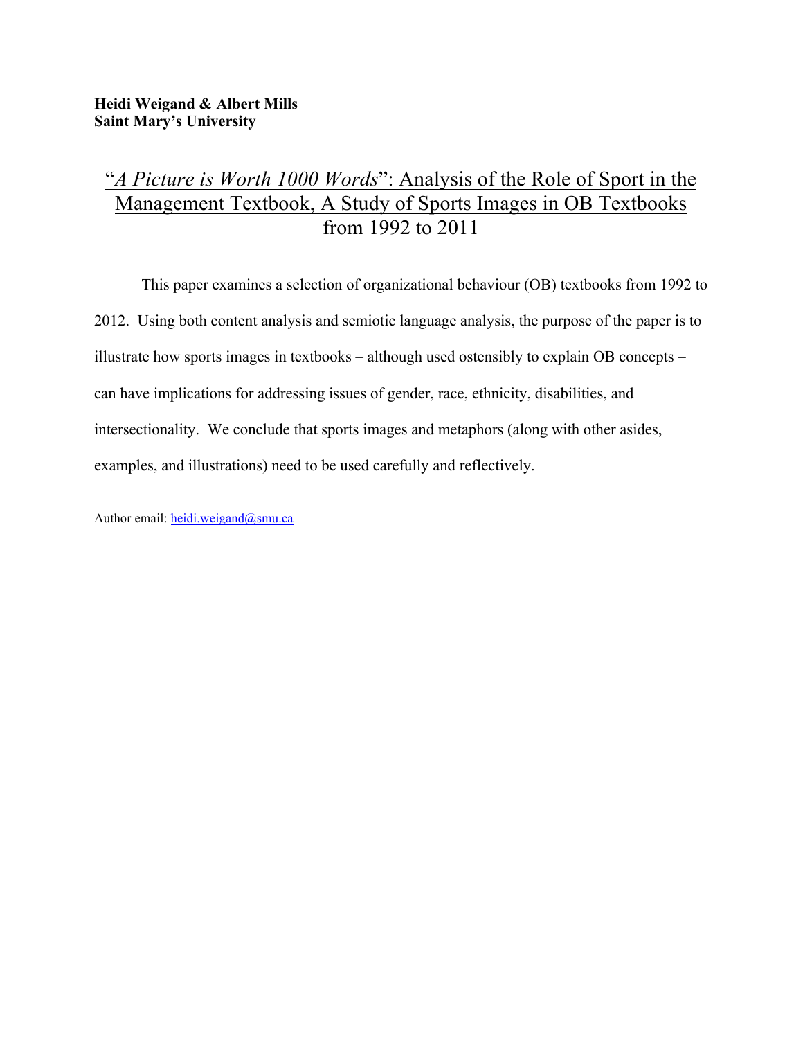**Heidi Weigand & Albert Mills**
**Saint Mary's University**

# "*A Picture is Worth 1000 Words*": Analysis of the Role of Sport in the Management Textbook, A Study of Sports Images in OB Textbooks from 1992 to 2011

This paper examines a selection of organizational behaviour (OB) textbooks from 1992 to 2012. Using both content analysis and semiotic language analysis, the purpose of the paper is to illustrate how sports images in textbooks – although used ostensibly to explain OB concepts – can have implications for addressing issues of gender, race, ethnicity, disabilities, and intersectionality. We conclude that sports images and metaphors (along with other asides, examples, and illustrations) need to be used carefully and reflectively.

Author email: heidi.weigand@smu.ca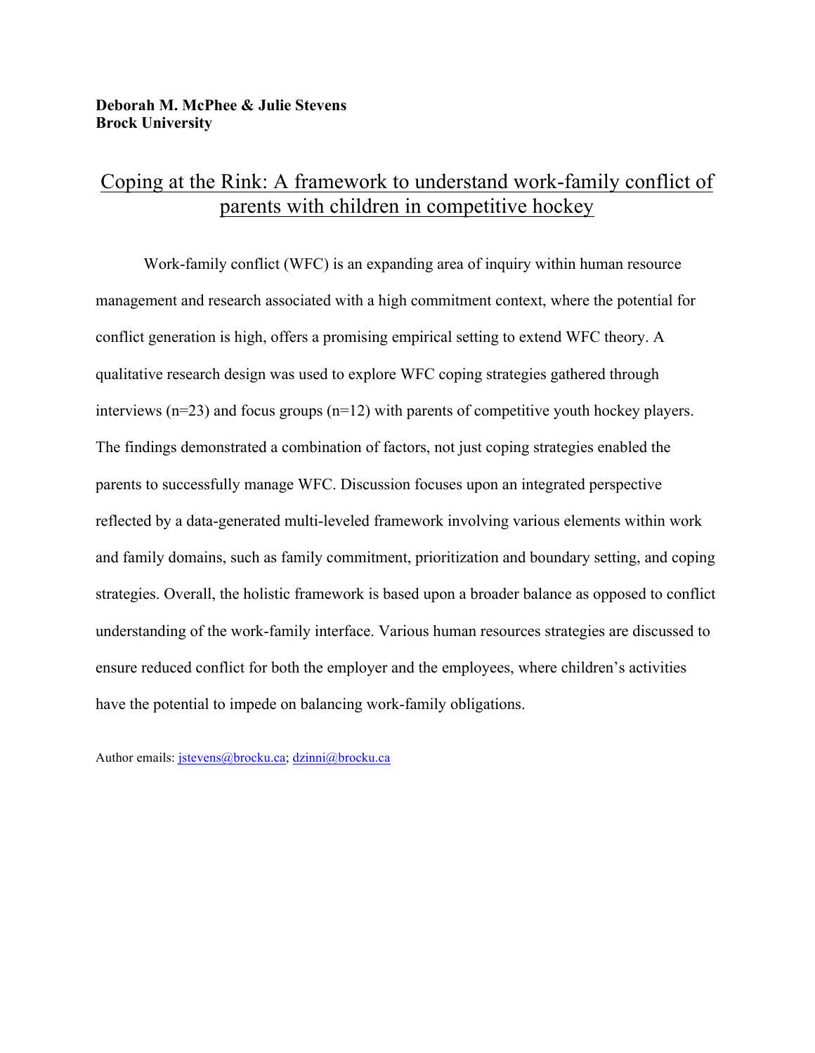**Deborah M. McPhee & Julie Stevens**
**Brock University**

# Coping at the Rink: A framework to understand work-family conflict of parents with children in competitive hockey

Work-family conflict (WFC) is an expanding area of inquiry within human resource management and research associated with a high commitment context, where the potential for conflict generation is high, offers a promising empirical setting to extend WFC theory. A qualitative research design was used to explore WFC coping strategies gathered through interviews (n=23) and focus groups (n=12) with parents of competitive youth hockey players. The findings demonstrated a combination of factors, not just coping strategies enabled the parents to successfully manage WFC. Discussion focuses upon an integrated perspective reflected by a data-generated multi-leveled framework involving various elements within work and family domains, such as family commitment, prioritization and boundary setting, and coping strategies. Overall, the holistic framework is based upon a broader balance as opposed to conflict understanding of the work-family interface. Various human resources strategies are discussed to ensure reduced conflict for both the employer and the employees, where children's activities have the potential to impede on balancing work-family obligations.

Author emails: jstevens@brocku.ca; dzinni@brocku.ca